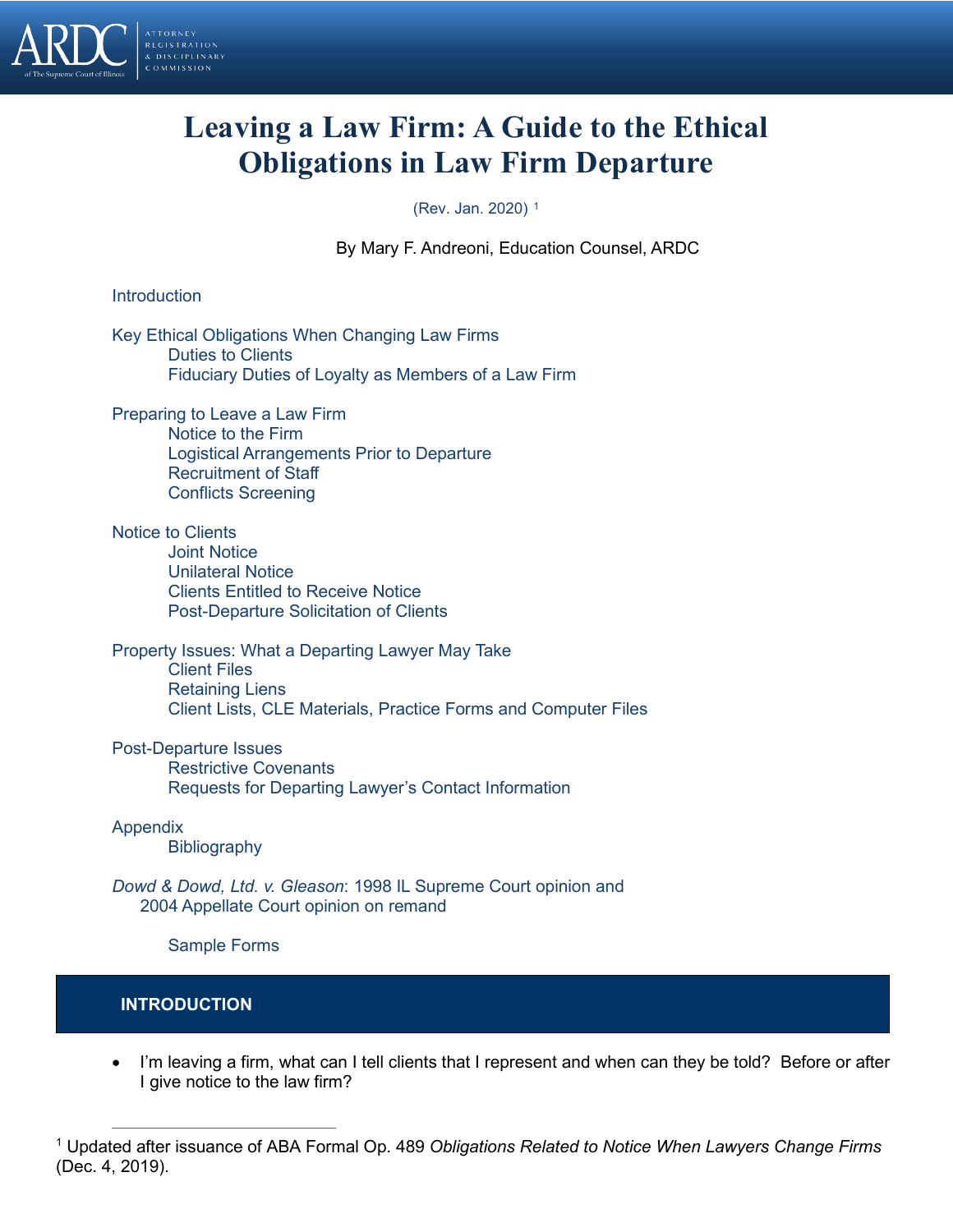# Leaving a Law Firm: A Guide to the Ethical Obligations in Law Firm Departure

(Rev. Jan. 2020) [1]

By Mary F. Andreoni, Education Counsel, ARDC

Introduction

Key Ethical Obligations When Changing Law Firms
- Duties to Clients
- Fiduciary Duties of Loyalty as Members of a Law Firm

Preparing to Leave a Law Firm
- Notice to the Firm
- Logistical Arrangements Prior to Departure
- Recruitment of Staff
- Conflicts Screening

Notice to Clients
- Joint Notice
- Unilateral Notice
- Clients Entitled to Receive Notice
- Post-Departure Solicitation of Clients

Property Issues: What a Departing Lawyer May Take
- Client Files
- Retaining Liens
- Client Lists, CLE Materials, Practice Forms and Computer Files

Post-Departure Issues
- Restrictive Covenants
- Requests for Departing Lawyer's Contact Information

Appendix
- Bibliography

*Dowd & Dowd, Ltd. v. Gleason*: 1998 IL Supreme Court opinion and 2004 Appellate Court opinion on remand

- Sample Forms

## INTRODUCTION

- I'm leaving a firm, what can I tell clients that I represent and when can they be told? Before or after I give notice to the law firm?

---

[1] Updated after issuance of ABA Formal Op. 489 *Obligations Related to Notice When Lawyers Change Firms* (Dec. 4, 2019).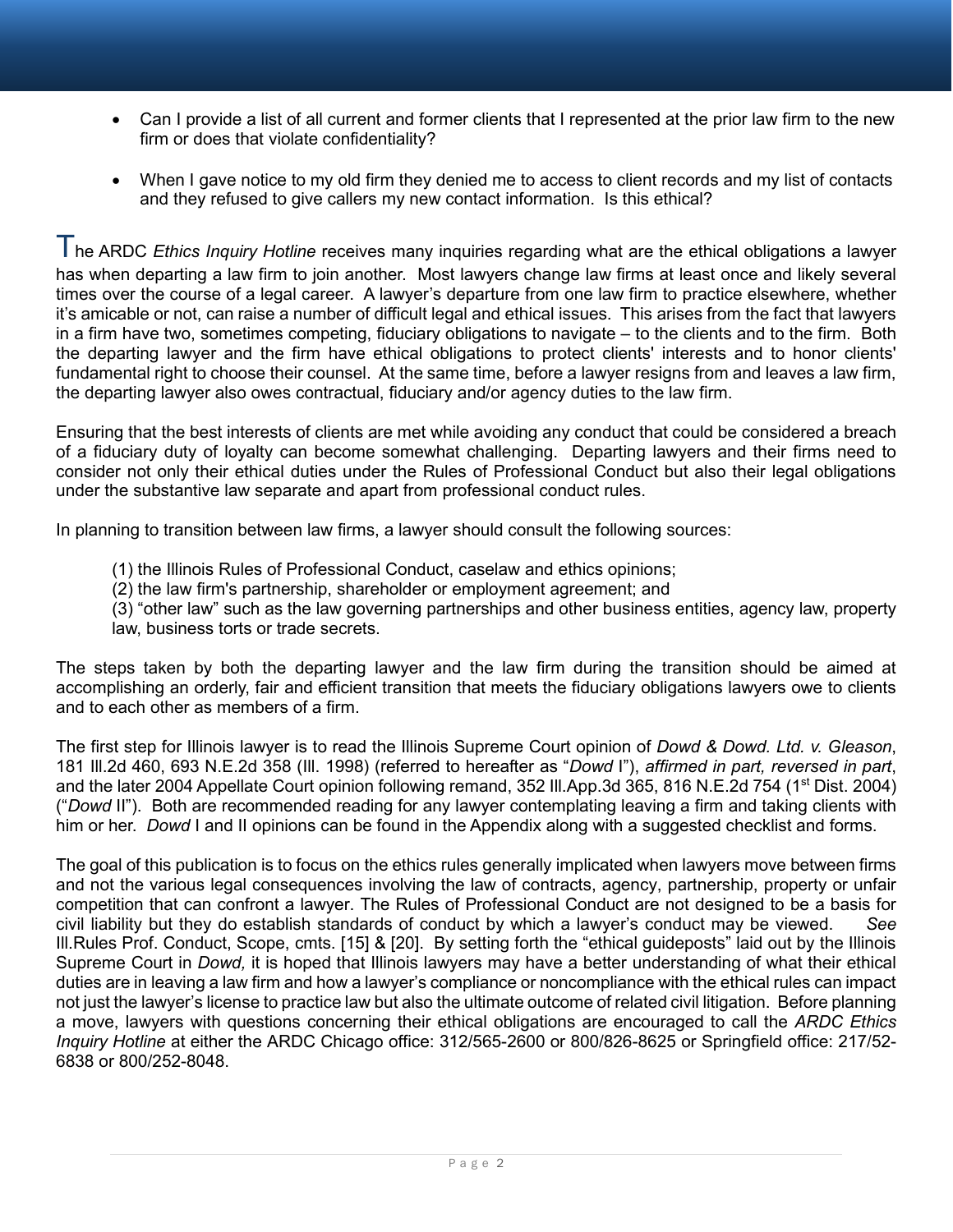- Can I provide a list of all current and former clients that I represented at the prior law firm to the new firm or does that violate confidentiality?

- When I gave notice to my old firm they denied me to access to client records and my list of contacts and they refused to give callers my new contact information. Is this ethical?

The ARDC *Ethics Inquiry Hotline* receives many inquiries regarding what are the ethical obligations a lawyer has when departing a law firm to join another. Most lawyers change law firms at least once and likely several times over the course of a legal career. A lawyer's departure from one law firm to practice elsewhere, whether it's amicable or not, can raise a number of difficult legal and ethical issues. This arises from the fact that lawyers in a firm have two, sometimes competing, fiduciary obligations to navigate – to the clients and to the firm. Both the departing lawyer and the firm have ethical obligations to protect clients' interests and to honor clients' fundamental right to choose their counsel. At the same time, before a lawyer resigns from and leaves a law firm, the departing lawyer also owes contractual, fiduciary and/or agency duties to the law firm.

Ensuring that the best interests of clients are met while avoiding any conduct that could be considered a breach of a fiduciary duty of loyalty can become somewhat challenging. Departing lawyers and their firms need to consider not only their ethical duties under the Rules of Professional Conduct but also their legal obligations under the substantive law separate and apart from professional conduct rules.

In planning to transition between law firms, a lawyer should consult the following sources:

(1) the Illinois Rules of Professional Conduct, caselaw and ethics opinions;
(2) the law firm's partnership, shareholder or employment agreement; and
(3) "other law" such as the law governing partnerships and other business entities, agency law, property law, business torts or trade secrets.

The steps taken by both the departing lawyer and the law firm during the transition should be aimed at accomplishing an orderly, fair and efficient transition that meets the fiduciary obligations lawyers owe to clients and to each other as members of a firm.

The first step for Illinois lawyer is to read the Illinois Supreme Court opinion of *Dowd & Dowd. Ltd. v. Gleason*, 181 Ill.2d 460, 693 N.E.2d 358 (Ill. 1998) (referred to hereafter as "*Dowd* I"), *affirmed in part, reversed in part*, and the later 2004 Appellate Court opinion following remand, 352 Ill.App.3d 365, 816 N.E.2d 754 (1st Dist. 2004) ("*Dowd* II"). Both are recommended reading for any lawyer contemplating leaving a firm and taking clients with him or her. *Dowd* I and II opinions can be found in the Appendix along with a suggested checklist and forms.

The goal of this publication is to focus on the ethics rules generally implicated when lawyers move between firms and not the various legal consequences involving the law of contracts, agency, partnership, property or unfair competition that can confront a lawyer. The Rules of Professional Conduct are not designed to be a basis for civil liability but they do establish standards of conduct by which a lawyer's conduct may be viewed. *See* Ill.Rules Prof. Conduct, Scope, cmts. [15] & [20]. By setting forth the "ethical guideposts" laid out by the Illinois Supreme Court in *Dowd,* it is hoped that Illinois lawyers may have a better understanding of what their ethical duties are in leaving a law firm and how a lawyer's compliance or noncompliance with the ethical rules can impact not just the lawyer's license to practice law but also the ultimate outcome of related civil litigation. Before planning a move, lawyers with questions concerning their ethical obligations are encouraged to call the *ARDC Ethics Inquiry Hotline* at either the ARDC Chicago office: 312/565-2600 or 800/826-8625 or Springfield office: 217/52-6838 or 800/252-8048.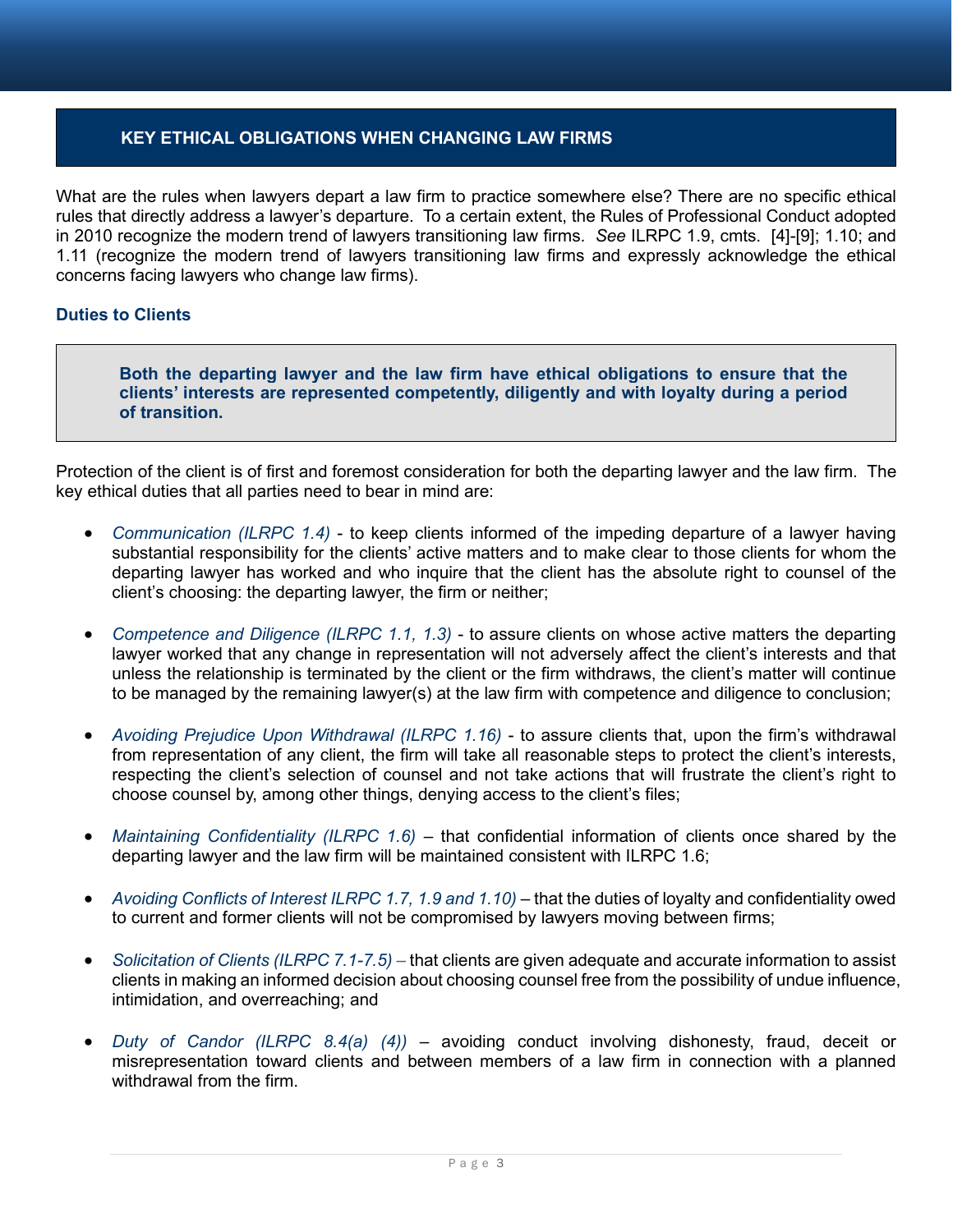## KEY ETHICAL OBLIGATIONS WHEN CHANGING LAW FIRMS

What are the rules when lawyers depart a law firm to practice somewhere else? There are no specific ethical rules that directly address a lawyer's departure. To a certain extent, the Rules of Professional Conduct adopted in 2010 recognize the modern trend of lawyers transitioning law firms. *See* ILRPC 1.9, cmts. [4]-[9]; 1.10; and 1.11 (recognize the modern trend of lawyers transitioning law firms and expressly acknowledge the ethical concerns facing lawyers who change law firms).

### Duties to Clients

> **Both the departing lawyer and the law firm have ethical obligations to ensure that the clients' interests are represented competently, diligently and with loyalty during a period of transition.**

Protection of the client is of first and foremost consideration for both the departing lawyer and the law firm. The key ethical duties that all parties need to bear in mind are:

- *Communication (ILRPC 1.4)* - to keep clients informed of the impeding departure of a lawyer having substantial responsibility for the clients' active matters and to make clear to those clients for whom the departing lawyer has worked and who inquire that the client has the absolute right to counsel of the client's choosing: the departing lawyer, the firm or neither;

- *Competence and Diligence (ILRPC 1.1, 1.3)* - to assure clients on whose active matters the departing lawyer worked that any change in representation will not adversely affect the client's interests and that unless the relationship is terminated by the client or the firm withdraws, the client's matter will continue to be managed by the remaining lawyer(s) at the law firm with competence and diligence to conclusion;

- *Avoiding Prejudice Upon Withdrawal (ILRPC 1.16)* - to assure clients that, upon the firm's withdrawal from representation of any client, the firm will take all reasonable steps to protect the client's interests, respecting the client's selection of counsel and not take actions that will frustrate the client's right to choose counsel by, among other things, denying access to the client's files;

- *Maintaining Confidentiality (ILRPC 1.6)* – that confidential information of clients once shared by the departing lawyer and the law firm will be maintained consistent with ILRPC 1.6;

- *Avoiding Conflicts of Interest ILRPC 1.7, 1.9 and 1.10)* – that the duties of loyalty and confidentiality owed to current and former clients will not be compromised by lawyers moving between firms;

- *Solicitation of Clients (ILRPC 7.1-7.5)* – that clients are given adequate and accurate information to assist clients in making an informed decision about choosing counsel free from the possibility of undue influence, intimidation, and overreaching; and

- *Duty of Candor (ILRPC 8.4(a) (4))* – avoiding conduct involving dishonesty, fraud, deceit or misrepresentation toward clients and between members of a law firm in connection with a planned withdrawal from the firm.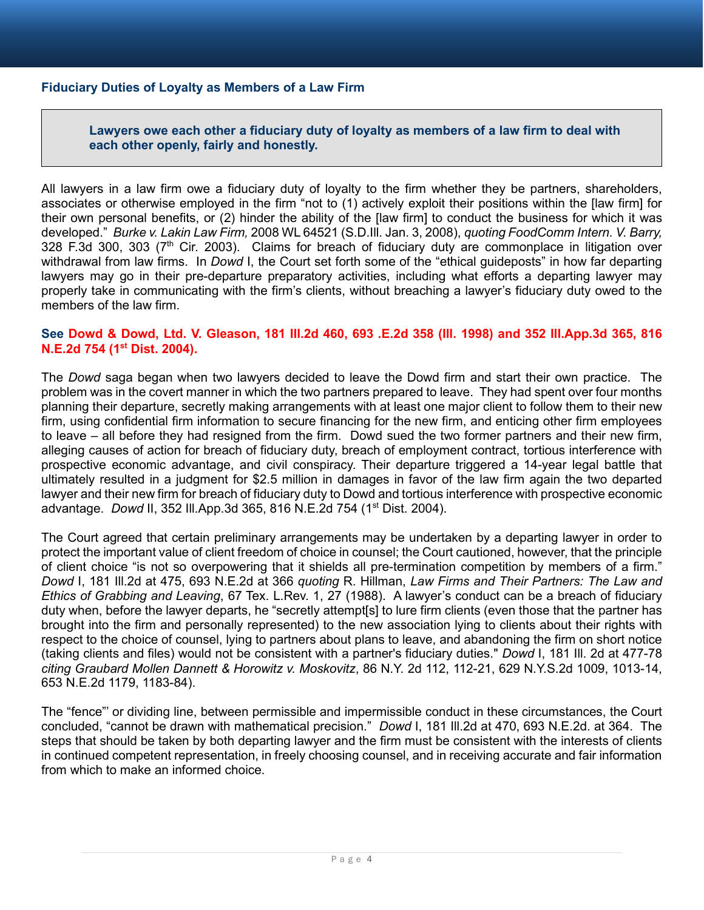### Fiduciary Duties of Loyalty as Members of a Law Firm

> **Lawyers owe each other a fiduciary duty of loyalty as members of a law firm to deal with each other openly, fairly and honestly.**

All lawyers in a law firm owe a fiduciary duty of loyalty to the firm whether they be partners, shareholders, associates or otherwise employed in the firm “not to (1) actively exploit their positions within the [law firm] for their own personal benefits, or (2) hinder the ability of the [law firm] to conduct the business for which it was developed.” *Burke v. Lakin Law Firm,* 2008 WL 64521 (S.D.Ill. Jan. 3, 2008), *quoting FoodComm Intern. V. Barry,* 328 F.3d 300, 303 (7th Cir. 2003). Claims for breach of fiduciary duty are commonplace in litigation over withdrawal from law firms. In *Dowd* I, the Court set forth some of the “ethical guideposts” in how far departing lawyers may go in their pre-departure preparatory activities, including what efforts a departing lawyer may properly take in communicating with the firm’s clients, without breaching a lawyer’s fiduciary duty owed to the members of the law firm.

**See Dowd & Dowd, Ltd. V. Gleason, 181 Ill.2d 460, 693 .E.2d 358 (Ill. 1998) and 352 Ill.App.3d 365, 816 N.E.2d 754 (1st Dist. 2004).**

The *Dowd* saga began when two lawyers decided to leave the Dowd firm and start their own practice. The problem was in the covert manner in which the two partners prepared to leave. They had spent over four months planning their departure, secretly making arrangements with at least one major client to follow them to their new firm, using confidential firm information to secure financing for the new firm, and enticing other firm employees to leave – all before they had resigned from the firm. Dowd sued the two former partners and their new firm, alleging causes of action for breach of fiduciary duty, breach of employment contract, tortious interference with prospective economic advantage, and civil conspiracy. Their departure triggered a 14-year legal battle that ultimately resulted in a judgment for $2.5 million in damages in favor of the law firm again the two departed lawyer and their new firm for breach of fiduciary duty to Dowd and tortious interference with prospective economic advantage. *Dowd* II, 352 Ill.App.3d 365, 816 N.E.2d 754 (1st Dist. 2004).

The Court agreed that certain preliminary arrangements may be undertaken by a departing lawyer in order to protect the important value of client freedom of choice in counsel; the Court cautioned, however, that the principle of client choice “is not so overpowering that it shields all pre-termination competition by members of a firm.” *Dowd* I, 181 Ill.2d at 475, 693 N.E.2d at 366 *quoting* R. Hillman, *Law Firms and Their Partners: The Law and Ethics of Grabbing and Leaving*, 67 Tex. L.Rev. 1, 27 (1988). A lawyer’s conduct can be a breach of fiduciary duty when, before the lawyer departs, he “secretly attempt[s] to lure firm clients (even those that the partner has brought into the firm and personally represented) to the new association lying to clients about their rights with respect to the choice of counsel, lying to partners about plans to leave, and abandoning the firm on short notice (taking clients and files) would not be consistent with a partner's fiduciary duties." *Dowd* I, 181 Ill. 2d at 477-78 *citing Graubard Mollen Dannett & Horowitz v. Moskovitz*, 86 N.Y. 2d 112, 112-21, 629 N.Y.S.2d 1009, 1013-14, 653 N.E.2d 1179, 1183-84).

The “fence”’ or dividing line, between permissible and impermissible conduct in these circumstances, the Court concluded, “cannot be drawn with mathematical precision.” *Dowd* I, 181 Ill.2d at 470, 693 N.E.2d. at 364. The steps that should be taken by both departing lawyer and the firm must be consistent with the interests of clients in continued competent representation, in freely choosing counsel, and in receiving accurate and fair information from which to make an informed choice.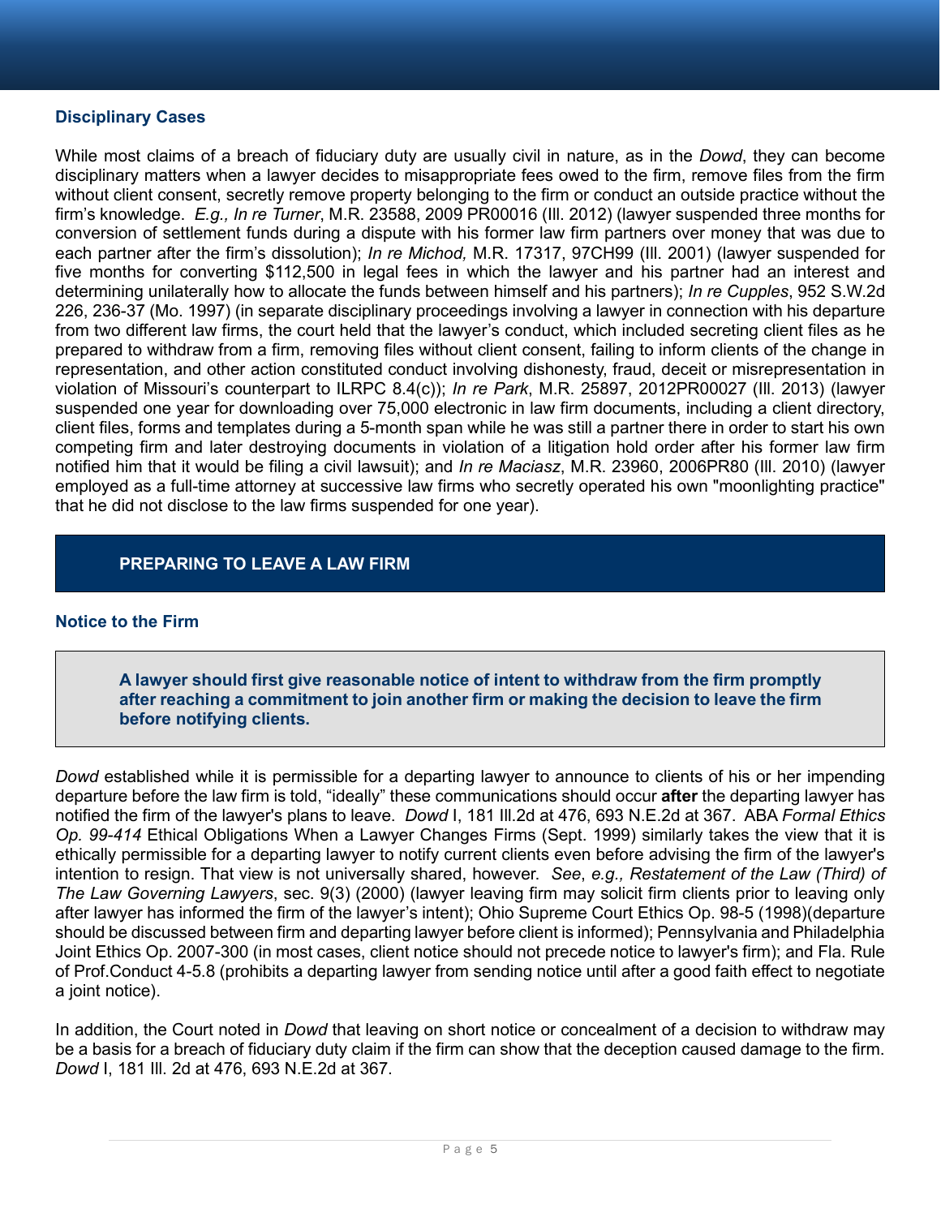### Disciplinary Cases

While most claims of a breach of fiduciary duty are usually civil in nature, as in the *Dowd*, they can become disciplinary matters when a lawyer decides to misappropriate fees owed to the firm, remove files from the firm without client consent, secretly remove property belonging to the firm or conduct an outside practice without the firm's knowledge. *E.g., In re Turner*, M.R. 23588, 2009 PR00016 (Ill. 2012) (lawyer suspended three months for conversion of settlement funds during a dispute with his former law firm partners over money that was due to each partner after the firm's dissolution); *In re Michod,* M.R. 17317, 97CH99 (Ill. 2001) (lawyer suspended for five months for converting $112,500 in legal fees in which the lawyer and his partner had an interest and determining unilaterally how to allocate the funds between himself and his partners); *In re Cupples*, 952 S.W.2d 226, 236-37 (Mo. 1997) (in separate disciplinary proceedings involving a lawyer in connection with his departure from two different law firms, the court held that the lawyer's conduct, which included secreting client files as he prepared to withdraw from a firm, removing files without client consent, failing to inform clients of the change in representation, and other action constituted conduct involving dishonesty, fraud, deceit or misrepresentation in violation of Missouri's counterpart to ILRPC 8.4(c)); *In re Park*, M.R. 25897, 2012PR00027 (Ill. 2013) (lawyer suspended one year for downloading over 75,000 electronic in law firm documents, including a client directory, client files, forms and templates during a 5-month span while he was still a partner there in order to start his own competing firm and later destroying documents in violation of a litigation hold order after his former law firm notified him that it would be filing a civil lawsuit); and *In re Maciasz*, M.R. 23960, 2006PR80 (Ill. 2010) (lawyer employed as a full-time attorney at successive law firms who secretly operated his own "moonlighting practice" that he did not disclose to the law firms suspended for one year).

## PREPARING TO LEAVE A LAW FIRM

### Notice to the Firm

**A lawyer should first give reasonable notice of intent to withdraw from the firm promptly after reaching a commitment to join another firm or making the decision to leave the firm before notifying clients.**

*Dowd* established while it is permissible for a departing lawyer to announce to clients of his or her impending departure before the law firm is told, "ideally" these communications should occur **after** the departing lawyer has notified the firm of the lawyer's plans to leave. *Dowd* I, 181 Ill.2d at 476, 693 N.E.2d at 367. ABA *Formal Ethics Op. 99-414* Ethical Obligations When a Lawyer Changes Firms (Sept. 1999) similarly takes the view that it is ethically permissible for a departing lawyer to notify current clients even before advising the firm of the lawyer's intention to resign. That view is not universally shared, however. *See*, *e.g., Restatement of the Law (Third) of The Law Governing Lawyers*, sec. 9(3) (2000) (lawyer leaving firm may solicit firm clients prior to leaving only after lawyer has informed the firm of the lawyer's intent); Ohio Supreme Court Ethics Op. 98-5 (1998)(departure should be discussed between firm and departing lawyer before client is informed); Pennsylvania and Philadelphia Joint Ethics Op. 2007-300 (in most cases, client notice should not precede notice to lawyer's firm); and Fla. Rule of Prof.Conduct 4-5.8 (prohibits a departing lawyer from sending notice until after a good faith effect to negotiate a joint notice).

In addition, the Court noted in *Dowd* that leaving on short notice or concealment of a decision to withdraw may be a basis for a breach of fiduciary duty claim if the firm can show that the deception caused damage to the firm. *Dowd* I, 181 Ill. 2d at 476, 693 N.E.2d at 367.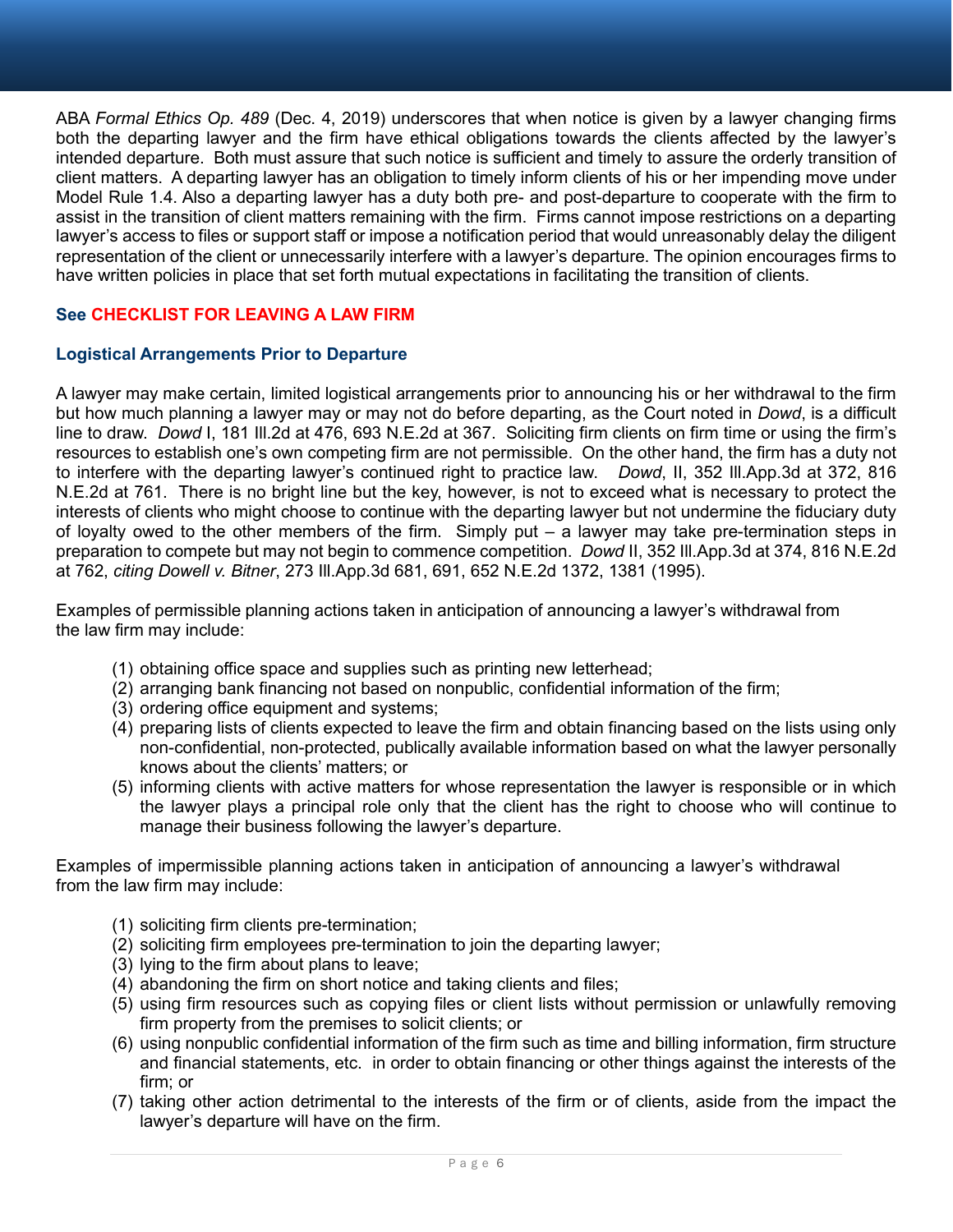ABA *Formal Ethics Op. 489* (Dec. 4, 2019) underscores that when notice is given by a lawyer changing firms both the departing lawyer and the firm have ethical obligations towards the clients affected by the lawyer's intended departure. Both must assure that such notice is sufficient and timely to assure the orderly transition of client matters. A departing lawyer has an obligation to timely inform clients of his or her impending move under Model Rule 1.4. Also a departing lawyer has a duty both pre- and post-departure to cooperate with the firm to assist in the transition of client matters remaining with the firm. Firms cannot impose restrictions on a departing lawyer's access to files or support staff or impose a notification period that would unreasonably delay the diligent representation of the client or unnecessarily interfere with a lawyer's departure. The opinion encourages firms to have written policies in place that set forth mutual expectations in facilitating the transition of clients.

**See CHECKLIST FOR LEAVING A LAW FIRM**

### Logistical Arrangements Prior to Departure

A lawyer may make certain, limited logistical arrangements prior to announcing his or her withdrawal to the firm but how much planning a lawyer may or may not do before departing, as the Court noted in *Dowd*, is a difficult line to draw. *Dowd* I, 181 Ill.2d at 476, 693 N.E.2d at 367. Soliciting firm clients on firm time or using the firm's resources to establish one's own competing firm are not permissible. On the other hand, the firm has a duty not to interfere with the departing lawyer's continued right to practice law. *Dowd*, II, 352 Ill.App.3d at 372, 816 N.E.2d at 761. There is no bright line but the key, however, is not to exceed what is necessary to protect the interests of clients who might choose to continue with the departing lawyer but not undermine the fiduciary duty of loyalty owed to the other members of the firm. Simply put – a lawyer may take pre-termination steps in preparation to compete but may not begin to commence competition. *Dowd* II, 352 Ill.App.3d at 374, 816 N.E.2d at 762, *citing Dowell v. Bitner*, 273 Ill.App.3d 681, 691, 652 N.E.2d 1372, 1381 (1995).

Examples of permissible planning actions taken in anticipation of announcing a lawyer's withdrawal from the law firm may include:

(1) obtaining office space and supplies such as printing new letterhead;
(2) arranging bank financing not based on nonpublic, confidential information of the firm;
(3) ordering office equipment and systems;
(4) preparing lists of clients expected to leave the firm and obtain financing based on the lists using only non-confidential, non-protected, publically available information based on what the lawyer personally knows about the clients' matters; or
(5) informing clients with active matters for whose representation the lawyer is responsible or in which the lawyer plays a principal role only that the client has the right to choose who will continue to manage their business following the lawyer's departure.

Examples of impermissible planning actions taken in anticipation of announcing a lawyer's withdrawal from the law firm may include:

(1) soliciting firm clients pre-termination;
(2) soliciting firm employees pre-termination to join the departing lawyer;
(3) lying to the firm about plans to leave;
(4) abandoning the firm on short notice and taking clients and files;
(5) using firm resources such as copying files or client lists without permission or unlawfully removing firm property from the premises to solicit clients; or
(6) using nonpublic confidential information of the firm such as time and billing information, firm structure and financial statements, etc. in order to obtain financing or other things against the interests of the firm; or
(7) taking other action detrimental to the interests of the firm or of clients, aside from the impact the lawyer's departure will have on the firm.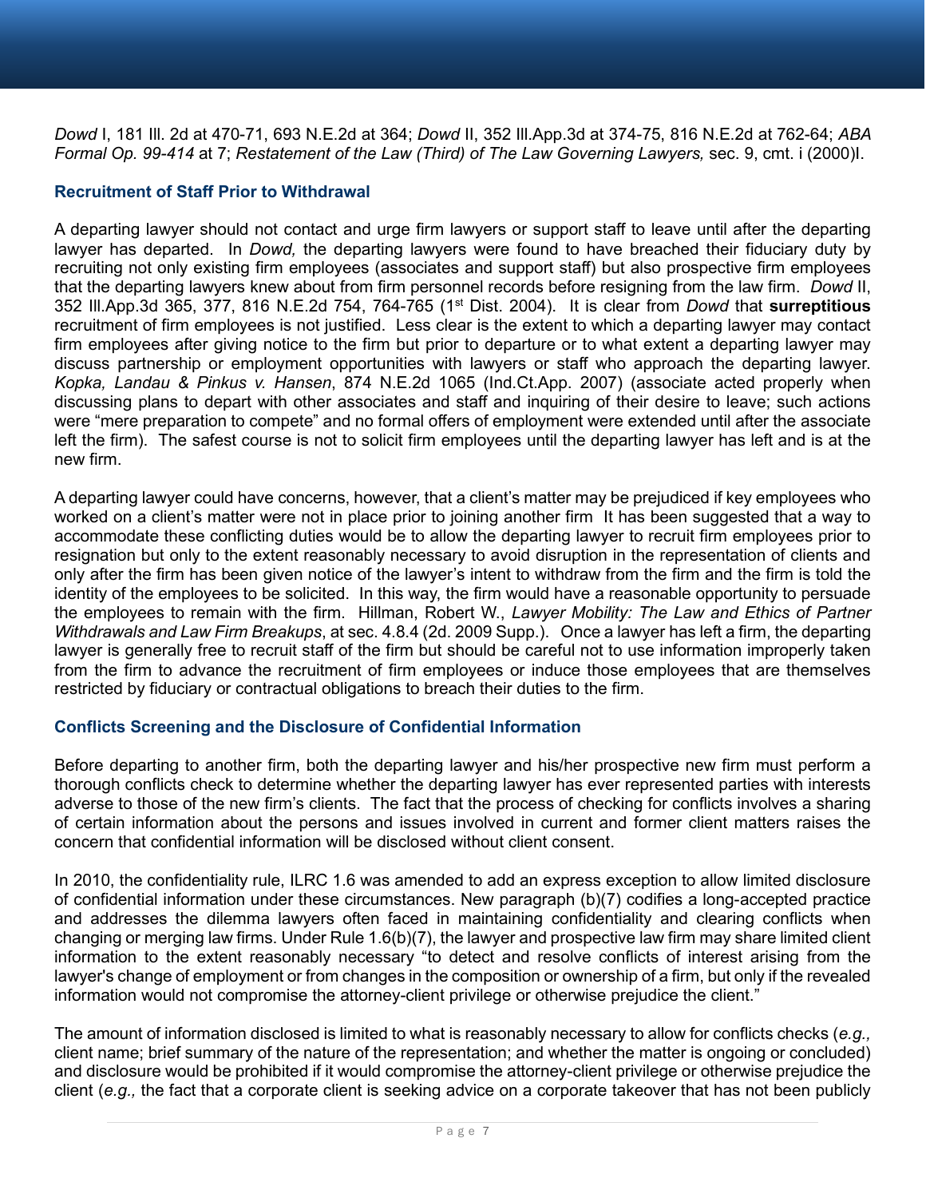*Dowd* I, 181 Ill. 2d at 470-71, 693 N.E.2d at 364; *Dowd* II, 352 Ill.App.3d at 374-75, 816 N.E.2d at 762-64; *ABA Formal Op. 99-414* at 7; *Restatement of the Law (Third) of The Law Governing Lawyers,* sec. 9, cmt. i (2000)I.

### Recruitment of Staff Prior to Withdrawal

A departing lawyer should not contact and urge firm lawyers or support staff to leave until after the departing lawyer has departed. In *Dowd,* the departing lawyers were found to have breached their fiduciary duty by recruiting not only existing firm employees (associates and support staff) but also prospective firm employees that the departing lawyers knew about from firm personnel records before resigning from the law firm. *Dowd* II, 352 Ill.App.3d 365, 377, 816 N.E.2d 754, 764-765 (1st Dist. 2004). It is clear from *Dowd* that **surreptitious** recruitment of firm employees is not justified. Less clear is the extent to which a departing lawyer may contact firm employees after giving notice to the firm but prior to departure or to what extent a departing lawyer may discuss partnership or employment opportunities with lawyers or staff who approach the departing lawyer. *Kopka, Landau & Pinkus v. Hansen*, 874 N.E.2d 1065 (Ind.Ct.App. 2007) (associate acted properly when discussing plans to depart with other associates and staff and inquiring of their desire to leave; such actions were "mere preparation to compete" and no formal offers of employment were extended until after the associate left the firm). The safest course is not to solicit firm employees until the departing lawyer has left and is at the new firm.

A departing lawyer could have concerns, however, that a client's matter may be prejudiced if key employees who worked on a client's matter were not in place prior to joining another firm It has been suggested that a way to accommodate these conflicting duties would be to allow the departing lawyer to recruit firm employees prior to resignation but only to the extent reasonably necessary to avoid disruption in the representation of clients and only after the firm has been given notice of the lawyer's intent to withdraw from the firm and the firm is told the identity of the employees to be solicited. In this way, the firm would have a reasonable opportunity to persuade the employees to remain with the firm. Hillman, Robert W., *Lawyer Mobility: The Law and Ethics of Partner Withdrawals and Law Firm Breakups*, at sec. 4.8.4 (2d. 2009 Supp.). Once a lawyer has left a firm, the departing lawyer is generally free to recruit staff of the firm but should be careful not to use information improperly taken from the firm to advance the recruitment of firm employees or induce those employees that are themselves restricted by fiduciary or contractual obligations to breach their duties to the firm.

### Conflicts Screening and the Disclosure of Confidential Information

Before departing to another firm, both the departing lawyer and his/her prospective new firm must perform a thorough conflicts check to determine whether the departing lawyer has ever represented parties with interests adverse to those of the new firm's clients. The fact that the process of checking for conflicts involves a sharing of certain information about the persons and issues involved in current and former client matters raises the concern that confidential information will be disclosed without client consent.

In 2010, the confidentiality rule, ILRC 1.6 was amended to add an express exception to allow limited disclosure of confidential information under these circumstances. New paragraph (b)(7) codifies a long-accepted practice and addresses the dilemma lawyers often faced in maintaining confidentiality and clearing conflicts when changing or merging law firms. Under Rule 1.6(b)(7), the lawyer and prospective law firm may share limited client information to the extent reasonably necessary "to detect and resolve conflicts of interest arising from the lawyer's change of employment or from changes in the composition or ownership of a firm, but only if the revealed information would not compromise the attorney-client privilege or otherwise prejudice the client."

The amount of information disclosed is limited to what is reasonably necessary to allow for conflicts checks (*e.g.,* client name; brief summary of the nature of the representation; and whether the matter is ongoing or concluded) and disclosure would be prohibited if it would compromise the attorney-client privilege or otherwise prejudice the client (*e.g.,* the fact that a corporate client is seeking advice on a corporate takeover that has not been publicly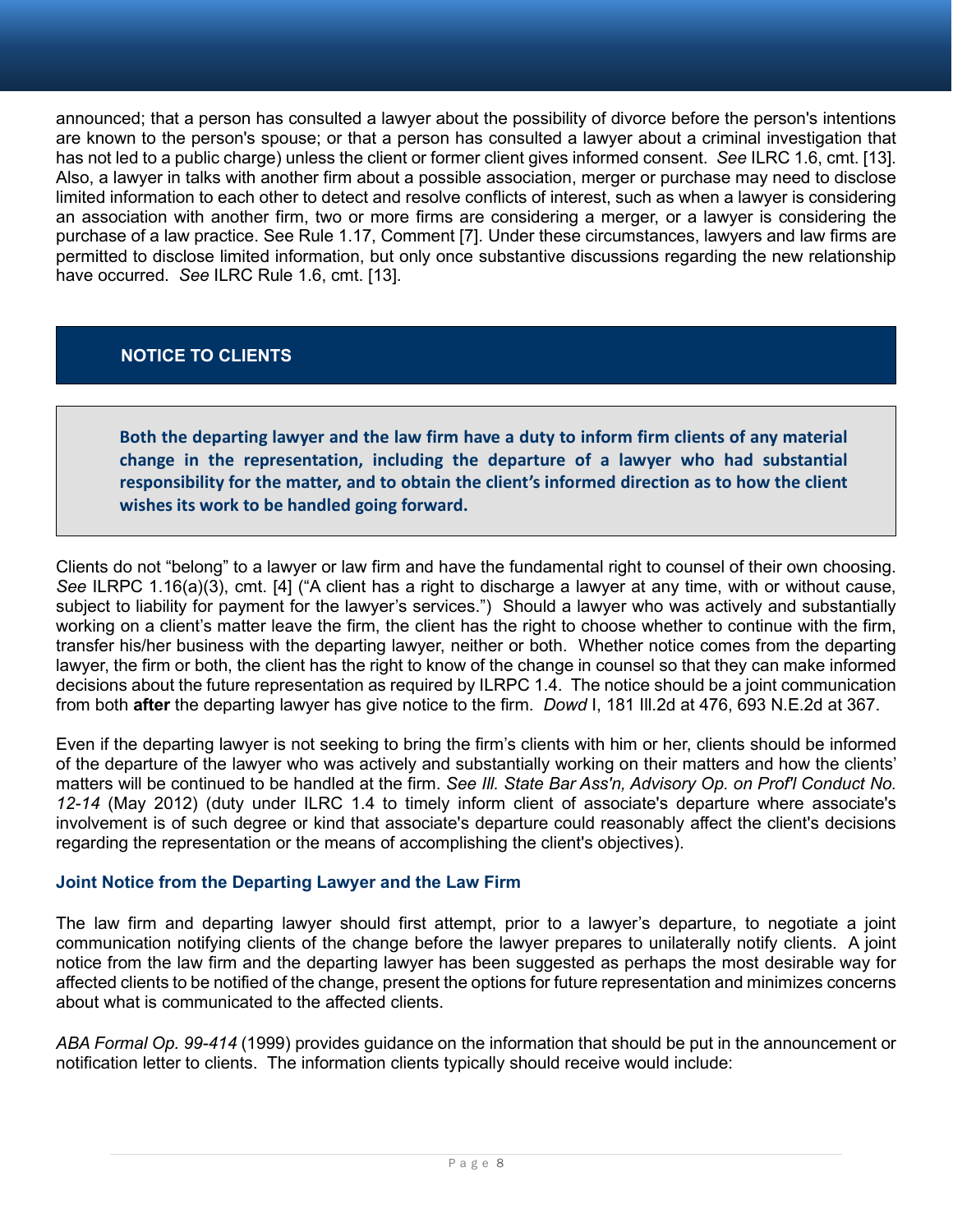announced; that a person has consulted a lawyer about the possibility of divorce before the person's intentions are known to the person's spouse; or that a person has consulted a lawyer about a criminal investigation that has not led to a public charge) unless the client or former client gives informed consent. *See* ILRC 1.6, cmt. [13]. Also, a lawyer in talks with another firm about a possible association, merger or purchase may need to disclose limited information to each other to detect and resolve conflicts of interest, such as when a lawyer is considering an association with another firm, two or more firms are considering a merger, or a lawyer is considering the purchase of a law practice. See Rule 1.17, Comment [7]. Under these circumstances, lawyers and law firms are permitted to disclose limited information, but only once substantive discussions regarding the new relationship have occurred. *See* ILRC Rule 1.6, cmt. [13].

## NOTICE TO CLIENTS

**Both the departing lawyer and the law firm have a duty to inform firm clients of any material change in the representation, including the departure of a lawyer who had substantial responsibility for the matter, and to obtain the client's informed direction as to how the client wishes its work to be handled going forward.**

Clients do not "belong" to a lawyer or law firm and have the fundamental right to counsel of their own choosing. *See* ILRPC 1.16(a)(3), cmt. [4] ("A client has a right to discharge a lawyer at any time, with or without cause, subject to liability for payment for the lawyer's services.") Should a lawyer who was actively and substantially working on a client's matter leave the firm, the client has the right to choose whether to continue with the firm, transfer his/her business with the departing lawyer, neither or both. Whether notice comes from the departing lawyer, the firm or both, the client has the right to know of the change in counsel so that they can make informed decisions about the future representation as required by ILRPC 1.4. The notice should be a joint communication from both **after** the departing lawyer has give notice to the firm. *Dowd* I, 181 Ill.2d at 476, 693 N.E.2d at 367.

Even if the departing lawyer is not seeking to bring the firm's clients with him or her, clients should be informed of the departure of the lawyer who was actively and substantially working on their matters and how the clients' matters will be continued to be handled at the firm. *See Ill. State Bar Ass'n, Advisory Op. on Prof'l Conduct No. 12-14* (May 2012) (duty under ILRC 1.4 to timely inform client of associate's departure where associate's involvement is of such degree or kind that associate's departure could reasonably affect the client's decisions regarding the representation or the means of accomplishing the client's objectives).

### Joint Notice from the Departing Lawyer and the Law Firm

The law firm and departing lawyer should first attempt, prior to a lawyer's departure, to negotiate a joint communication notifying clients of the change before the lawyer prepares to unilaterally notify clients. A joint notice from the law firm and the departing lawyer has been suggested as perhaps the most desirable way for affected clients to be notified of the change, present the options for future representation and minimizes concerns about what is communicated to the affected clients.

*ABA Formal Op. 99-414* (1999) provides guidance on the information that should be put in the announcement or notification letter to clients. The information clients typically should receive would include: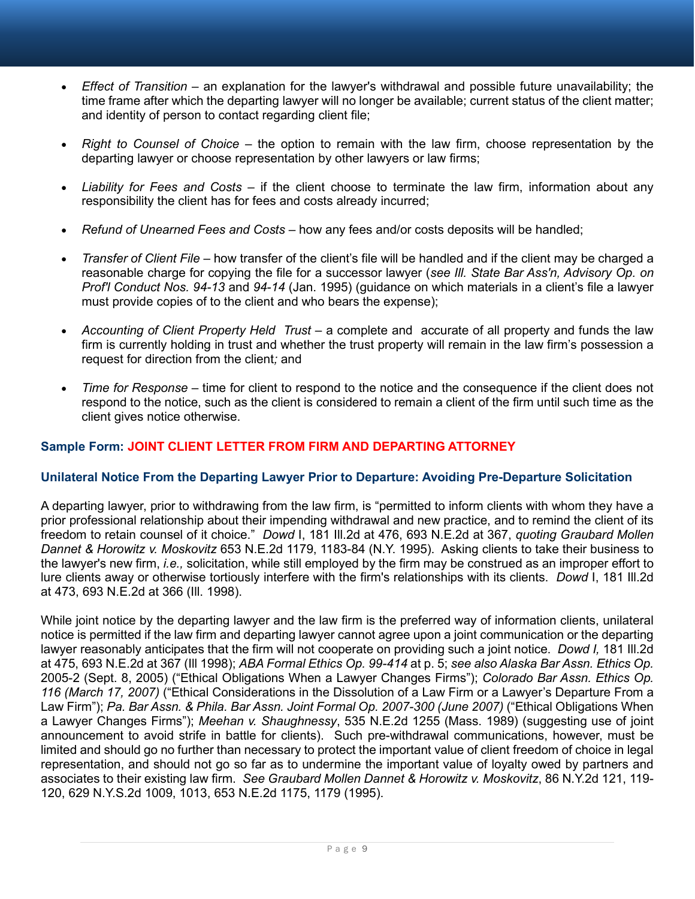- *Effect of Transition* – an explanation for the lawyer's withdrawal and possible future unavailability; the time frame after which the departing lawyer will no longer be available; current status of the client matter; and identity of person to contact regarding client file;

- *Right to Counsel of Choice* – the option to remain with the law firm, choose representation by the departing lawyer or choose representation by other lawyers or law firms;

- *Liability for Fees and Costs* – if the client choose to terminate the law firm, information about any responsibility the client has for fees and costs already incurred;

- *Refund of Unearned Fees and Costs* – how any fees and/or costs deposits will be handled;

- *Transfer of Client File* – how transfer of the client's file will be handled and if the client may be charged a reasonable charge for copying the file for a successor lawyer (*see Ill. State Bar Ass'n, Advisory Op. on Prof'l Conduct Nos. 94-13* and *94-14* (Jan. 1995) (guidance on which materials in a client's file a lawyer must provide copies of to the client and who bears the expense);

- *Accounting of Client Property Held Trust* – a complete and accurate of all property and funds the law firm is currently holding in trust and whether the trust property will remain in the law firm's possession a request for direction from the client*;* and

- *Time for Response* – time for client to respond to the notice and the consequence if the client does not respond to the notice, such as the client is considered to remain a client of the firm until such time as the client gives notice otherwise.

**Sample Form: JOINT CLIENT LETTER FROM FIRM AND DEPARTING ATTORNEY**

### Unilateral Notice From the Departing Lawyer Prior to Departure: Avoiding Pre-Departure Solicitation

A departing lawyer, prior to withdrawing from the law firm, is "permitted to inform clients with whom they have a prior professional relationship about their impending withdrawal and new practice, and to remind the client of its freedom to retain counsel of it choice." *Dowd* I, 181 Ill.2d at 476, 693 N.E.2d at 367, *quoting Graubard Mollen Dannet & Horowitz v. Moskovitz* 653 N.E.2d 1179, 1183-84 (N.Y. 1995). Asking clients to take their business to the lawyer's new firm, *i.e.,* solicitation, while still employed by the firm may be construed as an improper effort to lure clients away or otherwise tortiously interfere with the firm's relationships with its clients. *Dowd* I, 181 Ill.2d at 473, 693 N.E.2d at 366 (Ill. 1998).

While joint notice by the departing lawyer and the law firm is the preferred way of information clients, unilateral notice is permitted if the law firm and departing lawyer cannot agree upon a joint communication or the departing lawyer reasonably anticipates that the firm will not cooperate on providing such a joint notice. *Dowd I,* 181 Ill.2d at 475, 693 N.E.2d at 367 (Ill 1998); *ABA Formal Ethics Op. 99-414* at p. 5; *see also Alaska Bar Assn. Ethics Op.* 2005-2 (Sept. 8, 2005) ("Ethical Obligations When a Lawyer Changes Firms"); *Colorado Bar Assn. Ethics Op. 116 (March 17, 2007)* ("Ethical Considerations in the Dissolution of a Law Firm or a Lawyer's Departure From a Law Firm"); *Pa. Bar Assn. & Phila. Bar Assn. Joint Formal Op. 2007-300 (June 2007)* ("Ethical Obligations When a Lawyer Changes Firms"); *Meehan v. Shaughnessy*, 535 N.E.2d 1255 (Mass. 1989) (suggesting use of joint announcement to avoid strife in battle for clients). Such pre-withdrawal communications, however, must be limited and should go no further than necessary to protect the important value of client freedom of choice in legal representation, and should not go so far as to undermine the important value of loyalty owed by partners and associates to their existing law firm. *See Graubard Mollen Dannet & Horowitz v. Moskovitz*, 86 N.Y.2d 121, 119-120, 629 N.Y.S.2d 1009, 1013, 653 N.E.2d 1175, 1179 (1995).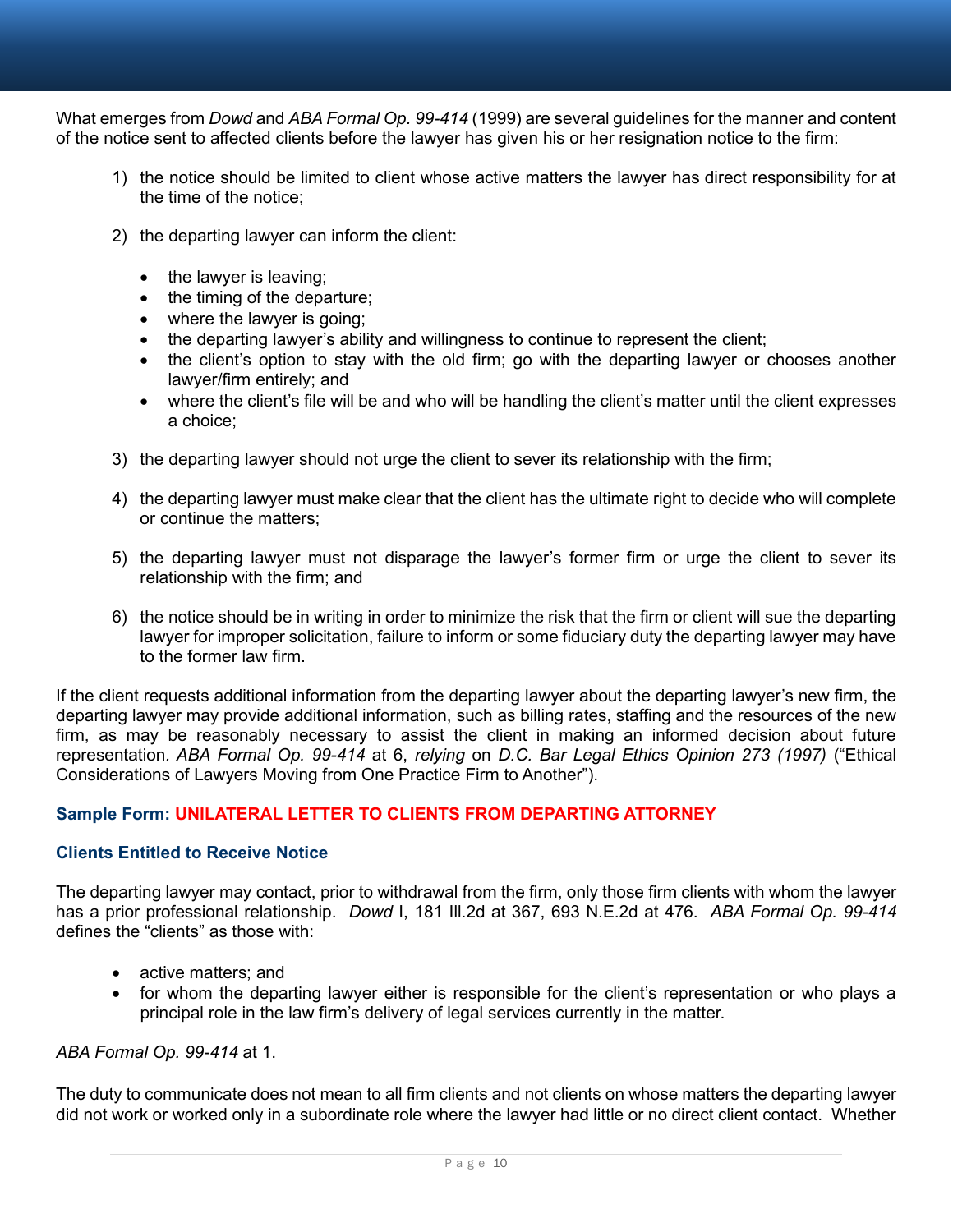What emerges from *Dowd* and *ABA Formal Op. 99-414* (1999) are several guidelines for the manner and content of the notice sent to affected clients before the lawyer has given his or her resignation notice to the firm:

1) the notice should be limited to client whose active matters the lawyer has direct responsibility for at the time of the notice;

2) the departing lawyer can inform the client:

    - the lawyer is leaving;
    - the timing of the departure;
    - where the lawyer is going;
    - the departing lawyer's ability and willingness to continue to represent the client;
    - the client's option to stay with the old firm; go with the departing lawyer or chooses another lawyer/firm entirely; and
    - where the client's file will be and who will be handling the client's matter until the client expresses a choice;

3) the departing lawyer should not urge the client to sever its relationship with the firm;

4) the departing lawyer must make clear that the client has the ultimate right to decide who will complete or continue the matters;

5) the departing lawyer must not disparage the lawyer's former firm or urge the client to sever its relationship with the firm; and

6) the notice should be in writing in order to minimize the risk that the firm or client will sue the departing lawyer for improper solicitation, failure to inform or some fiduciary duty the departing lawyer may have to the former law firm.

If the client requests additional information from the departing lawyer about the departing lawyer's new firm, the departing lawyer may provide additional information, such as billing rates, staffing and the resources of the new firm, as may be reasonably necessary to assist the client in making an informed decision about future representation. *ABA Formal Op. 99-414* at 6, *relying* on *D.C. Bar Legal Ethics Opinion 273 (1997)* ("Ethical Considerations of Lawyers Moving from One Practice Firm to Another").

**Sample Form: UNILATERAL LETTER TO CLIENTS FROM DEPARTING ATTORNEY**

**Clients Entitled to Receive Notice**

The departing lawyer may contact, prior to withdrawal from the firm, only those firm clients with whom the lawyer has a prior professional relationship. *Dowd* I, 181 Ill.2d at 367, 693 N.E.2d at 476. *ABA Formal Op. 99-414* defines the "clients" as those with:

- active matters; and
- for whom the departing lawyer either is responsible for the client's representation or who plays a principal role in the law firm's delivery of legal services currently in the matter.

*ABA Formal Op. 99-414* at 1.

The duty to communicate does not mean to all firm clients and not clients on whose matters the departing lawyer did not work or worked only in a subordinate role where the lawyer had little or no direct client contact. Whether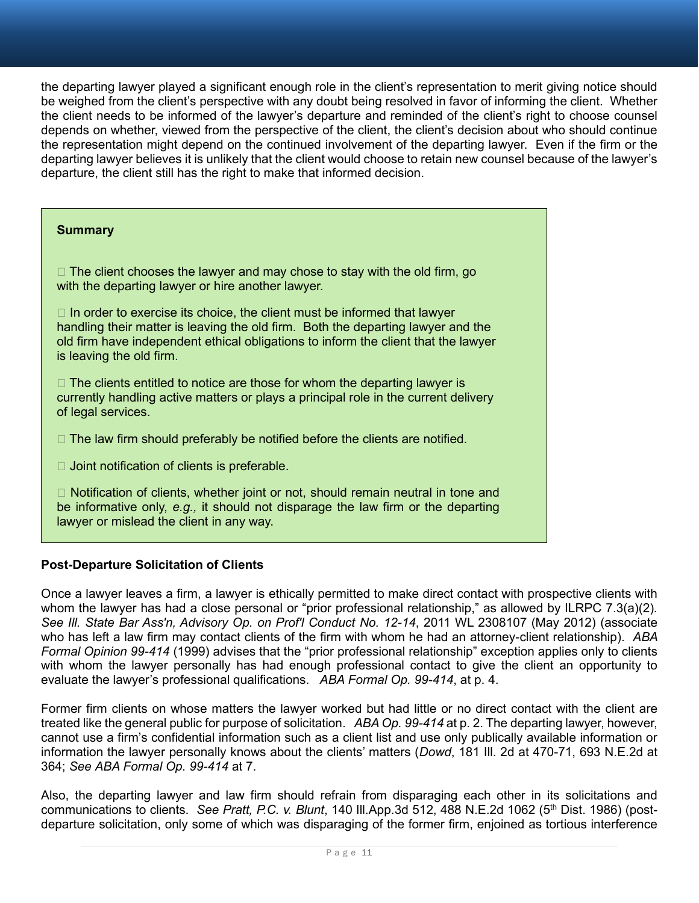the departing lawyer played a significant enough role in the client's representation to merit giving notice should be weighed from the client's perspective with any doubt being resolved in favor of informing the client. Whether the client needs to be informed of the lawyer's departure and reminded of the client's right to choose counsel depends on whether, viewed from the perspective of the client, the client's decision about who should continue the representation might depend on the continued involvement of the departing lawyer. Even if the firm or the departing lawyer believes it is unlikely that the client would choose to retain new counsel because of the lawyer's departure, the client still has the right to make that informed decision.

**Summary**

- The client chooses the lawyer and may chose to stay with the old firm, go with the departing lawyer or hire another lawyer.
- In order to exercise its choice, the client must be informed that lawyer handling their matter is leaving the old firm. Both the departing lawyer and the old firm have independent ethical obligations to inform the client that the lawyer is leaving the old firm.
- The clients entitled to notice are those for whom the departing lawyer is currently handling active matters or plays a principal role in the current delivery of legal services.
- The law firm should preferably be notified before the clients are notified.
- Joint notification of clients is preferable.
- Notification of clients, whether joint or not, should remain neutral in tone and be informative only, *e.g.,* it should not disparage the law firm or the departing lawyer or mislead the client in any way.

**Post-Departure Solicitation of Clients**

Once a lawyer leaves a firm, a lawyer is ethically permitted to make direct contact with prospective clients with whom the lawyer has had a close personal or "prior professional relationship," as allowed by ILRPC 7.3(a)(2). *See Ill. State Bar Ass'n, Advisory Op. on Prof'l Conduct No. 12-14*, 2011 WL 2308107 (May 2012) (associate who has left a law firm may contact clients of the firm with whom he had an attorney-client relationship). *ABA Formal Opinion 99-414* (1999) advises that the "prior professional relationship" exception applies only to clients with whom the lawyer personally has had enough professional contact to give the client an opportunity to evaluate the lawyer's professional qualifications. *ABA Formal Op. 99-414*, at p. 4.

Former firm clients on whose matters the lawyer worked but had little or no direct contact with the client are treated like the general public for purpose of solicitation. *ABA Op. 99-414* at p. 2. The departing lawyer, however, cannot use a firm's confidential information such as a client list and use only publically available information or information the lawyer personally knows about the clients' matters (*Dowd*, 181 Ill. 2d at 470-71, 693 N.E.2d at 364; *See ABA Formal Op. 99-414* at 7.

Also, the departing lawyer and law firm should refrain from disparaging each other in its solicitations and communications to clients. *See Pratt, P.C. v. Blunt*, 140 Ill.App.3d 512, 488 N.E.2d 1062 (5th Dist. 1986) (post-departure solicitation, only some of which was disparaging of the former firm, enjoined as tortious interference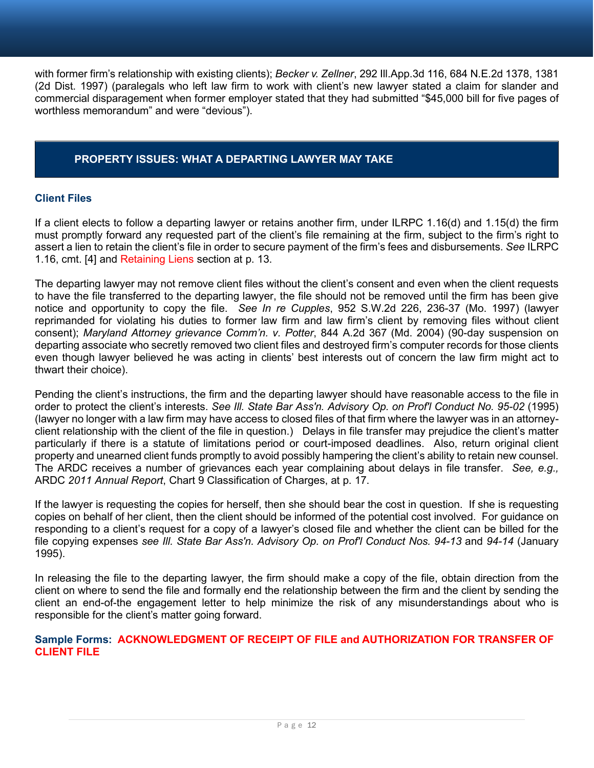with former firm's relationship with existing clients); *Becker v. Zellner*, 292 Ill.App.3d 116, 684 N.E.2d 1378, 1381 (2d Dist. 1997) (paralegals who left law firm to work with client's new lawyer stated a claim for slander and commercial disparagement when former employer stated that they had submitted "$45,000 bill for five pages of worthless memorandum" and were "devious").

## PROPERTY ISSUES: WHAT A DEPARTING LAWYER MAY TAKE

### Client Files

If a client elects to follow a departing lawyer or retains another firm, under ILRPC 1.16(d) and 1.15(d) the firm must promptly forward any requested part of the client's file remaining at the firm, subject to the firm's right to assert a lien to retain the client's file in order to secure payment of the firm's fees and disbursements. *See* ILRPC 1.16, cmt. [4] and Retaining Liens section at p. 13.

The departing lawyer may not remove client files without the client's consent and even when the client requests to have the file transferred to the departing lawyer, the file should not be removed until the firm has been give notice and opportunity to copy the file. *See In re Cupples*, 952 S.W.2d 226, 236-37 (Mo. 1997) (lawyer reprimanded for violating his duties to former law firm and law firm's client by removing files without client consent); *Maryland Attorney grievance Comm'n. v. Potter*, 844 A.2d 367 (Md. 2004) (90-day suspension on departing associate who secretly removed two client files and destroyed firm's computer records for those clients even though lawyer believed he was acting in clients' best interests out of concern the law firm might act to thwart their choice).

Pending the client's instructions, the firm and the departing lawyer should have reasonable access to the file in order to protect the client's interests. *See Ill. State Bar Ass'n. Advisory Op. on Prof'l Conduct No. 95-02* (1995) (lawyer no longer with a law firm may have access to closed files of that firm where the lawyer was in an attorney-client relationship with the client of the file in question.) Delays in file transfer may prejudice the client's matter particularly if there is a statute of limitations period or court-imposed deadlines. Also, return original client property and unearned client funds promptly to avoid possibly hampering the client's ability to retain new counsel. The ARDC receives a number of grievances each year complaining about delays in file transfer. *See, e.g.,* ARDC *2011 Annual Report*, Chart 9 Classification of Charges, at p. 17.

If the lawyer is requesting the copies for herself, then she should bear the cost in question. If she is requesting copies on behalf of her client, then the client should be informed of the potential cost involved. For guidance on responding to a client's request for a copy of a lawyer's closed file and whether the client can be billed for the file copying expenses *see Ill. State Bar Ass'n. Advisory Op. on Prof'l Conduct Nos. 94-13* and *94-14* (January 1995).

In releasing the file to the departing lawyer, the firm should make a copy of the file, obtain direction from the client on where to send the file and formally end the relationship between the firm and the client by sending the client an end-of-the engagement letter to help minimize the risk of any misunderstandings about who is responsible for the client's matter going forward.

**Sample Forms: ACKNOWLEDGMENT OF RECEIPT OF FILE and AUTHORIZATION FOR TRANSFER OF CLIENT FILE**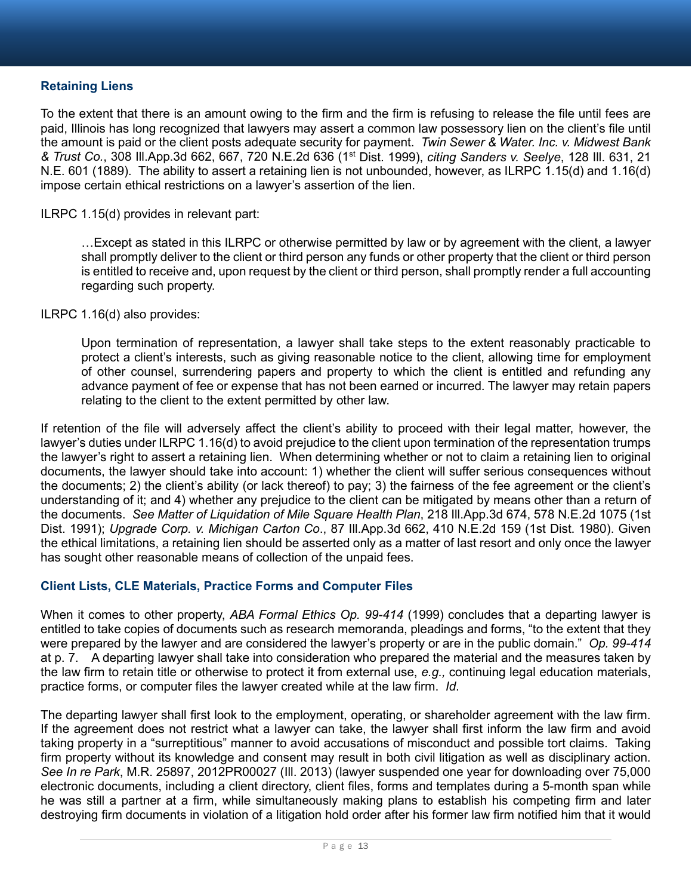### Retaining Liens

To the extent that there is an amount owing to the firm and the firm is refusing to release the file until fees are paid, Illinois has long recognized that lawyers may assert a common law possessory lien on the client's file until the amount is paid or the client posts adequate security for payment. *Twin Sewer & Water. Inc. v. Midwest Bank & Trust Co.*, 308 Ill.App.3d 662, 667, 720 N.E.2d 636 (1st Dist. 1999), *citing Sanders v. Seelye*, 128 Ill. 631, 21 N.E. 601 (1889). The ability to assert a retaining lien is not unbounded, however, as ILRPC 1.15(d) and 1.16(d) impose certain ethical restrictions on a lawyer's assertion of the lien.

ILRPC 1.15(d) provides in relevant part:

> …Except as stated in this ILRPC or otherwise permitted by law or by agreement with the client, a lawyer shall promptly deliver to the client or third person any funds or other property that the client or third person is entitled to receive and, upon request by the client or third person, shall promptly render a full accounting regarding such property.

ILRPC 1.16(d) also provides:

> Upon termination of representation, a lawyer shall take steps to the extent reasonably practicable to protect a client's interests, such as giving reasonable notice to the client, allowing time for employment of other counsel, surrendering papers and property to which the client is entitled and refunding any advance payment of fee or expense that has not been earned or incurred. The lawyer may retain papers relating to the client to the extent permitted by other law.

If retention of the file will adversely affect the client's ability to proceed with their legal matter, however, the lawyer's duties under ILRPC 1.16(d) to avoid prejudice to the client upon termination of the representation trumps the lawyer's right to assert a retaining lien. When determining whether or not to claim a retaining lien to original documents, the lawyer should take into account: 1) whether the client will suffer serious consequences without the documents; 2) the client's ability (or lack thereof) to pay; 3) the fairness of the fee agreement or the client's understanding of it; and 4) whether any prejudice to the client can be mitigated by means other than a return of the documents. *See Matter of Liquidation of Mile Square Health Plan*, 218 Ill.App.3d 674, 578 N.E.2d 1075 (1st Dist. 1991); *Upgrade Corp. v. Michigan Carton Co*., 87 Ill.App.3d 662, 410 N.E.2d 159 (1st Dist. 1980). Given the ethical limitations, a retaining lien should be asserted only as a matter of last resort and only once the lawyer has sought other reasonable means of collection of the unpaid fees.

### Client Lists, CLE Materials, Practice Forms and Computer Files

When it comes to other property, *ABA Formal Ethics Op. 99-414* (1999) concludes that a departing lawyer is entitled to take copies of documents such as research memoranda, pleadings and forms, "to the extent that they were prepared by the lawyer and are considered the lawyer's property or are in the public domain." *Op. 99-414* at p. 7. A departing lawyer shall take into consideration who prepared the material and the measures taken by the law firm to retain title or otherwise to protect it from external use, *e.g.,* continuing legal education materials, practice forms, or computer files the lawyer created while at the law firm. *Id*.

The departing lawyer shall first look to the employment, operating, or shareholder agreement with the law firm. If the agreement does not restrict what a lawyer can take, the lawyer shall first inform the law firm and avoid taking property in a "surreptitious" manner to avoid accusations of misconduct and possible tort claims. Taking firm property without its knowledge and consent may result in both civil litigation as well as disciplinary action. *See In re Park*, M.R. 25897, 2012PR00027 (Ill. 2013) (lawyer suspended one year for downloading over 75,000 electronic documents, including a client directory, client files, forms and templates during a 5-month span while he was still a partner at a firm, while simultaneously making plans to establish his competing firm and later destroying firm documents in violation of a litigation hold order after his former law firm notified him that it would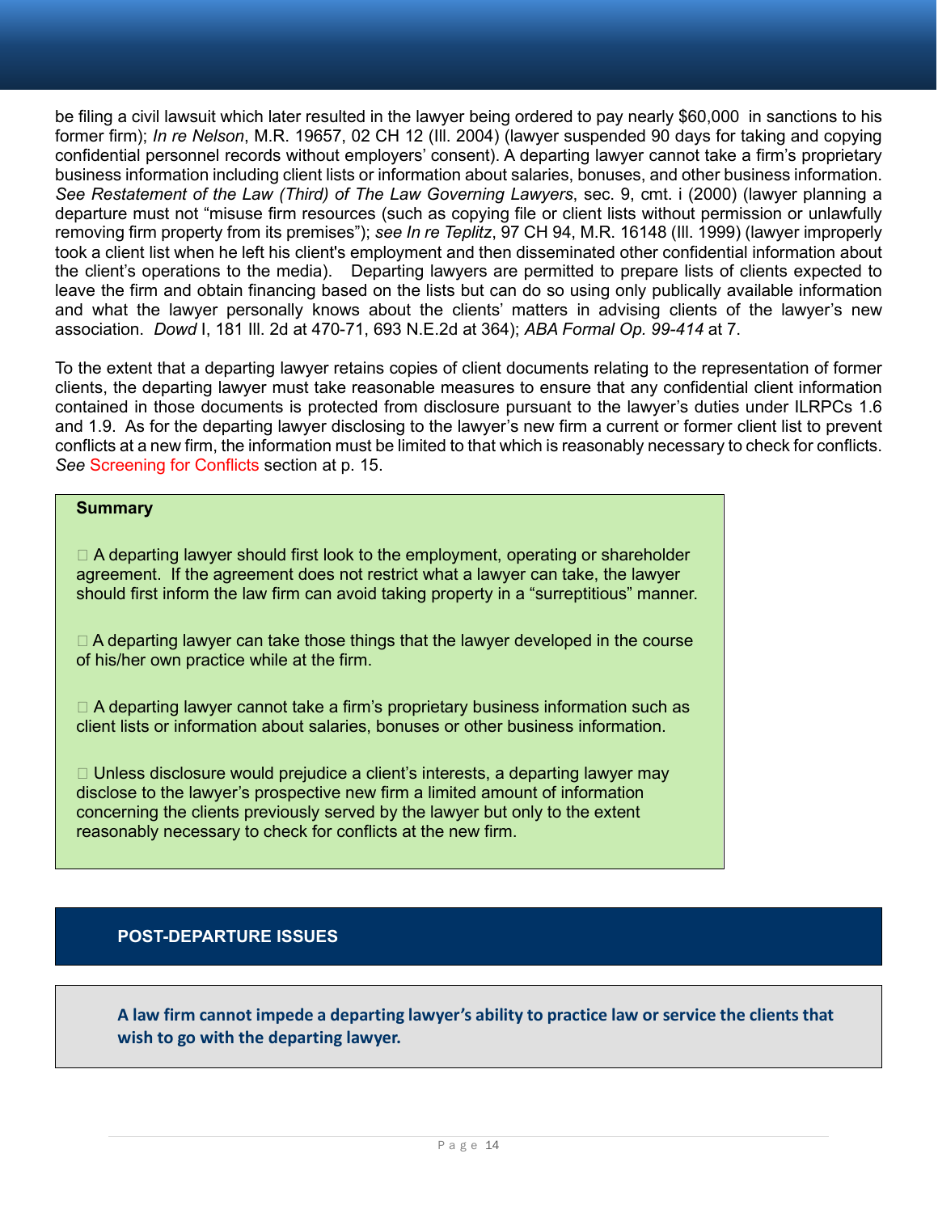be filing a civil lawsuit which later resulted in the lawyer being ordered to pay nearly $60,000 in sanctions to his former firm); *In re Nelson*, M.R. 19657, 02 CH 12 (Ill. 2004) (lawyer suspended 90 days for taking and copying confidential personnel records without employers' consent). A departing lawyer cannot take a firm's proprietary business information including client lists or information about salaries, bonuses, and other business information. *See Restatement of the Law (Third) of The Law Governing Lawyers*, sec. 9, cmt. i (2000) (lawyer planning a departure must not "misuse firm resources (such as copying file or client lists without permission or unlawfully removing firm property from its premises"); *see In re Teplitz*, 97 CH 94, M.R. 16148 (Ill. 1999) (lawyer improperly took a client list when he left his client's employment and then disseminated other confidential information about the client's operations to the media). Departing lawyers are permitted to prepare lists of clients expected to leave the firm and obtain financing based on the lists but can do so using only publically available information and what the lawyer personally knows about the clients' matters in advising clients of the lawyer's new association. *Dowd* I, 181 Ill. 2d at 470-71, 693 N.E.2d at 364); *ABA Formal Op. 99-414* at 7.

To the extent that a departing lawyer retains copies of client documents relating to the representation of former clients, the departing lawyer must take reasonable measures to ensure that any confidential client information contained in those documents is protected from disclosure pursuant to the lawyer's duties under ILRPCs 1.6 and 1.9. As for the departing lawyer disclosing to the lawyer's new firm a current or former client list to prevent conflicts at a new firm, the information must be limited to that which is reasonably necessary to check for conflicts. *See* Screening for Conflicts section at p. 15.

**Summary**

- A departing lawyer should first look to the employment, operating or shareholder agreement. If the agreement does not restrict what a lawyer can take, the lawyer should first inform the law firm can avoid taking property in a "surreptitious" manner.
- A departing lawyer can take those things that the lawyer developed in the course of his/her own practice while at the firm.
- A departing lawyer cannot take a firm's proprietary business information such as client lists or information about salaries, bonuses or other business information.
- Unless disclosure would prejudice a client's interests, a departing lawyer may disclose to the lawyer's prospective new firm a limited amount of information concerning the clients previously served by the lawyer but only to the extent reasonably necessary to check for conflicts at the new firm.

## POST-DEPARTURE ISSUES

**A law firm cannot impede a departing lawyer's ability to practice law or service the clients that wish to go with the departing lawyer.**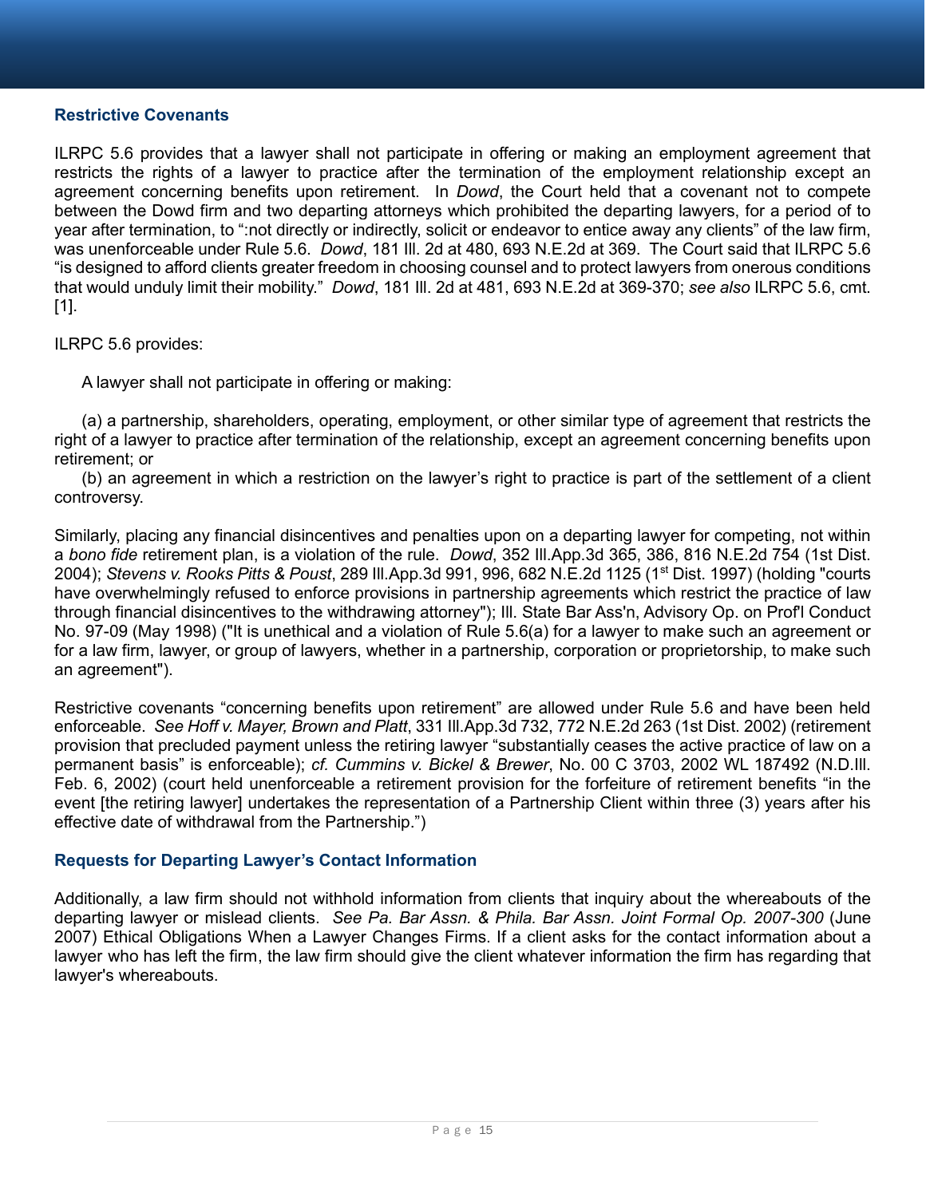### Restrictive Covenants

ILRPC 5.6 provides that a lawyer shall not participate in offering or making an employment agreement that restricts the rights of a lawyer to practice after the termination of the employment relationship except an agreement concerning benefits upon retirement. In *Dowd*, the Court held that a covenant not to compete between the Dowd firm and two departing attorneys which prohibited the departing lawyers, for a period of to year after termination, to ":not directly or indirectly, solicit or endeavor to entice away any clients" of the law firm, was unenforceable under Rule 5.6. *Dowd*, 181 Ill. 2d at 480, 693 N.E.2d at 369. The Court said that ILRPC 5.6 "is designed to afford clients greater freedom in choosing counsel and to protect lawyers from onerous conditions that would unduly limit their mobility." *Dowd*, 181 Ill. 2d at 481, 693 N.E.2d at 369-370; *see also* ILRPC 5.6, cmt. [1].

ILRPC 5.6 provides:

> A lawyer shall not participate in offering or making:
>
> (a) a partnership, shareholders, operating, employment, or other similar type of agreement that restricts the right of a lawyer to practice after termination of the relationship, except an agreement concerning benefits upon retirement; or
>
> (b) an agreement in which a restriction on the lawyer's right to practice is part of the settlement of a client controversy.

Similarly, placing any financial disincentives and penalties upon on a departing lawyer for competing, not within a *bono fide* retirement plan, is a violation of the rule. *Dowd*, 352 Ill.App.3d 365, 386, 816 N.E.2d 754 (1st Dist. 2004); *Stevens v. Rooks Pitts & Poust*, 289 Ill.App.3d 991, 996, 682 N.E.2d 1125 (1st Dist. 1997) (holding "courts have overwhelmingly refused to enforce provisions in partnership agreements which restrict the practice of law through financial disincentives to the withdrawing attorney"); Ill. State Bar Ass'n, Advisory Op. on Prof'l Conduct No. 97-09 (May 1998) ("It is unethical and a violation of Rule 5.6(a) for a lawyer to make such an agreement or for a law firm, lawyer, or group of lawyers, whether in a partnership, corporation or proprietorship, to make such an agreement").

Restrictive covenants "concerning benefits upon retirement" are allowed under Rule 5.6 and have been held enforceable. *See Hoff v. Mayer, Brown and Platt*, 331 Ill.App.3d 732, 772 N.E.2d 263 (1st Dist. 2002) (retirement provision that precluded payment unless the retiring lawyer "substantially ceases the active practice of law on a permanent basis" is enforceable); *cf. Cummins v. Bickel & Brewer*, No. 00 C 3703, 2002 WL 187492 (N.D.Ill. Feb. 6, 2002) (court held unenforceable a retirement provision for the forfeiture of retirement benefits "in the event [the retiring lawyer] undertakes the representation of a Partnership Client within three (3) years after his effective date of withdrawal from the Partnership.")

### Requests for Departing Lawyer's Contact Information

Additionally, a law firm should not withhold information from clients that inquiry about the whereabouts of the departing lawyer or mislead clients. *See Pa. Bar Assn. & Phila. Bar Assn. Joint Formal Op. 2007-300* (June 2007) Ethical Obligations When a Lawyer Changes Firms. If a client asks for the contact information about a lawyer who has left the firm, the law firm should give the client whatever information the firm has regarding that lawyer's whereabouts.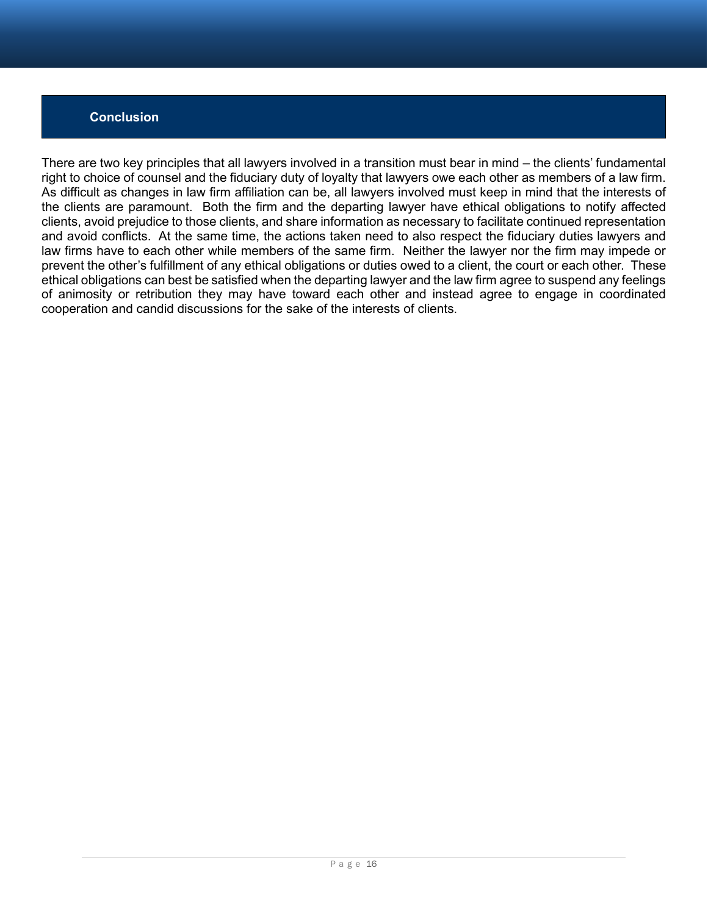## Conclusion

There are two key principles that all lawyers involved in a transition must bear in mind – the clients' fundamental right to choice of counsel and the fiduciary duty of loyalty that lawyers owe each other as members of a law firm. As difficult as changes in law firm affiliation can be, all lawyers involved must keep in mind that the interests of the clients are paramount. Both the firm and the departing lawyer have ethical obligations to notify affected clients, avoid prejudice to those clients, and share information as necessary to facilitate continued representation and avoid conflicts. At the same time, the actions taken need to also respect the fiduciary duties lawyers and law firms have to each other while members of the same firm. Neither the lawyer nor the firm may impede or prevent the other's fulfillment of any ethical obligations or duties owed to a client, the court or each other. These ethical obligations can best be satisfied when the departing lawyer and the law firm agree to suspend any feelings of animosity or retribution they may have toward each other and instead agree to engage in coordinated cooperation and candid discussions for the sake of the interests of clients.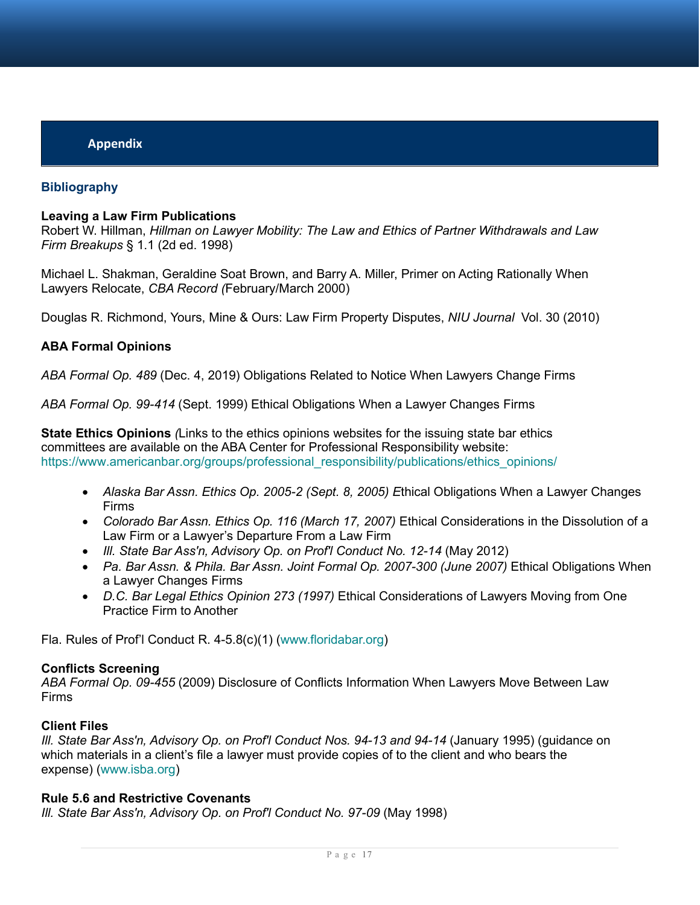## Appendix

### Bibliography

**Leaving a Law Firm Publications**
Robert W. Hillman, *Hillman on Lawyer Mobility: The Law and Ethics of Partner Withdrawals and Law Firm Breakups* § 1.1 (2d ed. 1998)

Michael L. Shakman, Geraldine Soat Brown, and Barry A. Miller, Primer on Acting Rationally When Lawyers Relocate, *CBA Record (*February/March 2000)

Douglas R. Richmond, Yours, Mine & Ours: Law Firm Property Disputes, *NIU Journal* Vol. 30 (2010)

**ABA Formal Opinions**

*ABA Formal Op. 489* (Dec. 4, 2019) Obligations Related to Notice When Lawyers Change Firms

*ABA Formal Op. 99-414* (Sept. 1999) Ethical Obligations When a Lawyer Changes Firms

**State Ethics Opinions** *(*Links to the ethics opinions websites for the issuing state bar ethics committees are available on the ABA Center for Professional Responsibility website: https://www.americanbar.org/groups/professional_responsibility/publications/ethics_opinions/

- *Alaska Bar Assn. Ethics Op. 2005-2 (Sept. 8, 2005) E*thical Obligations When a Lawyer Changes Firms
- *Colorado Bar Assn. Ethics Op. 116 (March 17, 2007)* Ethical Considerations in the Dissolution of a Law Firm or a Lawyer's Departure From a Law Firm
- *Ill. State Bar Ass'n, Advisory Op. on Prof'l Conduct No. 12-14* (May 2012)
- *Pa. Bar Assn. & Phila. Bar Assn. Joint Formal Op. 2007-300 (June 2007)* Ethical Obligations When a Lawyer Changes Firms
- *D.C. Bar Legal Ethics Opinion 273 (1997)* Ethical Considerations of Lawyers Moving from One Practice Firm to Another

Fla. Rules of Prof'l Conduct R. 4-5.8(c)(1) (www.floridabar.org)

**Conflicts Screening**
*ABA Formal Op. 09-455* (2009) Disclosure of Conflicts Information When Lawyers Move Between Law Firms

**Client Files**
*Ill. State Bar Ass'n, Advisory Op. on Prof'l Conduct Nos. 94-13 and 94-14* (January 1995) (guidance on which materials in a client's file a lawyer must provide copies of to the client and who bears the expense) (www.isba.org)

**Rule 5.6 and Restrictive Covenants**
*Ill. State Bar Ass'n, Advisory Op. on Prof'l Conduct No. 97-09* (May 1998)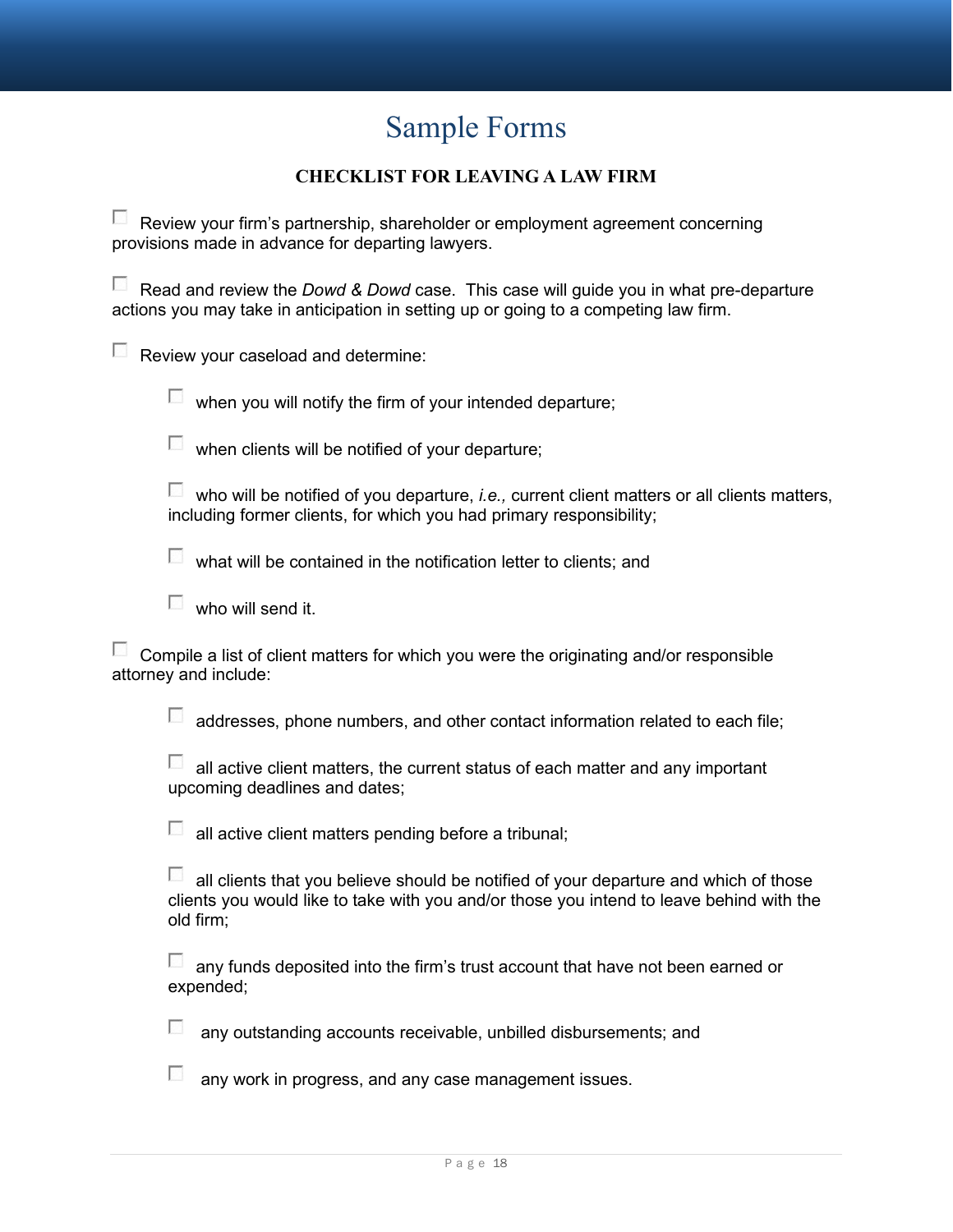# Sample Forms

**CHECKLIST FOR LEAVING A LAW FIRM**

- [ ] Review your firm's partnership, shareholder or employment agreement concerning provisions made in advance for departing lawyers.

- [ ] Read and review the *Dowd & Dowd* case. This case will guide you in what pre-departure actions you may take in anticipation in setting up or going to a competing law firm.

- [ ] Review your caseload and determine:

  - [ ] when you will notify the firm of your intended departure;

  - [ ] when clients will be notified of your departure;

  - [ ] who will be notified of you departure, *i.e.,* current client matters or all clients matters, including former clients, for which you had primary responsibility;

  - [ ] what will be contained in the notification letter to clients; and

  - [ ] who will send it.

- [ ] Compile a list of client matters for which you were the originating and/or responsible attorney and include:

  - [ ] addresses, phone numbers, and other contact information related to each file;

  - [ ] all active client matters, the current status of each matter and any important upcoming deadlines and dates;

  - [ ] all active client matters pending before a tribunal;

  - [ ] all clients that you believe should be notified of your departure and which of those clients you would like to take with you and/or those you intend to leave behind with the old firm;

  - [ ] any funds deposited into the firm's trust account that have not been earned or expended;

  - [ ] any outstanding accounts receivable, unbilled disbursements; and

  - [ ] any work in progress, and any case management issues.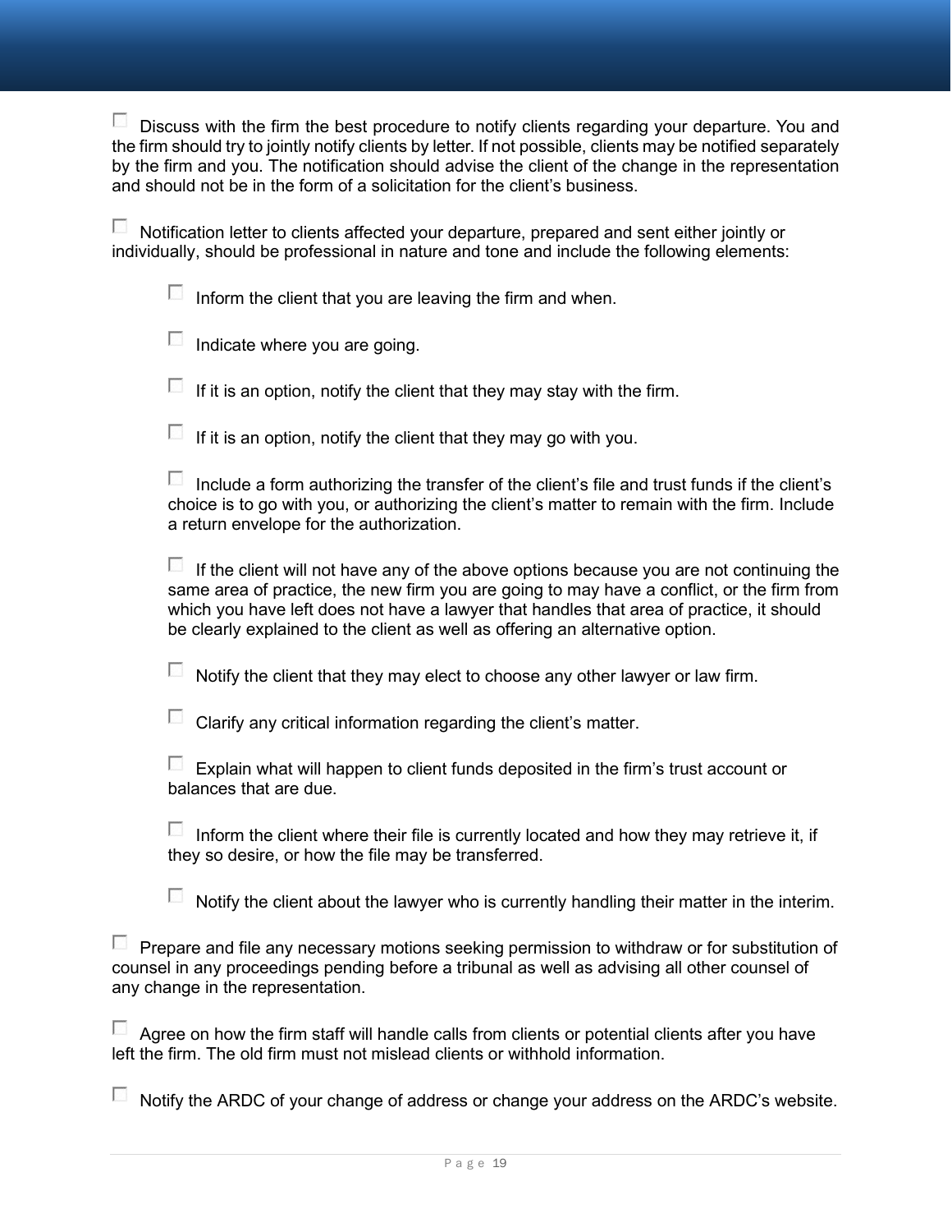- [ ] Discuss with the firm the best procedure to notify clients regarding your departure. You and the firm should try to jointly notify clients by letter. If not possible, clients may be notified separately by the firm and you. The notification should advise the client of the change in the representation and should not be in the form of a solicitation for the client's business.

- [ ] Notification letter to clients affected your departure, prepared and sent either jointly or individually, should be professional in nature and tone and include the following elements:

    - [ ] Inform the client that you are leaving the firm and when.

    - [ ] Indicate where you are going.

    - [ ] If it is an option, notify the client that they may stay with the firm.

    - [ ] If it is an option, notify the client that they may go with you.

    - [ ] Include a form authorizing the transfer of the client's file and trust funds if the client's choice is to go with you, or authorizing the client's matter to remain with the firm. Include a return envelope for the authorization.

    - [ ] If the client will not have any of the above options because you are not continuing the same area of practice, the new firm you are going to may have a conflict, or the firm from which you have left does not have a lawyer that handles that area of practice, it should be clearly explained to the client as well as offering an alternative option.

    - [ ] Notify the client that they may elect to choose any other lawyer or law firm.

    - [ ] Clarify any critical information regarding the client's matter.

    - [ ] Explain what will happen to client funds deposited in the firm's trust account or balances that are due.

    - [ ] Inform the client where their file is currently located and how they may retrieve it, if they so desire, or how the file may be transferred.

    - [ ] Notify the client about the lawyer who is currently handling their matter in the interim.

- [ ] Prepare and file any necessary motions seeking permission to withdraw or for substitution of counsel in any proceedings pending before a tribunal as well as advising all other counsel of any change in the representation.

- [ ] Agree on how the firm staff will handle calls from clients or potential clients after you have left the firm. The old firm must not mislead clients or withhold information.

- [ ] Notify the ARDC of your change of address or change your address on the ARDC's website.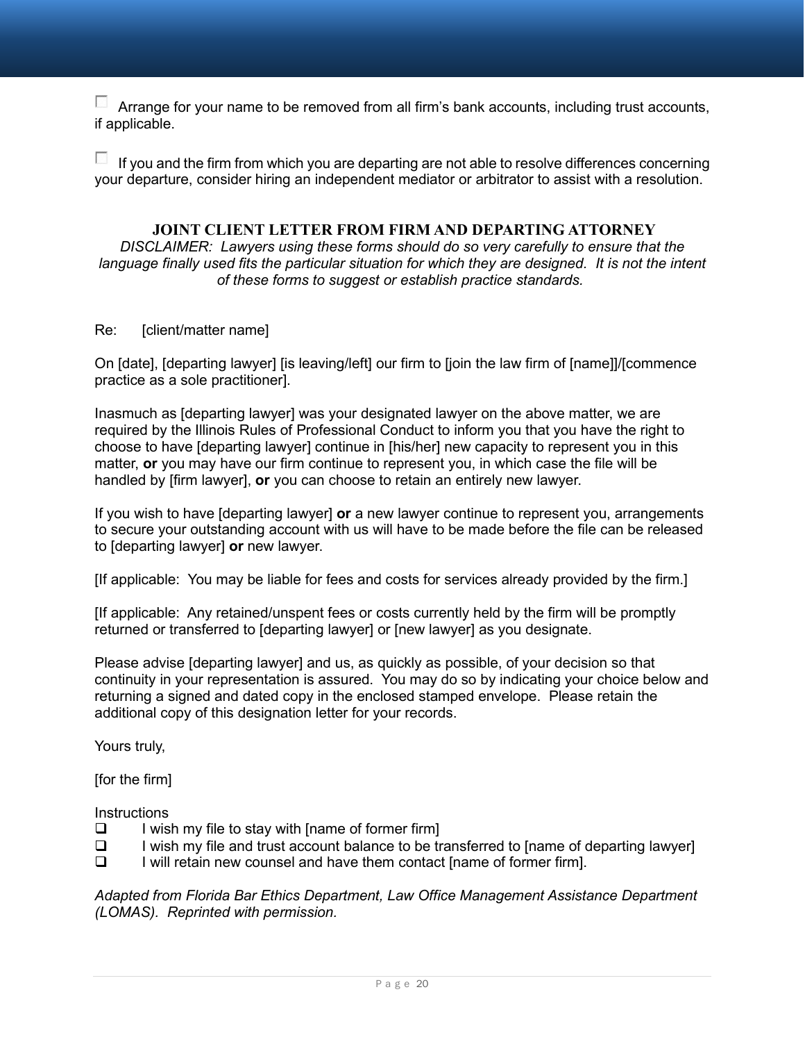- [ ] Arrange for your name to be removed from all firm's bank accounts, including trust accounts, if applicable.

- [ ] If you and the firm from which you are departing are not able to resolve differences concerning your departure, consider hiring an independent mediator or arbitrator to assist with a resolution.

## JOINT CLIENT LETTER FROM FIRM AND DEPARTING ATTORNEY

*DISCLAIMER: Lawyers using these forms should do so very carefully to ensure that the language finally used fits the particular situation for which they are designed. It is not the intent of these forms to suggest or establish practice standards.*

Re: [client/matter name]

On [date], [departing lawyer] [is leaving/left] our firm to [join the law firm of [name]]/[commence practice as a sole practitioner].

Inasmuch as [departing lawyer] was your designated lawyer on the above matter, we are required by the Illinois Rules of Professional Conduct to inform you that you have the right to choose to have [departing lawyer] continue in [his/her] new capacity to represent you in this matter, **or** you may have our firm continue to represent you, in which case the file will be handled by [firm lawyer], **or** you can choose to retain an entirely new lawyer.

If you wish to have [departing lawyer] **or** a new lawyer continue to represent you, arrangements to secure your outstanding account with us will have to be made before the file can be released to [departing lawyer] **or** new lawyer.

[If applicable: You may be liable for fees and costs for services already provided by the firm.]

[If applicable: Any retained/unspent fees or costs currently held by the firm will be promptly returned or transferred to [departing lawyer] or [new lawyer] as you designate.

Please advise [departing lawyer] and us, as quickly as possible, of your decision so that continuity in your representation is assured. You may do so by indicating your choice below and returning a signed and dated copy in the enclosed stamped envelope. Please retain the additional copy of this designation letter for your records.

Yours truly,

[for the firm]

Instructions

- [ ] I wish my file to stay with [name of former firm]
- [ ] I wish my file and trust account balance to be transferred to [name of departing lawyer]
- [ ] I will retain new counsel and have them contact [name of former firm].

*Adapted from Florida Bar Ethics Department, Law Office Management Assistance Department (LOMAS). Reprinted with permission.*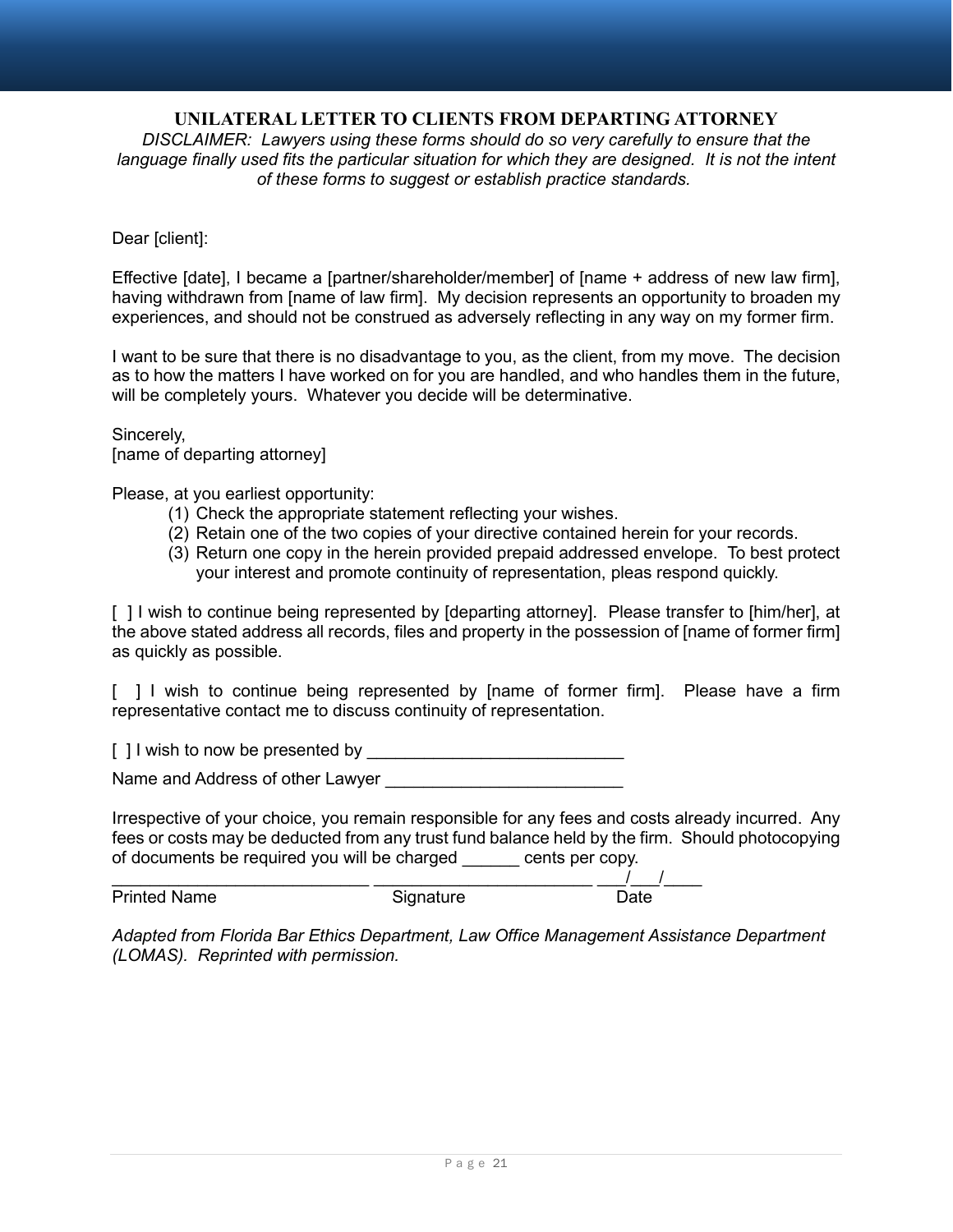## UNILATERAL LETTER TO CLIENTS FROM DEPARTING ATTORNEY

*DISCLAIMER: Lawyers using these forms should do so very carefully to ensure that the language finally used fits the particular situation for which they are designed. It is not the intent of these forms to suggest or establish practice standards.*

Dear [client]:

Effective [date], I became a [partner/shareholder/member] of [name + address of new law firm], having withdrawn from [name of law firm]. My decision represents an opportunity to broaden my experiences, and should not be construed as adversely reflecting in any way on my former firm.

I want to be sure that there is no disadvantage to you, as the client, from my move. The decision as to how the matters I have worked on for you are handled, and who handles them in the future, will be completely yours. Whatever you decide will be determinative.

Sincerely,
[name of departing attorney]

Please, at you earliest opportunity:

1. Check the appropriate statement reflecting your wishes.
2. Retain one of the two copies of your directive contained herein for your records.
3. Return one copy in the herein provided prepaid addressed envelope. To best protect your interest and promote continuity of representation, pleas respond quickly.

[ ] I wish to continue being represented by [departing attorney]. Please transfer to [him/her], at the above stated address all records, files and property in the possession of [name of former firm] as quickly as possible.

[ ] I wish to continue being represented by [name of former firm]. Please have a firm representative contact me to discuss continuity of representation.

[ ] I wish to now be presented by ___________________________

Name and Address of other Lawyer _________________________

Irrespective of your choice, you remain responsible for any fees and costs already incurred. Any fees or costs may be deducted from any trust fund balance held by the firm. Should photocopying of documents be required you will be charged ______ cents per copy.

____________________________ ________________________ ___/___/____
Printed Name Signature Date

*Adapted from Florida Bar Ethics Department, Law Office Management Assistance Department (LOMAS). Reprinted with permission.*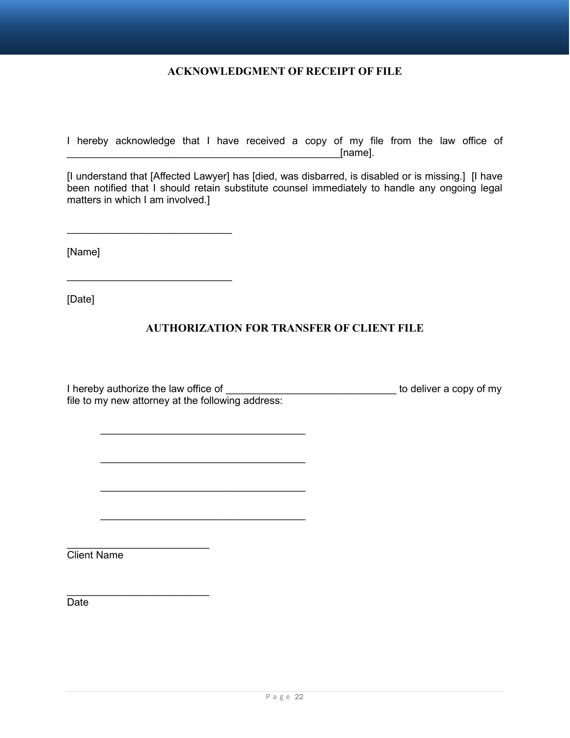## ACKNOWLEDGMENT OF RECEIPT OF FILE

I hereby acknowledge that I have received a copy of my file from the law office of ______________________________________________[name].

[I understand that [Affected Lawyer] has [died, was disbarred, is disabled or is missing.] [I have been notified that I should retain substitute counsel immediately to handle any ongoing legal matters in which I am involved.]

____________________________

[Name]

____________________________

[Date]

## AUTHORIZATION FOR TRANSFER OF CLIENT FILE

I hereby authorize the law office of _____________________________ to deliver a copy of my file to my new attorney at the following address:

___________________________________

___________________________________

___________________________________

___________________________________

________________________
Client Name

________________________
Date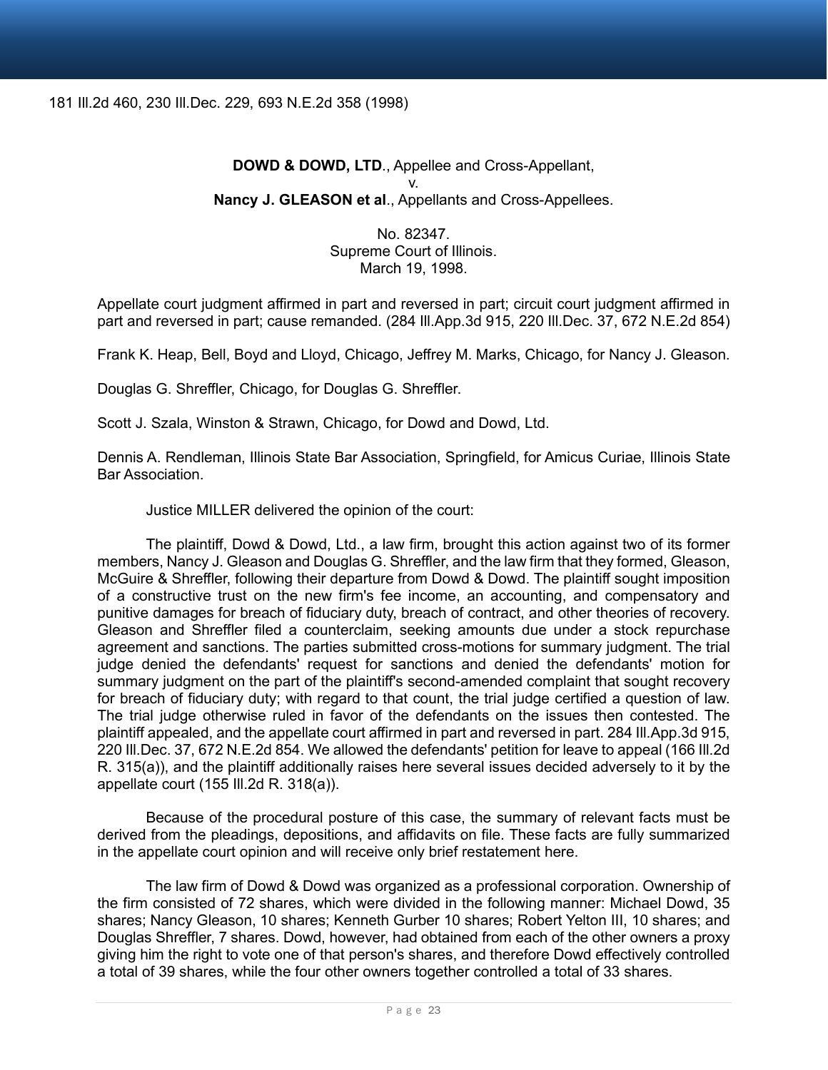181 Ill.2d 460, 230 Ill.Dec. 229, 693 N.E.2d 358 (1998)

**DOWD & DOWD, LTD**., Appellee and Cross-Appellant,
v.
**Nancy J. GLEASON et al**., Appellants and Cross-Appellees.

No. 82347.
Supreme Court of Illinois.
March 19, 1998.

Appellate court judgment affirmed in part and reversed in part; circuit court judgment affirmed in part and reversed in part; cause remanded. (284 Ill.App.3d 915, 220 Ill.Dec. 37, 672 N.E.2d 854)

Frank K. Heap, Bell, Boyd and Lloyd, Chicago, Jeffrey M. Marks, Chicago, for Nancy J. Gleason.

Douglas G. Shreffler, Chicago, for Douglas G. Shreffler.

Scott J. Szala, Winston & Strawn, Chicago, for Dowd and Dowd, Ltd.

Dennis A. Rendleman, Illinois State Bar Association, Springfield, for Amicus Curiae, Illinois State Bar Association.

Justice MILLER delivered the opinion of the court:

The plaintiff, Dowd & Dowd, Ltd., a law firm, brought this action against two of its former members, Nancy J. Gleason and Douglas G. Shreffler, and the law firm that they formed, Gleason, McGuire & Shreffler, following their departure from Dowd & Dowd. The plaintiff sought imposition of a constructive trust on the new firm's fee income, an accounting, and compensatory and punitive damages for breach of fiduciary duty, breach of contract, and other theories of recovery. Gleason and Shreffler filed a counterclaim, seeking amounts due under a stock repurchase agreement and sanctions. The parties submitted cross-motions for summary judgment. The trial judge denied the defendants' request for sanctions and denied the defendants' motion for summary judgment on the part of the plaintiff's second-amended complaint that sought recovery for breach of fiduciary duty; with regard to that count, the trial judge certified a question of law. The trial judge otherwise ruled in favor of the defendants on the issues then contested. The plaintiff appealed, and the appellate court affirmed in part and reversed in part. 284 Ill.App.3d 915, 220 Ill.Dec. 37, 672 N.E.2d 854. We allowed the defendants' petition for leave to appeal (166 Ill.2d R. 315(a)), and the plaintiff additionally raises here several issues decided adversely to it by the appellate court (155 Ill.2d R. 318(a)).

Because of the procedural posture of this case, the summary of relevant facts must be derived from the pleadings, depositions, and affidavits on file. These facts are fully summarized in the appellate court opinion and will receive only brief restatement here.

The law firm of Dowd & Dowd was organized as a professional corporation. Ownership of the firm consisted of 72 shares, which were divided in the following manner: Michael Dowd, 35 shares; Nancy Gleason, 10 shares; Kenneth Gurber 10 shares; Robert Yelton III, 10 shares; and Douglas Shreffler, 7 shares. Dowd, however, had obtained from each of the other owners a proxy giving him the right to vote one of that person's shares, and therefore Dowd effectively controlled a total of 39 shares, while the four other owners together controlled a total of 33 shares.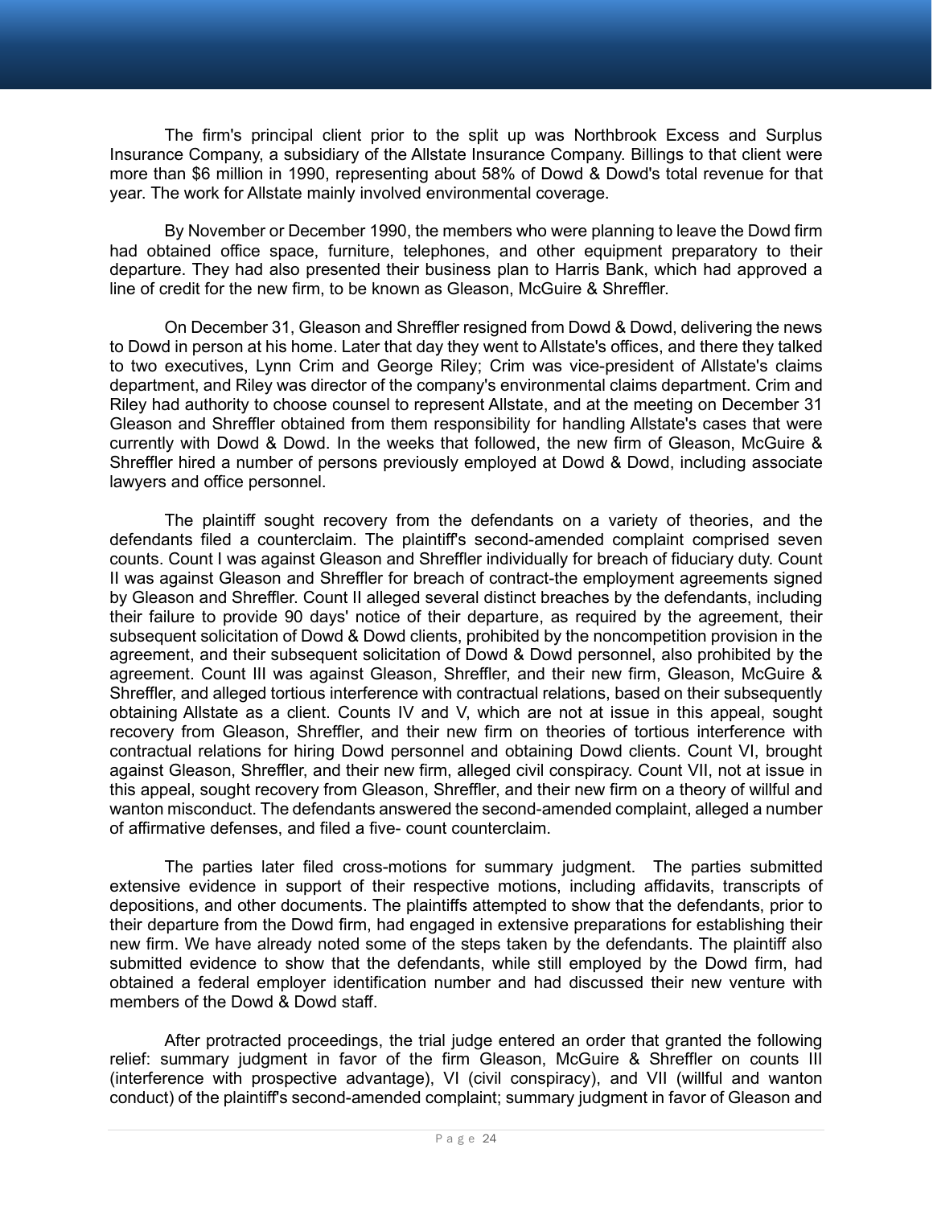The firm's principal client prior to the split up was Northbrook Excess and Surplus Insurance Company, a subsidiary of the Allstate Insurance Company. Billings to that client were more than $6 million in 1990, representing about 58% of Dowd & Dowd's total revenue for that year. The work for Allstate mainly involved environmental coverage.

By November or December 1990, the members who were planning to leave the Dowd firm had obtained office space, furniture, telephones, and other equipment preparatory to their departure. They had also presented their business plan to Harris Bank, which had approved a line of credit for the new firm, to be known as Gleason, McGuire & Shreffler.

On December 31, Gleason and Shreffler resigned from Dowd & Dowd, delivering the news to Dowd in person at his home. Later that day they went to Allstate's offices, and there they talked to two executives, Lynn Crim and George Riley; Crim was vice-president of Allstate's claims department, and Riley was director of the company's environmental claims department. Crim and Riley had authority to choose counsel to represent Allstate, and at the meeting on December 31 Gleason and Shreffler obtained from them responsibility for handling Allstate's cases that were currently with Dowd & Dowd. In the weeks that followed, the new firm of Gleason, McGuire & Shreffler hired a number of persons previously employed at Dowd & Dowd, including associate lawyers and office personnel.

The plaintiff sought recovery from the defendants on a variety of theories, and the defendants filed a counterclaim. The plaintiff's second-amended complaint comprised seven counts. Count I was against Gleason and Shreffler individually for breach of fiduciary duty. Count II was against Gleason and Shreffler for breach of contract-the employment agreements signed by Gleason and Shreffler. Count II alleged several distinct breaches by the defendants, including their failure to provide 90 days' notice of their departure, as required by the agreement, their subsequent solicitation of Dowd & Dowd clients, prohibited by the noncompetition provision in the agreement, and their subsequent solicitation of Dowd & Dowd personnel, also prohibited by the agreement. Count III was against Gleason, Shreffler, and their new firm, Gleason, McGuire & Shreffler, and alleged tortious interference with contractual relations, based on their subsequently obtaining Allstate as a client. Counts IV and V, which are not at issue in this appeal, sought recovery from Gleason, Shreffler, and their new firm on theories of tortious interference with contractual relations for hiring Dowd personnel and obtaining Dowd clients. Count VI, brought against Gleason, Shreffler, and their new firm, alleged civil conspiracy. Count VII, not at issue in this appeal, sought recovery from Gleason, Shreffler, and their new firm on a theory of willful and wanton misconduct. The defendants answered the second-amended complaint, alleged a number of affirmative defenses, and filed a five- count counterclaim.

The parties later filed cross-motions for summary judgment. The parties submitted extensive evidence in support of their respective motions, including affidavits, transcripts of depositions, and other documents. The plaintiffs attempted to show that the defendants, prior to their departure from the Dowd firm, had engaged in extensive preparations for establishing their new firm. We have already noted some of the steps taken by the defendants. The plaintiff also submitted evidence to show that the defendants, while still employed by the Dowd firm, had obtained a federal employer identification number and had discussed their new venture with members of the Dowd & Dowd staff.

After protracted proceedings, the trial judge entered an order that granted the following relief: summary judgment in favor of the firm Gleason, McGuire & Shreffler on counts III (interference with prospective advantage), VI (civil conspiracy), and VII (willful and wanton conduct) of the plaintiff's second-amended complaint; summary judgment in favor of Gleason and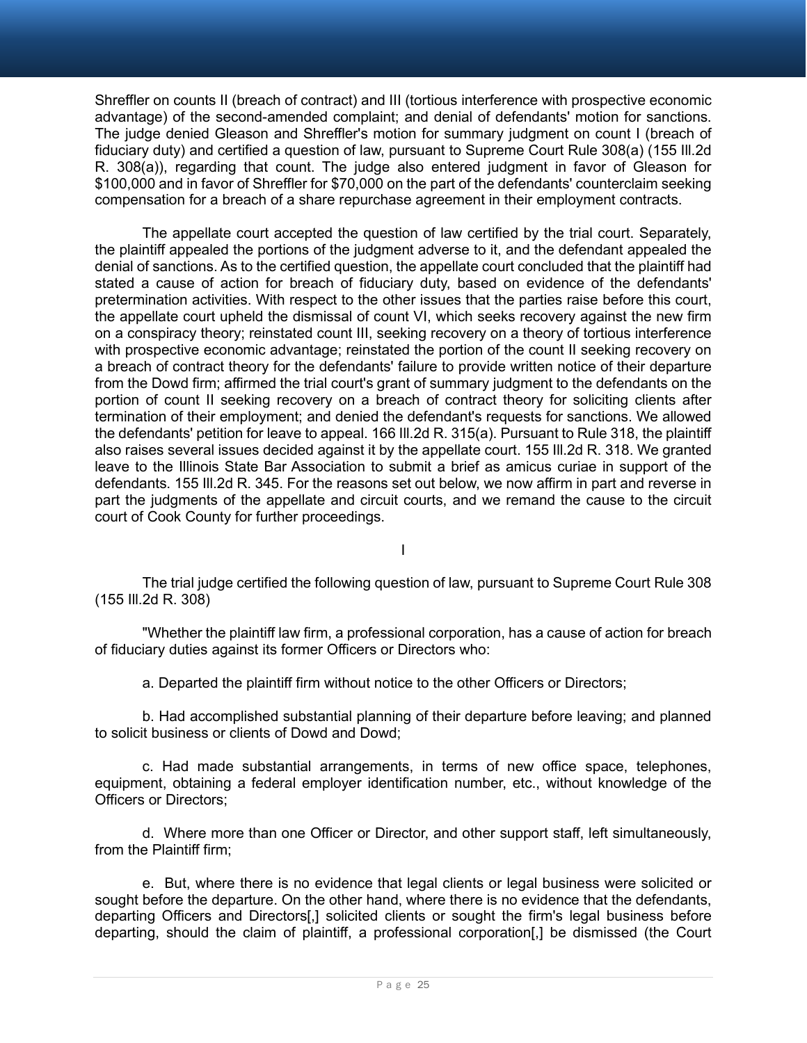Shreffler on counts II (breach of contract) and III (tortious interference with prospective economic advantage) of the second-amended complaint; and denial of defendants' motion for sanctions. The judge denied Gleason and Shreffler's motion for summary judgment on count I (breach of fiduciary duty) and certified a question of law, pursuant to Supreme Court Rule 308(a) (155 Ill.2d R. 308(a)), regarding that count. The judge also entered judgment in favor of Gleason for $100,000 and in favor of Shreffler for $70,000 on the part of the defendants' counterclaim seeking compensation for a breach of a share repurchase agreement in their employment contracts.

The appellate court accepted the question of law certified by the trial court. Separately, the plaintiff appealed the portions of the judgment adverse to it, and the defendant appealed the denial of sanctions. As to the certified question, the appellate court concluded that the plaintiff had stated a cause of action for breach of fiduciary duty, based on evidence of the defendants' pretermination activities. With respect to the other issues that the parties raise before this court, the appellate court upheld the dismissal of count VI, which seeks recovery against the new firm on a conspiracy theory; reinstated count III, seeking recovery on a theory of tortious interference with prospective economic advantage; reinstated the portion of the count II seeking recovery on a breach of contract theory for the defendants' failure to provide written notice of their departure from the Dowd firm; affirmed the trial court's grant of summary judgment to the defendants on the portion of count II seeking recovery on a breach of contract theory for soliciting clients after termination of their employment; and denied the defendant's requests for sanctions. We allowed the defendants' petition for leave to appeal. 166 Ill.2d R. 315(a). Pursuant to Rule 318, the plaintiff also raises several issues decided against it by the appellate court. 155 Ill.2d R. 318. We granted leave to the Illinois State Bar Association to submit a brief as amicus curiae in support of the defendants. 155 Ill.2d R. 345. For the reasons set out below, we now affirm in part and reverse in part the judgments of the appellate and circuit courts, and we remand the cause to the circuit court of Cook County for further proceedings.

I

The trial judge certified the following question of law, pursuant to Supreme Court Rule 308 (155 Ill.2d R. 308)

"Whether the plaintiff law firm, a professional corporation, has a cause of action for breach of fiduciary duties against its former Officers or Directors who:

a. Departed the plaintiff firm without notice to the other Officers or Directors;

b. Had accomplished substantial planning of their departure before leaving; and planned to solicit business or clients of Dowd and Dowd;

c. Had made substantial arrangements, in terms of new office space, telephones, equipment, obtaining a federal employer identification number, etc., without knowledge of the Officers or Directors;

d. Where more than one Officer or Director, and other support staff, left simultaneously, from the Plaintiff firm;

e. But, where there is no evidence that legal clients or legal business were solicited or sought before the departure. On the other hand, where there is no evidence that the defendants, departing Officers and Directors[,] solicited clients or sought the firm's legal business before departing, should the claim of plaintiff, a professional corporation[,] be dismissed (the Court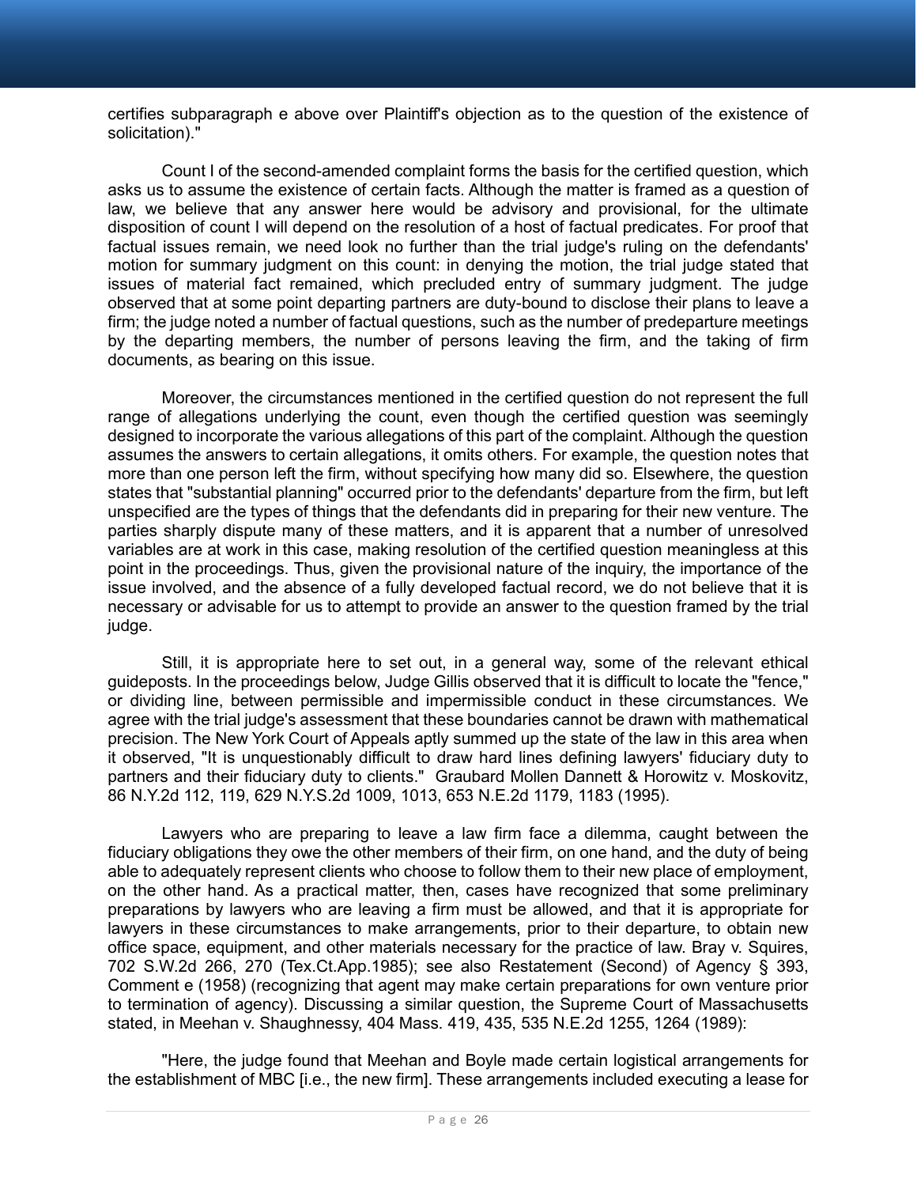certifies subparagraph e above over Plaintiff's objection as to the question of the existence of solicitation)."

Count I of the second-amended complaint forms the basis for the certified question, which asks us to assume the existence of certain facts. Although the matter is framed as a question of law, we believe that any answer here would be advisory and provisional, for the ultimate disposition of count I will depend on the resolution of a host of factual predicates. For proof that factual issues remain, we need look no further than the trial judge's ruling on the defendants' motion for summary judgment on this count: in denying the motion, the trial judge stated that issues of material fact remained, which precluded entry of summary judgment. The judge observed that at some point departing partners are duty-bound to disclose their plans to leave a firm; the judge noted a number of factual questions, such as the number of predeparture meetings by the departing members, the number of persons leaving the firm, and the taking of firm documents, as bearing on this issue.

Moreover, the circumstances mentioned in the certified question do not represent the full range of allegations underlying the count, even though the certified question was seemingly designed to incorporate the various allegations of this part of the complaint. Although the question assumes the answers to certain allegations, it omits others. For example, the question notes that more than one person left the firm, without specifying how many did so. Elsewhere, the question states that "substantial planning" occurred prior to the defendants' departure from the firm, but left unspecified are the types of things that the defendants did in preparing for their new venture. The parties sharply dispute many of these matters, and it is apparent that a number of unresolved variables are at work in this case, making resolution of the certified question meaningless at this point in the proceedings. Thus, given the provisional nature of the inquiry, the importance of the issue involved, and the absence of a fully developed factual record, we do not believe that it is necessary or advisable for us to attempt to provide an answer to the question framed by the trial judge.

Still, it is appropriate here to set out, in a general way, some of the relevant ethical guideposts. In the proceedings below, Judge Gillis observed that it is difficult to locate the "fence," or dividing line, between permissible and impermissible conduct in these circumstances. We agree with the trial judge's assessment that these boundaries cannot be drawn with mathematical precision. The New York Court of Appeals aptly summed up the state of the law in this area when it observed, "It is unquestionably difficult to draw hard lines defining lawyers' fiduciary duty to partners and their fiduciary duty to clients." Graubard Mollen Dannett & Horowitz v. Moskovitz, 86 N.Y.2d 112, 119, 629 N.Y.S.2d 1009, 1013, 653 N.E.2d 1179, 1183 (1995).

Lawyers who are preparing to leave a law firm face a dilemma, caught between the fiduciary obligations they owe the other members of their firm, on one hand, and the duty of being able to adequately represent clients who choose to follow them to their new place of employment, on the other hand. As a practical matter, then, cases have recognized that some preliminary preparations by lawyers who are leaving a firm must be allowed, and that it is appropriate for lawyers in these circumstances to make arrangements, prior to their departure, to obtain new office space, equipment, and other materials necessary for the practice of law. Bray v. Squires, 702 S.W.2d 266, 270 (Tex.Ct.App.1985); see also Restatement (Second) of Agency § 393, Comment e (1958) (recognizing that agent may make certain preparations for own venture prior to termination of agency). Discussing a similar question, the Supreme Court of Massachusetts stated, in Meehan v. Shaughnessy, 404 Mass. 419, 435, 535 N.E.2d 1255, 1264 (1989):

"Here, the judge found that Meehan and Boyle made certain logistical arrangements for the establishment of MBC [i.e., the new firm]. These arrangements included executing a lease for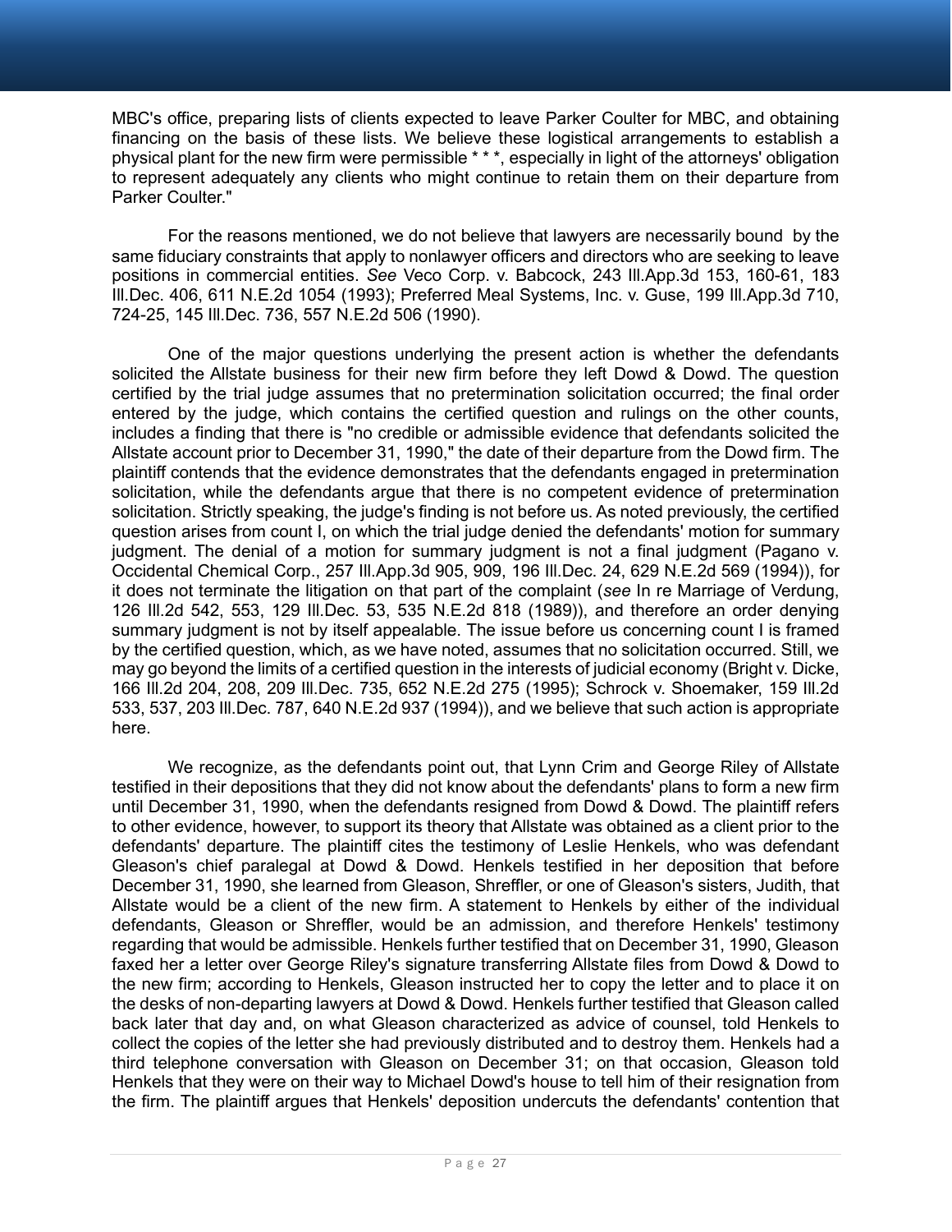MBC's office, preparing lists of clients expected to leave Parker Coulter for MBC, and obtaining financing on the basis of these lists. We believe these logistical arrangements to establish a physical plant for the new firm were permissible * * *, especially in light of the attorneys' obligation to represent adequately any clients who might continue to retain them on their departure from Parker Coulter."

For the reasons mentioned, we do not believe that lawyers are necessarily bound by the same fiduciary constraints that apply to nonlawyer officers and directors who are seeking to leave positions in commercial entities. *See* Veco Corp. v. Babcock, 243 Ill.App.3d 153, 160-61, 183 Ill.Dec. 406, 611 N.E.2d 1054 (1993); Preferred Meal Systems, Inc. v. Guse, 199 Ill.App.3d 710, 724-25, 145 Ill.Dec. 736, 557 N.E.2d 506 (1990).

One of the major questions underlying the present action is whether the defendants solicited the Allstate business for their new firm before they left Dowd & Dowd. The question certified by the trial judge assumes that no pretermination solicitation occurred; the final order entered by the judge, which contains the certified question and rulings on the other counts, includes a finding that there is "no credible or admissible evidence that defendants solicited the Allstate account prior to December 31, 1990," the date of their departure from the Dowd firm. The plaintiff contends that the evidence demonstrates that the defendants engaged in pretermination solicitation, while the defendants argue that there is no competent evidence of pretermination solicitation. Strictly speaking, the judge's finding is not before us. As noted previously, the certified question arises from count I, on which the trial judge denied the defendants' motion for summary judgment. The denial of a motion for summary judgment is not a final judgment (Pagano v. Occidental Chemical Corp., 257 Ill.App.3d 905, 909, 196 Ill.Dec. 24, 629 N.E.2d 569 (1994)), for it does not terminate the litigation on that part of the complaint (*see* In re Marriage of Verdung, 126 Ill.2d 542, 553, 129 Ill.Dec. 53, 535 N.E.2d 818 (1989)), and therefore an order denying summary judgment is not by itself appealable. The issue before us concerning count I is framed by the certified question, which, as we have noted, assumes that no solicitation occurred. Still, we may go beyond the limits of a certified question in the interests of judicial economy (Bright v. Dicke, 166 Ill.2d 204, 208, 209 Ill.Dec. 735, 652 N.E.2d 275 (1995); Schrock v. Shoemaker, 159 Ill.2d 533, 537, 203 Ill.Dec. 787, 640 N.E.2d 937 (1994)), and we believe that such action is appropriate here.

We recognize, as the defendants point out, that Lynn Crim and George Riley of Allstate testified in their depositions that they did not know about the defendants' plans to form a new firm until December 31, 1990, when the defendants resigned from Dowd & Dowd. The plaintiff refers to other evidence, however, to support its theory that Allstate was obtained as a client prior to the defendants' departure. The plaintiff cites the testimony of Leslie Henkels, who was defendant Gleason's chief paralegal at Dowd & Dowd. Henkels testified in her deposition that before December 31, 1990, she learned from Gleason, Shreffler, or one of Gleason's sisters, Judith, that Allstate would be a client of the new firm. A statement to Henkels by either of the individual defendants, Gleason or Shreffler, would be an admission, and therefore Henkels' testimony regarding that would be admissible. Henkels further testified that on December 31, 1990, Gleason faxed her a letter over George Riley's signature transferring Allstate files from Dowd & Dowd to the new firm; according to Henkels, Gleason instructed her to copy the letter and to place it on the desks of non-departing lawyers at Dowd & Dowd. Henkels further testified that Gleason called back later that day and, on what Gleason characterized as advice of counsel, told Henkels to collect the copies of the letter she had previously distributed and to destroy them. Henkels had a third telephone conversation with Gleason on December 31; on that occasion, Gleason told Henkels that they were on their way to Michael Dowd's house to tell him of their resignation from the firm. The plaintiff argues that Henkels' deposition undercuts the defendants' contention that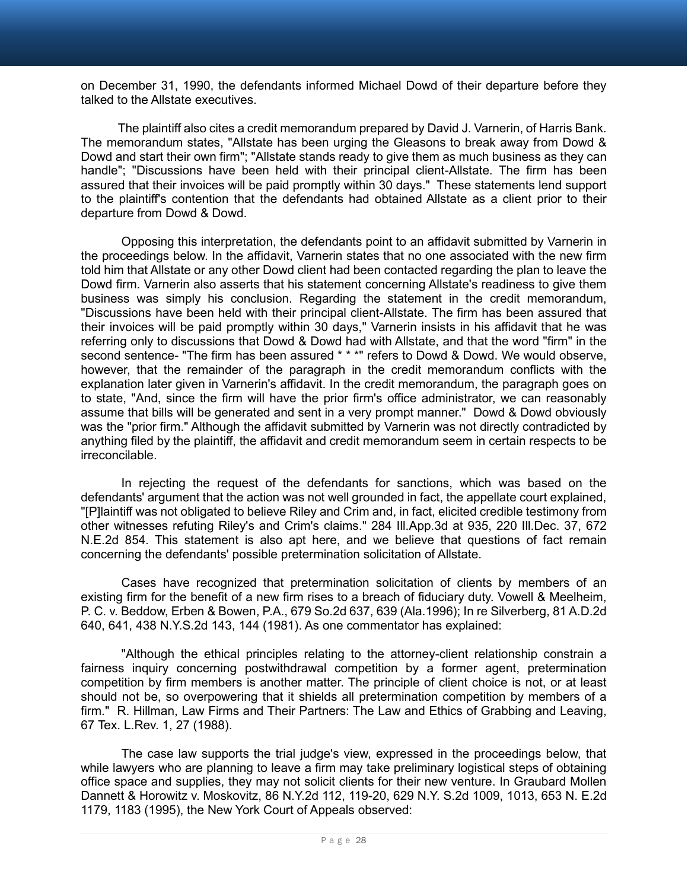on December 31, 1990, the defendants informed Michael Dowd of their departure before they talked to the Allstate executives.

The plaintiff also cites a credit memorandum prepared by David J. Varnerin, of Harris Bank. The memorandum states, "Allstate has been urging the Gleasons to break away from Dowd & Dowd and start their own firm"; "Allstate stands ready to give them as much business as they can handle"; "Discussions have been held with their principal client-Allstate. The firm has been assured that their invoices will be paid promptly within 30 days." These statements lend support to the plaintiff's contention that the defendants had obtained Allstate as a client prior to their departure from Dowd & Dowd.

Opposing this interpretation, the defendants point to an affidavit submitted by Varnerin in the proceedings below. In the affidavit, Varnerin states that no one associated with the new firm told him that Allstate or any other Dowd client had been contacted regarding the plan to leave the Dowd firm. Varnerin also asserts that his statement concerning Allstate's readiness to give them business was simply his conclusion. Regarding the statement in the credit memorandum, "Discussions have been held with their principal client-Allstate. The firm has been assured that their invoices will be paid promptly within 30 days," Varnerin insists in his affidavit that he was referring only to discussions that Dowd & Dowd had with Allstate, and that the word "firm" in the second sentence- "The firm has been assured * * *" refers to Dowd & Dowd. We would observe, however, that the remainder of the paragraph in the credit memorandum conflicts with the explanation later given in Varnerin's affidavit. In the credit memorandum, the paragraph goes on to state, "And, since the firm will have the prior firm's office administrator, we can reasonably assume that bills will be generated and sent in a very prompt manner." Dowd & Dowd obviously was the "prior firm." Although the affidavit submitted by Varnerin was not directly contradicted by anything filed by the plaintiff, the affidavit and credit memorandum seem in certain respects to be irreconcilable.

In rejecting the request of the defendants for sanctions, which was based on the defendants' argument that the action was not well grounded in fact, the appellate court explained, "[P]laintiff was not obligated to believe Riley and Crim and, in fact, elicited credible testimony from other witnesses refuting Riley's and Crim's claims." 284 Ill.App.3d at 935, 220 Ill.Dec. 37, 672 N.E.2d 854. This statement is also apt here, and we believe that questions of fact remain concerning the defendants' possible pretermination solicitation of Allstate.

Cases have recognized that pretermination solicitation of clients by members of an existing firm for the benefit of a new firm rises to a breach of fiduciary duty. Vowell & Meelheim, P. C. v. Beddow, Erben & Bowen, P.A., 679 So.2d 637, 639 (Ala.1996); In re Silverberg, 81 A.D.2d 640, 641, 438 N.Y.S.2d 143, 144 (1981). As one commentator has explained:

"Although the ethical principles relating to the attorney-client relationship constrain a fairness inquiry concerning postwithdrawal competition by a former agent, pretermination competition by firm members is another matter. The principle of client choice is not, or at least should not be, so overpowering that it shields all pretermination competition by members of a firm." R. Hillman, Law Firms and Their Partners: The Law and Ethics of Grabbing and Leaving, 67 Tex. L.Rev. 1, 27 (1988).

The case law supports the trial judge's view, expressed in the proceedings below, that while lawyers who are planning to leave a firm may take preliminary logistical steps of obtaining office space and supplies, they may not solicit clients for their new venture. In Graubard Mollen Dannett & Horowitz v. Moskovitz, 86 N.Y.2d 112, 119-20, 629 N.Y. S.2d 1009, 1013, 653 N. E.2d 1179, 1183 (1995), the New York Court of Appeals observed: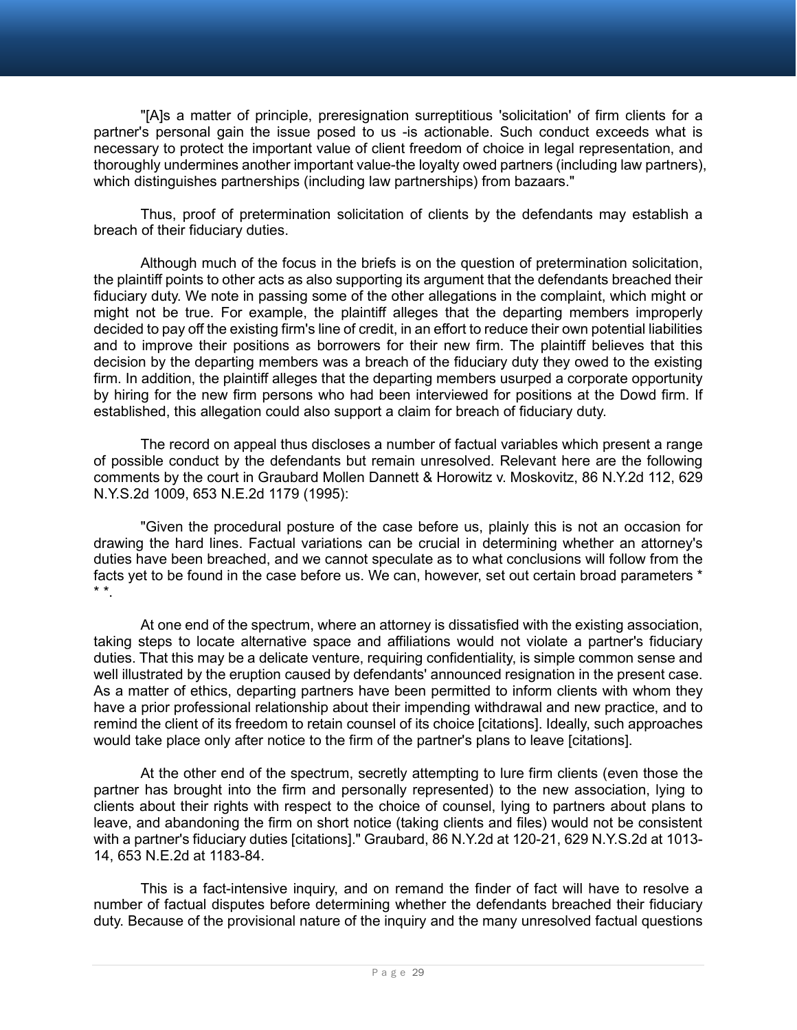"[A]s a matter of principle, preresignation surreptitious 'solicitation' of firm clients for a partner's personal gain the issue posed to us -is actionable. Such conduct exceeds what is necessary to protect the important value of client freedom of choice in legal representation, and thoroughly undermines another important value-the loyalty owed partners (including law partners), which distinguishes partnerships (including law partnerships) from bazaars."

Thus, proof of pretermination solicitation of clients by the defendants may establish a breach of their fiduciary duties.

Although much of the focus in the briefs is on the question of pretermination solicitation, the plaintiff points to other acts as also supporting its argument that the defendants breached their fiduciary duty. We note in passing some of the other allegations in the complaint, which might or might not be true. For example, the plaintiff alleges that the departing members improperly decided to pay off the existing firm's line of credit, in an effort to reduce their own potential liabilities and to improve their positions as borrowers for their new firm. The plaintiff believes that this decision by the departing members was a breach of the fiduciary duty they owed to the existing firm. In addition, the plaintiff alleges that the departing members usurped a corporate opportunity by hiring for the new firm persons who had been interviewed for positions at the Dowd firm. If established, this allegation could also support a claim for breach of fiduciary duty.

The record on appeal thus discloses a number of factual variables which present a range of possible conduct by the defendants but remain unresolved. Relevant here are the following comments by the court in Graubard Mollen Dannett & Horowitz v. Moskovitz, 86 N.Y.2d 112, 629 N.Y.S.2d 1009, 653 N.E.2d 1179 (1995):

"Given the procedural posture of the case before us, plainly this is not an occasion for drawing the hard lines. Factual variations can be crucial in determining whether an attorney's duties have been breached, and we cannot speculate as to what conclusions will follow from the facts yet to be found in the case before us. We can, however, set out certain broad parameters * * *.

At one end of the spectrum, where an attorney is dissatisfied with the existing association, taking steps to locate alternative space and affiliations would not violate a partner's fiduciary duties. That this may be a delicate venture, requiring confidentiality, is simple common sense and well illustrated by the eruption caused by defendants' announced resignation in the present case. As a matter of ethics, departing partners have been permitted to inform clients with whom they have a prior professional relationship about their impending withdrawal and new practice, and to remind the client of its freedom to retain counsel of its choice [citations]. Ideally, such approaches would take place only after notice to the firm of the partner's plans to leave [citations].

At the other end of the spectrum, secretly attempting to lure firm clients (even those the partner has brought into the firm and personally represented) to the new association, lying to clients about their rights with respect to the choice of counsel, lying to partners about plans to leave, and abandoning the firm on short notice (taking clients and files) would not be consistent with a partner's fiduciary duties [citations]." Graubard, 86 N.Y.2d at 120-21, 629 N.Y.S.2d at 1013-14, 653 N.E.2d at 1183-84.

This is a fact-intensive inquiry, and on remand the finder of fact will have to resolve a number of factual disputes before determining whether the defendants breached their fiduciary duty. Because of the provisional nature of the inquiry and the many unresolved factual questions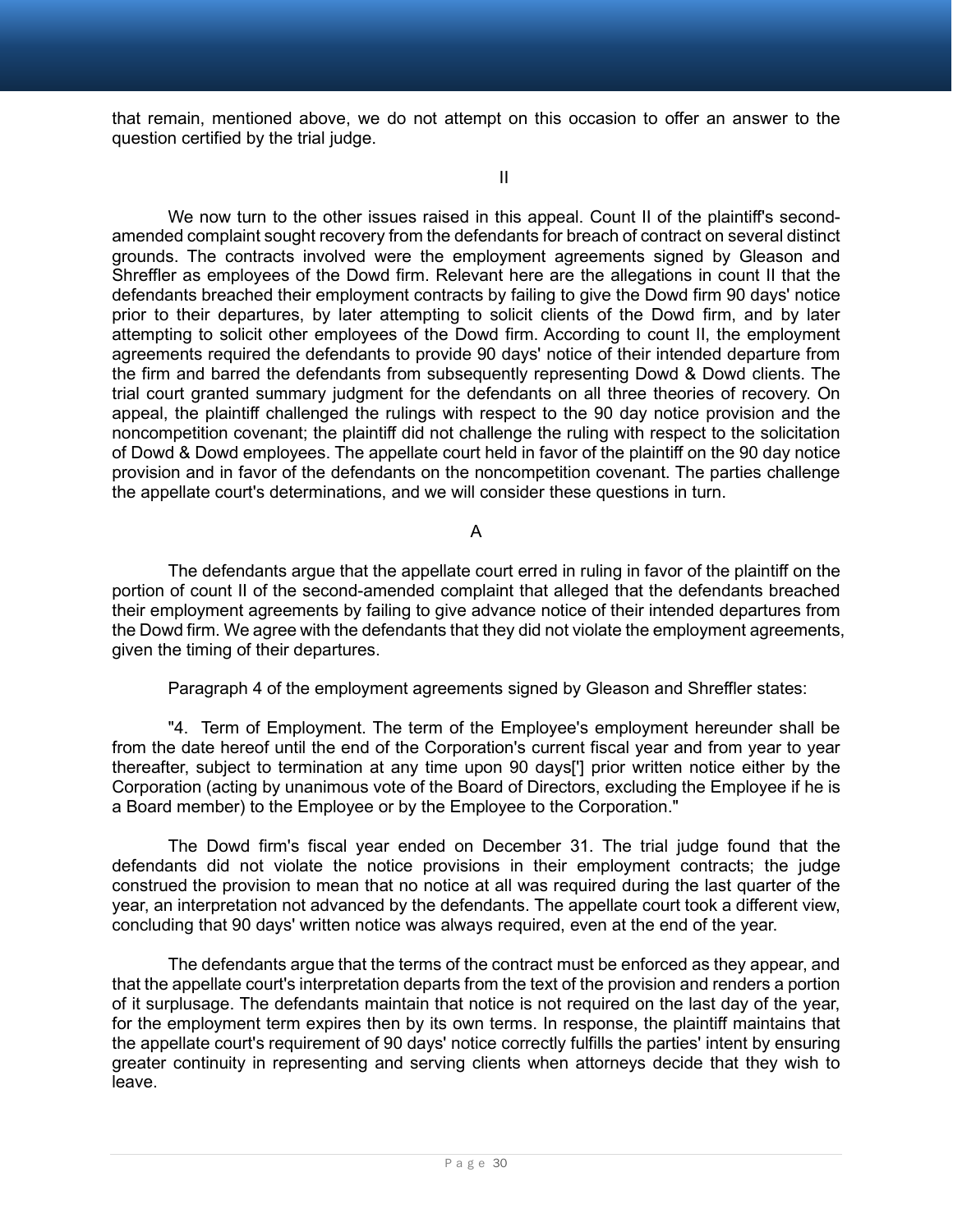that remain, mentioned above, we do not attempt on this occasion to offer an answer to the question certified by the trial judge.

## II

We now turn to the other issues raised in this appeal. Count II of the plaintiff's second-amended complaint sought recovery from the defendants for breach of contract on several distinct grounds. The contracts involved were the employment agreements signed by Gleason and Shreffler as employees of the Dowd firm. Relevant here are the allegations in count II that the defendants breached their employment contracts by failing to give the Dowd firm 90 days' notice prior to their departures, by later attempting to solicit clients of the Dowd firm, and by later attempting to solicit other employees of the Dowd firm. According to count II, the employment agreements required the defendants to provide 90 days' notice of their intended departure from the firm and barred the defendants from subsequently representing Dowd & Dowd clients. The trial court granted summary judgment for the defendants on all three theories of recovery. On appeal, the plaintiff challenged the rulings with respect to the 90 day notice provision and the noncompetition covenant; the plaintiff did not challenge the ruling with respect to the solicitation of Dowd & Dowd employees. The appellate court held in favor of the plaintiff on the 90 day notice provision and in favor of the defendants on the noncompetition covenant. The parties challenge the appellate court's determinations, and we will consider these questions in turn.

### A

The defendants argue that the appellate court erred in ruling in favor of the plaintiff on the portion of count II of the second-amended complaint that alleged that the defendants breached their employment agreements by failing to give advance notice of their intended departures from the Dowd firm. We agree with the defendants that they did not violate the employment agreements, given the timing of their departures.

Paragraph 4 of the employment agreements signed by Gleason and Shreffler states:

"4. Term of Employment. The term of the Employee's employment hereunder shall be from the date hereof until the end of the Corporation's current fiscal year and from year to year thereafter, subject to termination at any time upon 90 days['] prior written notice either by the Corporation (acting by unanimous vote of the Board of Directors, excluding the Employee if he is a Board member) to the Employee or by the Employee to the Corporation."

The Dowd firm's fiscal year ended on December 31. The trial judge found that the defendants did not violate the notice provisions in their employment contracts; the judge construed the provision to mean that no notice at all was required during the last quarter of the year, an interpretation not advanced by the defendants. The appellate court took a different view, concluding that 90 days' written notice was always required, even at the end of the year.

The defendants argue that the terms of the contract must be enforced as they appear, and that the appellate court's interpretation departs from the text of the provision and renders a portion of it surplusage. The defendants maintain that notice is not required on the last day of the year, for the employment term expires then by its own terms. In response, the plaintiff maintains that the appellate court's requirement of 90 days' notice correctly fulfills the parties' intent by ensuring greater continuity in representing and serving clients when attorneys decide that they wish to leave.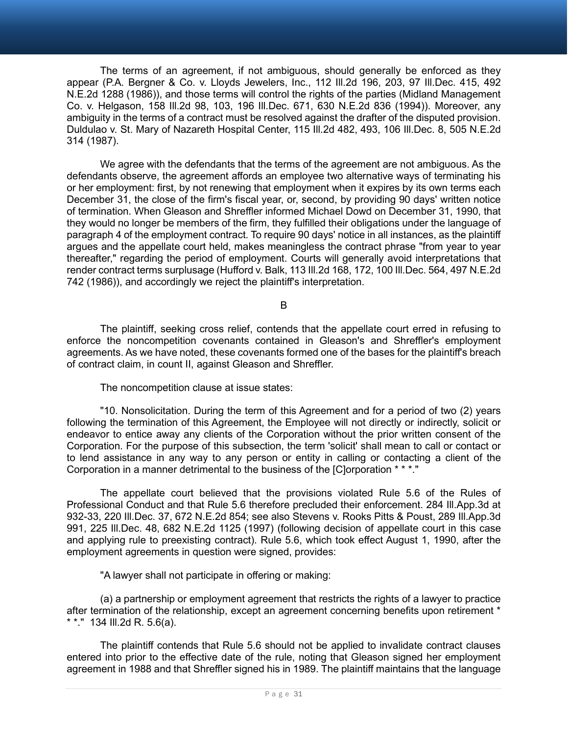The terms of an agreement, if not ambiguous, should generally be enforced as they appear (P.A. Bergner & Co. v. Lloyds Jewelers, Inc., 112 Ill.2d 196, 203, 97 Ill.Dec. 415, 492 N.E.2d 1288 (1986)), and those terms will control the rights of the parties (Midland Management Co. v. Helgason, 158 Ill.2d 98, 103, 196 Ill.Dec. 671, 630 N.E.2d 836 (1994)). Moreover, any ambiguity in the terms of a contract must be resolved against the drafter of the disputed provision. Duldulao v. St. Mary of Nazareth Hospital Center, 115 Ill.2d 482, 493, 106 Ill.Dec. 8, 505 N.E.2d 314 (1987).

We agree with the defendants that the terms of the agreement are not ambiguous. As the defendants observe, the agreement affords an employee two alternative ways of terminating his or her employment: first, by not renewing that employment when it expires by its own terms each December 31, the close of the firm's fiscal year, or, second, by providing 90 days' written notice of termination. When Gleason and Shreffler informed Michael Dowd on December 31, 1990, that they would no longer be members of the firm, they fulfilled their obligations under the language of paragraph 4 of the employment contract. To require 90 days' notice in all instances, as the plaintiff argues and the appellate court held, makes meaningless the contract phrase "from year to year thereafter," regarding the period of employment. Courts will generally avoid interpretations that render contract terms surplusage (Hufford v. Balk, 113 Ill.2d 168, 172, 100 Ill.Dec. 564, 497 N.E.2d 742 (1986)), and accordingly we reject the plaintiff's interpretation.

B

The plaintiff, seeking cross relief, contends that the appellate court erred in refusing to enforce the noncompetition covenants contained in Gleason's and Shreffler's employment agreements. As we have noted, these covenants formed one of the bases for the plaintiff's breach of contract claim, in count II, against Gleason and Shreffler.

The noncompetition clause at issue states:

"10. Nonsolicitation. During the term of this Agreement and for a period of two (2) years following the termination of this Agreement, the Employee will not directly or indirectly, solicit or endeavor to entice away any clients of the Corporation without the prior written consent of the Corporation. For the purpose of this subsection, the term 'solicit' shall mean to call or contact or to lend assistance in any way to any person or entity in calling or contacting a client of the Corporation in a manner detrimental to the business of the [C]orporation * * *."

The appellate court believed that the provisions violated Rule 5.6 of the Rules of Professional Conduct and that Rule 5.6 therefore precluded their enforcement. 284 Ill.App.3d at 932-33, 220 Ill.Dec. 37, 672 N.E.2d 854; see also Stevens v. Rooks Pitts & Poust, 289 Ill.App.3d 991, 225 Ill.Dec. 48, 682 N.E.2d 1125 (1997) (following decision of appellate court in this case and applying rule to preexisting contract). Rule 5.6, which took effect August 1, 1990, after the employment agreements in question were signed, provides:

"A lawyer shall not participate in offering or making:

(a) a partnership or employment agreement that restricts the rights of a lawyer to practice after termination of the relationship, except an agreement concerning benefits upon retirement * * *." 134 Ill.2d R. 5.6(a).

The plaintiff contends that Rule 5.6 should not be applied to invalidate contract clauses entered into prior to the effective date of the rule, noting that Gleason signed her employment agreement in 1988 and that Shreffler signed his in 1989. The plaintiff maintains that the language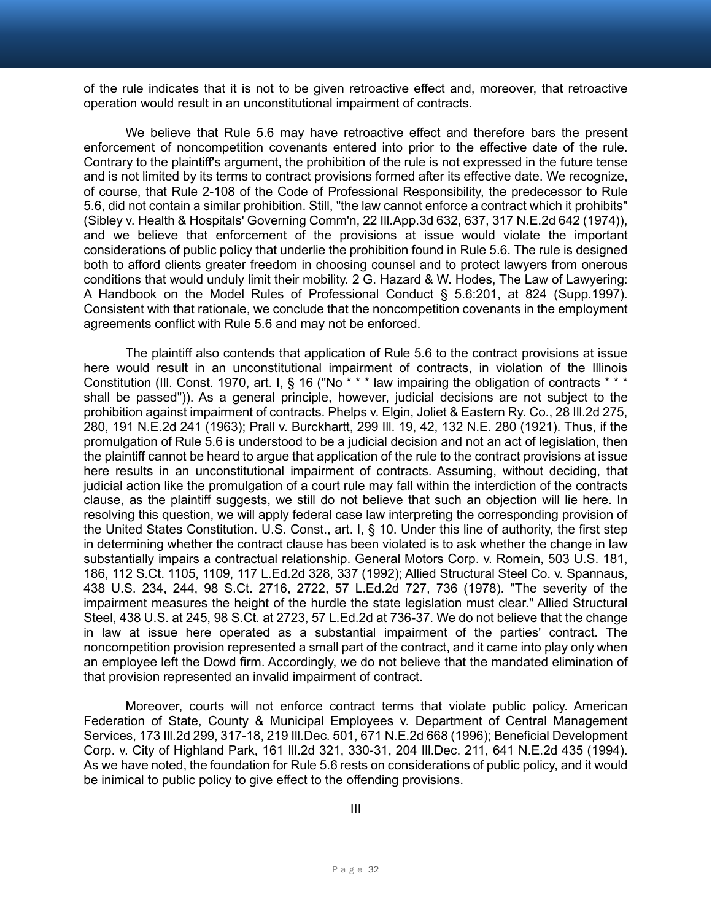of the rule indicates that it is not to be given retroactive effect and, moreover, that retroactive operation would result in an unconstitutional impairment of contracts.

We believe that Rule 5.6 may have retroactive effect and therefore bars the present enforcement of noncompetition covenants entered into prior to the effective date of the rule. Contrary to the plaintiff's argument, the prohibition of the rule is not expressed in the future tense and is not limited by its terms to contract provisions formed after its effective date. We recognize, of course, that Rule 2-108 of the Code of Professional Responsibility, the predecessor to Rule 5.6, did not contain a similar prohibition. Still, "the law cannot enforce a contract which it prohibits" (Sibley v. Health & Hospitals' Governing Comm'n, 22 Ill.App.3d 632, 637, 317 N.E.2d 642 (1974)), and we believe that enforcement of the provisions at issue would violate the important considerations of public policy that underlie the prohibition found in Rule 5.6. The rule is designed both to afford clients greater freedom in choosing counsel and to protect lawyers from onerous conditions that would unduly limit their mobility. 2 G. Hazard & W. Hodes, The Law of Lawyering: A Handbook on the Model Rules of Professional Conduct § 5.6:201, at 824 (Supp.1997). Consistent with that rationale, we conclude that the noncompetition covenants in the employment agreements conflict with Rule 5.6 and may not be enforced.

The plaintiff also contends that application of Rule 5.6 to the contract provisions at issue here would result in an unconstitutional impairment of contracts, in violation of the Illinois Constitution (Ill. Const. 1970, art. I, § 16 ("No * * * law impairing the obligation of contracts * * * shall be passed")). As a general principle, however, judicial decisions are not subject to the prohibition against impairment of contracts. Phelps v. Elgin, Joliet & Eastern Ry. Co., 28 Ill.2d 275, 280, 191 N.E.2d 241 (1963); Prall v. Burckhartt, 299 Ill. 19, 42, 132 N.E. 280 (1921). Thus, if the promulgation of Rule 5.6 is understood to be a judicial decision and not an act of legislation, then the plaintiff cannot be heard to argue that application of the rule to the contract provisions at issue here results in an unconstitutional impairment of contracts. Assuming, without deciding, that judicial action like the promulgation of a court rule may fall within the interdiction of the contracts clause, as the plaintiff suggests, we still do not believe that such an objection will lie here. In resolving this question, we will apply federal case law interpreting the corresponding provision of the United States Constitution. U.S. Const., art. I, § 10. Under this line of authority, the first step in determining whether the contract clause has been violated is to ask whether the change in law substantially impairs a contractual relationship. General Motors Corp. v. Romein, 503 U.S. 181, 186, 112 S.Ct. 1105, 1109, 117 L.Ed.2d 328, 337 (1992); Allied Structural Steel Co. v. Spannaus, 438 U.S. 234, 244, 98 S.Ct. 2716, 2722, 57 L.Ed.2d 727, 736 (1978). "The severity of the impairment measures the height of the hurdle the state legislation must clear." Allied Structural Steel, 438 U.S. at 245, 98 S.Ct. at 2723, 57 L.Ed.2d at 736-37. We do not believe that the change in law at issue here operated as a substantial impairment of the parties' contract. The noncompetition provision represented a small part of the contract, and it came into play only when an employee left the Dowd firm. Accordingly, we do not believe that the mandated elimination of that provision represented an invalid impairment of contract.

Moreover, courts will not enforce contract terms that violate public policy. American Federation of State, County & Municipal Employees v. Department of Central Management Services, 173 Ill.2d 299, 317-18, 219 Ill.Dec. 501, 671 N.E.2d 668 (1996); Beneficial Development Corp. v. City of Highland Park, 161 Ill.2d 321, 330-31, 204 Ill.Dec. 211, 641 N.E.2d 435 (1994). As we have noted, the foundation for Rule 5.6 rests on considerations of public policy, and it would be inimical to public policy to give effect to the offending provisions.

III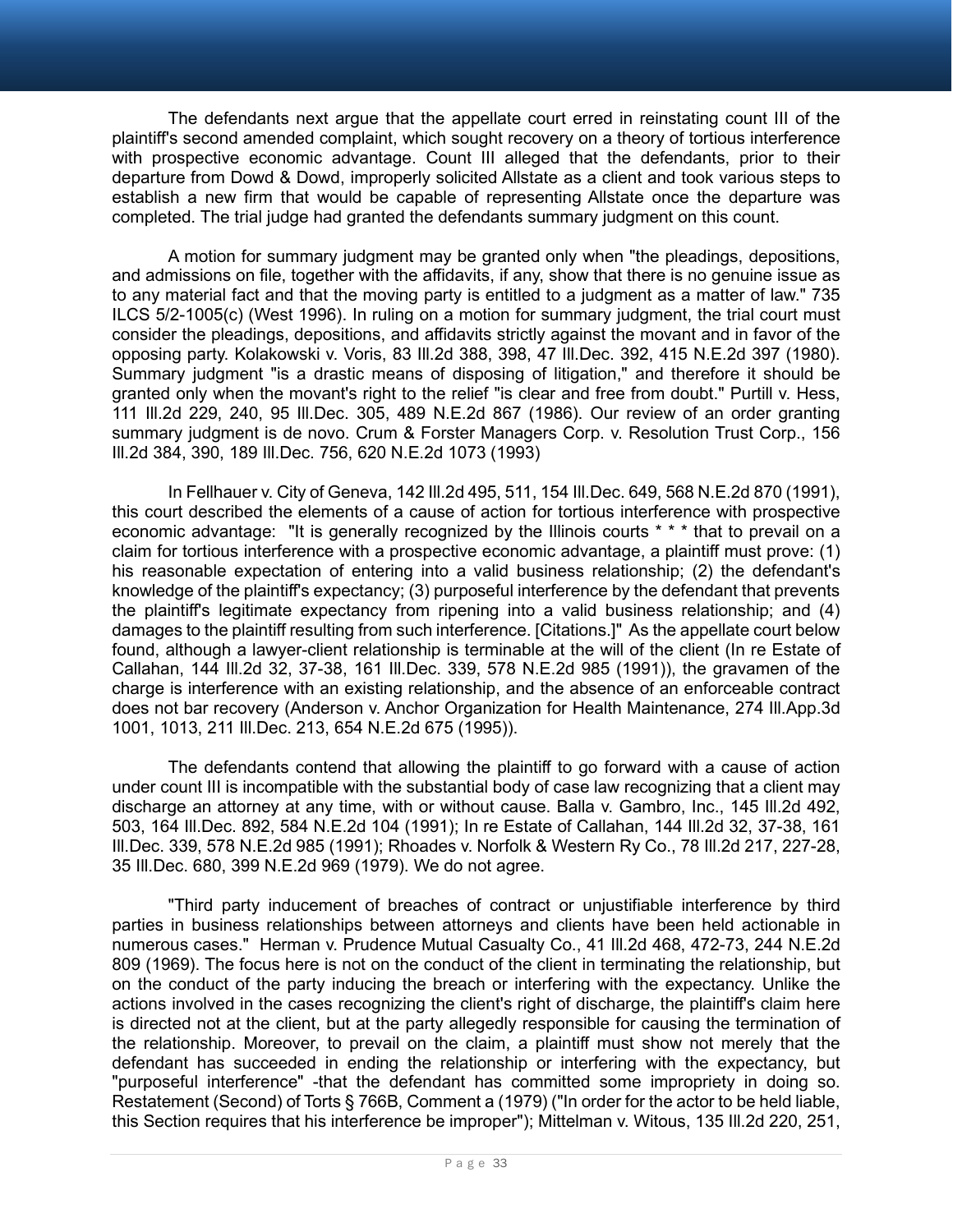The defendants next argue that the appellate court erred in reinstating count III of the plaintiff's second amended complaint, which sought recovery on a theory of tortious interference with prospective economic advantage. Count III alleged that the defendants, prior to their departure from Dowd & Dowd, improperly solicited Allstate as a client and took various steps to establish a new firm that would be capable of representing Allstate once the departure was completed. The trial judge had granted the defendants summary judgment on this count.

A motion for summary judgment may be granted only when "the pleadings, depositions, and admissions on file, together with the affidavits, if any, show that there is no genuine issue as to any material fact and that the moving party is entitled to a judgment as a matter of law." 735 ILCS 5/2-1005(c) (West 1996). In ruling on a motion for summary judgment, the trial court must consider the pleadings, depositions, and affidavits strictly against the movant and in favor of the opposing party. Kolakowski v. Voris, 83 Ill.2d 388, 398, 47 Ill.Dec. 392, 415 N.E.2d 397 (1980). Summary judgment "is a drastic means of disposing of litigation," and therefore it should be granted only when the movant's right to the relief "is clear and free from doubt." Purtill v. Hess, 111 Ill.2d 229, 240, 95 Ill.Dec. 305, 489 N.E.2d 867 (1986). Our review of an order granting summary judgment is de novo. Crum & Forster Managers Corp. v. Resolution Trust Corp., 156 Ill.2d 384, 390, 189 Ill.Dec. 756, 620 N.E.2d 1073 (1993)

In Fellhauer v. City of Geneva, 142 Ill.2d 495, 511, 154 Ill.Dec. 649, 568 N.E.2d 870 (1991), this court described the elements of a cause of action for tortious interference with prospective economic advantage: "It is generally recognized by the Illinois courts * * * that to prevail on a claim for tortious interference with a prospective economic advantage, a plaintiff must prove: (1) his reasonable expectation of entering into a valid business relationship; (2) the defendant's knowledge of the plaintiff's expectancy; (3) purposeful interference by the defendant that prevents the plaintiff's legitimate expectancy from ripening into a valid business relationship; and (4) damages to the plaintiff resulting from such interference. [Citations.]" As the appellate court below found, although a lawyer-client relationship is terminable at the will of the client (In re Estate of Callahan, 144 Ill.2d 32, 37-38, 161 Ill.Dec. 339, 578 N.E.2d 985 (1991)), the gravamen of the charge is interference with an existing relationship, and the absence of an enforceable contract does not bar recovery (Anderson v. Anchor Organization for Health Maintenance, 274 Ill.App.3d 1001, 1013, 211 Ill.Dec. 213, 654 N.E.2d 675 (1995)).

The defendants contend that allowing the plaintiff to go forward with a cause of action under count III is incompatible with the substantial body of case law recognizing that a client may discharge an attorney at any time, with or without cause. Balla v. Gambro, Inc., 145 Ill.2d 492, 503, 164 Ill.Dec. 892, 584 N.E.2d 104 (1991); In re Estate of Callahan, 144 Ill.2d 32, 37-38, 161 Ill.Dec. 339, 578 N.E.2d 985 (1991); Rhoades v. Norfolk & Western Ry Co., 78 Ill.2d 217, 227-28, 35 Ill.Dec. 680, 399 N.E.2d 969 (1979). We do not agree.

"Third party inducement of breaches of contract or unjustifiable interference by third parties in business relationships between attorneys and clients have been held actionable in numerous cases." Herman v. Prudence Mutual Casualty Co., 41 Ill.2d 468, 472-73, 244 N.E.2d 809 (1969). The focus here is not on the conduct of the client in terminating the relationship, but on the conduct of the party inducing the breach or interfering with the expectancy. Unlike the actions involved in the cases recognizing the client's right of discharge, the plaintiff's claim here is directed not at the client, but at the party allegedly responsible for causing the termination of the relationship. Moreover, to prevail on the claim, a plaintiff must show not merely that the defendant has succeeded in ending the relationship or interfering with the expectancy, but "purposeful interference" -that the defendant has committed some impropriety in doing so. Restatement (Second) of Torts § 766B, Comment a (1979) ("In order for the actor to be held liable, this Section requires that his interference be improper"); Mittelman v. Witous, 135 Ill.2d 220, 251,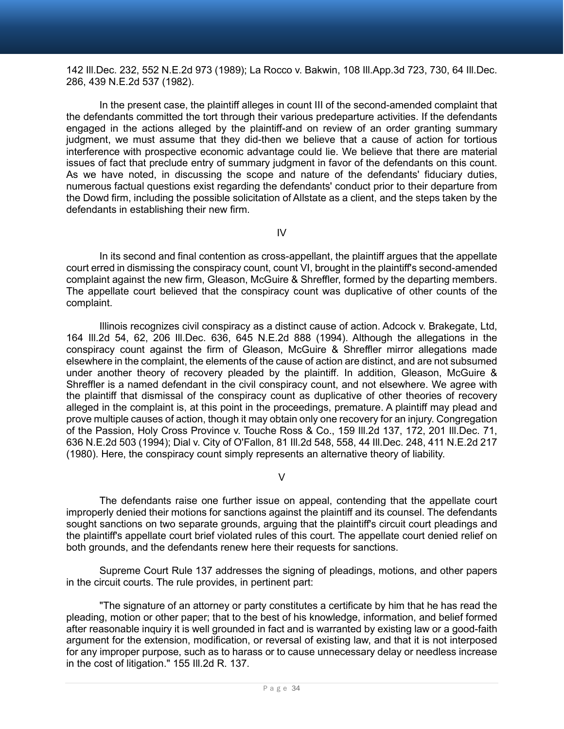142 Ill.Dec. 232, 552 N.E.2d 973 (1989); La Rocco v. Bakwin, 108 Ill.App.3d 723, 730, 64 Ill.Dec. 286, 439 N.E.2d 537 (1982).

In the present case, the plaintiff alleges in count III of the second-amended complaint that the defendants committed the tort through their various predeparture activities. If the defendants engaged in the actions alleged by the plaintiff-and on review of an order granting summary judgment, we must assume that they did-then we believe that a cause of action for tortious interference with prospective economic advantage could lie. We believe that there are material issues of fact that preclude entry of summary judgment in favor of the defendants on this count. As we have noted, in discussing the scope and nature of the defendants' fiduciary duties, numerous factual questions exist regarding the defendants' conduct prior to their departure from the Dowd firm, including the possible solicitation of Allstate as a client, and the steps taken by the defendants in establishing their new firm.

IV

In its second and final contention as cross-appellant, the plaintiff argues that the appellate court erred in dismissing the conspiracy count, count VI, brought in the plaintiff's second-amended complaint against the new firm, Gleason, McGuire & Shreffler, formed by the departing members. The appellate court believed that the conspiracy count was duplicative of other counts of the complaint.

Illinois recognizes civil conspiracy as a distinct cause of action. Adcock v. Brakegate, Ltd, 164 Ill.2d 54, 62, 206 Ill.Dec. 636, 645 N.E.2d 888 (1994). Although the allegations in the conspiracy count against the firm of Gleason, McGuire & Shreffler mirror allegations made elsewhere in the complaint, the elements of the cause of action are distinct, and are not subsumed under another theory of recovery pleaded by the plaintiff. In addition, Gleason, McGuire & Shreffler is a named defendant in the civil conspiracy count, and not elsewhere. We agree with the plaintiff that dismissal of the conspiracy count as duplicative of other theories of recovery alleged in the complaint is, at this point in the proceedings, premature. A plaintiff may plead and prove multiple causes of action, though it may obtain only one recovery for an injury. Congregation of the Passion, Holy Cross Province v. Touche Ross & Co., 159 Ill.2d 137, 172, 201 Ill.Dec. 71, 636 N.E.2d 503 (1994); Dial v. City of O'Fallon, 81 Ill.2d 548, 558, 44 Ill.Dec. 248, 411 N.E.2d 217 (1980). Here, the conspiracy count simply represents an alternative theory of liability.

V

The defendants raise one further issue on appeal, contending that the appellate court improperly denied their motions for sanctions against the plaintiff and its counsel. The defendants sought sanctions on two separate grounds, arguing that the plaintiff's circuit court pleadings and the plaintiff's appellate court brief violated rules of this court. The appellate court denied relief on both grounds, and the defendants renew here their requests for sanctions.

Supreme Court Rule 137 addresses the signing of pleadings, motions, and other papers in the circuit courts. The rule provides, in pertinent part:

"The signature of an attorney or party constitutes a certificate by him that he has read the pleading, motion or other paper; that to the best of his knowledge, information, and belief formed after reasonable inquiry it is well grounded in fact and is warranted by existing law or a good-faith argument for the extension, modification, or reversal of existing law, and that it is not interposed for any improper purpose, such as to harass or to cause unnecessary delay or needless increase in the cost of litigation." 155 Ill.2d R. 137.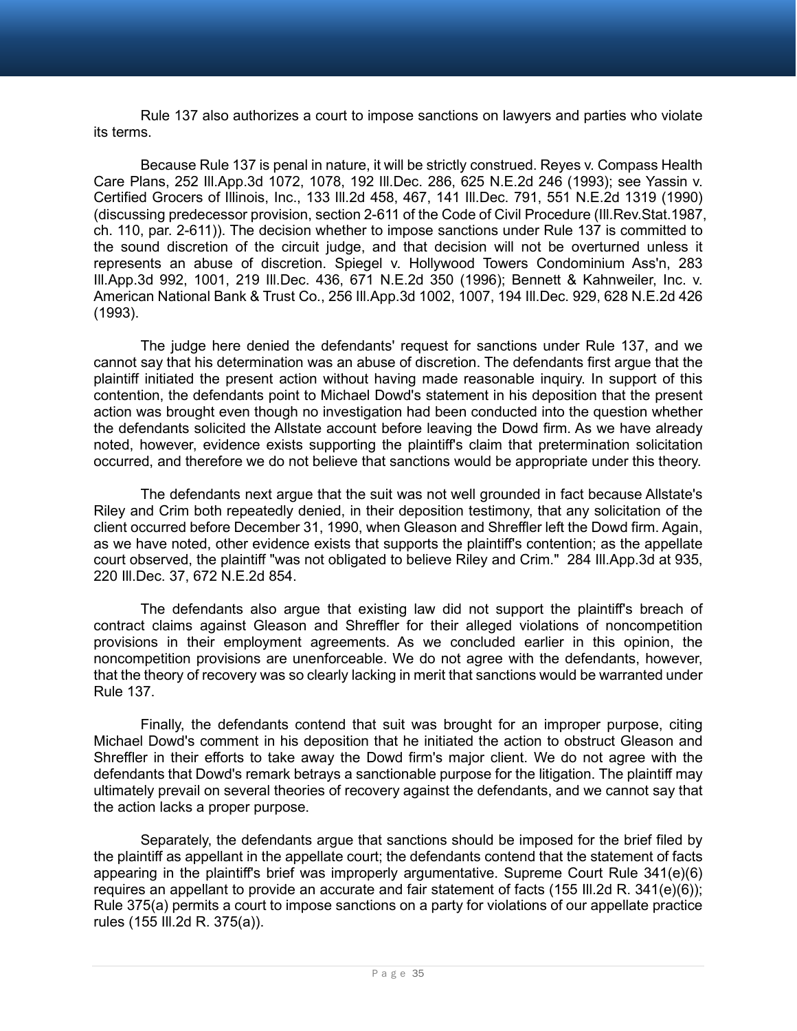Rule 137 also authorizes a court to impose sanctions on lawyers and parties who violate its terms.

Because Rule 137 is penal in nature, it will be strictly construed. Reyes v. Compass Health Care Plans, 252 Ill.App.3d 1072, 1078, 192 Ill.Dec. 286, 625 N.E.2d 246 (1993); see Yassin v. Certified Grocers of Illinois, Inc., 133 Ill.2d 458, 467, 141 Ill.Dec. 791, 551 N.E.2d 1319 (1990) (discussing predecessor provision, section 2-611 of the Code of Civil Procedure (Ill.Rev.Stat.1987, ch. 110, par. 2-611)). The decision whether to impose sanctions under Rule 137 is committed to the sound discretion of the circuit judge, and that decision will not be overturned unless it represents an abuse of discretion. Spiegel v. Hollywood Towers Condominium Ass'n, 283 Ill.App.3d 992, 1001, 219 Ill.Dec. 436, 671 N.E.2d 350 (1996); Bennett & Kahnweiler, Inc. v. American National Bank & Trust Co., 256 Ill.App.3d 1002, 1007, 194 Ill.Dec. 929, 628 N.E.2d 426 (1993).

The judge here denied the defendants' request for sanctions under Rule 137, and we cannot say that his determination was an abuse of discretion. The defendants first argue that the plaintiff initiated the present action without having made reasonable inquiry. In support of this contention, the defendants point to Michael Dowd's statement in his deposition that the present action was brought even though no investigation had been conducted into the question whether the defendants solicited the Allstate account before leaving the Dowd firm. As we have already noted, however, evidence exists supporting the plaintiff's claim that pretermination solicitation occurred, and therefore we do not believe that sanctions would be appropriate under this theory.

The defendants next argue that the suit was not well grounded in fact because Allstate's Riley and Crim both repeatedly denied, in their deposition testimony, that any solicitation of the client occurred before December 31, 1990, when Gleason and Shreffler left the Dowd firm. Again, as we have noted, other evidence exists that supports the plaintiff's contention; as the appellate court observed, the plaintiff "was not obligated to believe Riley and Crim." 284 Ill.App.3d at 935, 220 Ill.Dec. 37, 672 N.E.2d 854.

The defendants also argue that existing law did not support the plaintiff's breach of contract claims against Gleason and Shreffler for their alleged violations of noncompetition provisions in their employment agreements. As we concluded earlier in this opinion, the noncompetition provisions are unenforceable. We do not agree with the defendants, however, that the theory of recovery was so clearly lacking in merit that sanctions would be warranted under Rule 137.

Finally, the defendants contend that suit was brought for an improper purpose, citing Michael Dowd's comment in his deposition that he initiated the action to obstruct Gleason and Shreffler in their efforts to take away the Dowd firm's major client. We do not agree with the defendants that Dowd's remark betrays a sanctionable purpose for the litigation. The plaintiff may ultimately prevail on several theories of recovery against the defendants, and we cannot say that the action lacks a proper purpose.

Separately, the defendants argue that sanctions should be imposed for the brief filed by the plaintiff as appellant in the appellate court; the defendants contend that the statement of facts appearing in the plaintiff's brief was improperly argumentative. Supreme Court Rule 341(e)(6) requires an appellant to provide an accurate and fair statement of facts (155 Ill.2d R. 341(e)(6)); Rule 375(a) permits a court to impose sanctions on a party for violations of our appellate practice rules (155 Ill.2d R. 375(a)).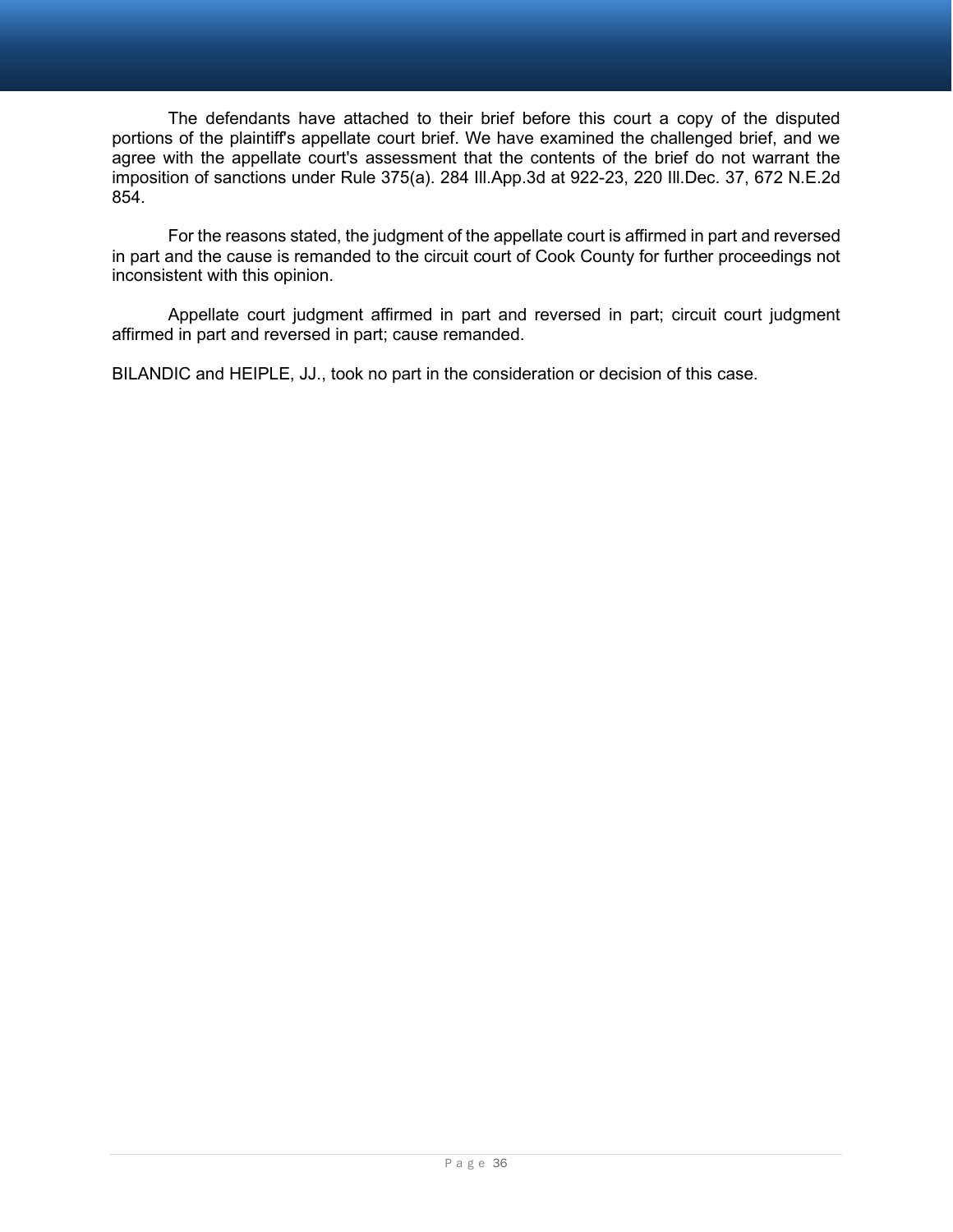The defendants have attached to their brief before this court a copy of the disputed portions of the plaintiff's appellate court brief. We have examined the challenged brief, and we agree with the appellate court's assessment that the contents of the brief do not warrant the imposition of sanctions under Rule 375(a). 284 Ill.App.3d at 922-23, 220 Ill.Dec. 37, 672 N.E.2d 854.

For the reasons stated, the judgment of the appellate court is affirmed in part and reversed in part and the cause is remanded to the circuit court of Cook County for further proceedings not inconsistent with this opinion.

Appellate court judgment affirmed in part and reversed in part; circuit court judgment affirmed in part and reversed in part; cause remanded.

BILANDIC and HEIPLE, JJ., took no part in the consideration or decision of this case.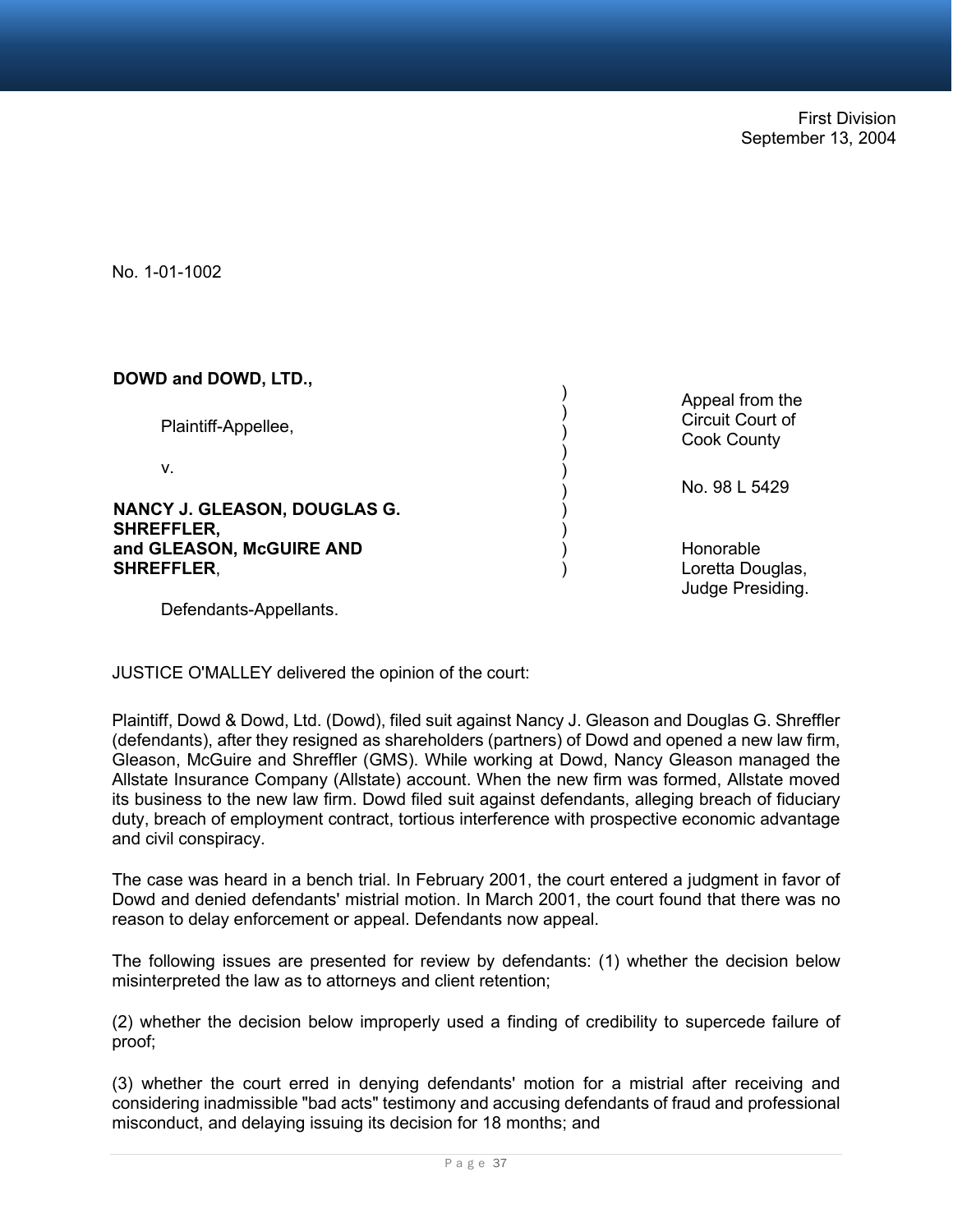First Division
September 13, 2004

No. 1-01-1002

| | | |
|---|---|---|
| **DOWD and DOWD, LTD.,** | ) | Appeal from the Circuit Court of Cook County |
| Plaintiff-Appellee, | ) | |
| v. | ) | No. 98 L 5429 |
| **NANCY J. GLEASON, DOUGLAS G. SHREFFLER, and GLEASON, McGUIRE AND SHREFFLER**, | ) | Honorable Loretta Douglas, Judge Presiding. |
| Defendants-Appellants. | | |

JUSTICE O'MALLEY delivered the opinion of the court:

Plaintiff, Dowd & Dowd, Ltd. (Dowd), filed suit against Nancy J. Gleason and Douglas G. Shreffler (defendants), after they resigned as shareholders (partners) of Dowd and opened a new law firm, Gleason, McGuire and Shreffler (GMS). While working at Dowd, Nancy Gleason managed the Allstate Insurance Company (Allstate) account. When the new firm was formed, Allstate moved its business to the new law firm. Dowd filed suit against defendants, alleging breach of fiduciary duty, breach of employment contract, tortious interference with prospective economic advantage and civil conspiracy.

The case was heard in a bench trial. In February 2001, the court entered a judgment in favor of Dowd and denied defendants' mistrial motion. In March 2001, the court found that there was no reason to delay enforcement or appeal. Defendants now appeal.

The following issues are presented for review by defendants: (1) whether the decision below misinterpreted the law as to attorneys and client retention;

(2) whether the decision below improperly used a finding of credibility to supercede failure of proof;

(3) whether the court erred in denying defendants' motion for a mistrial after receiving and considering inadmissible "bad acts" testimony and accusing defendants of fraud and professional misconduct, and delaying issuing its decision for 18 months; and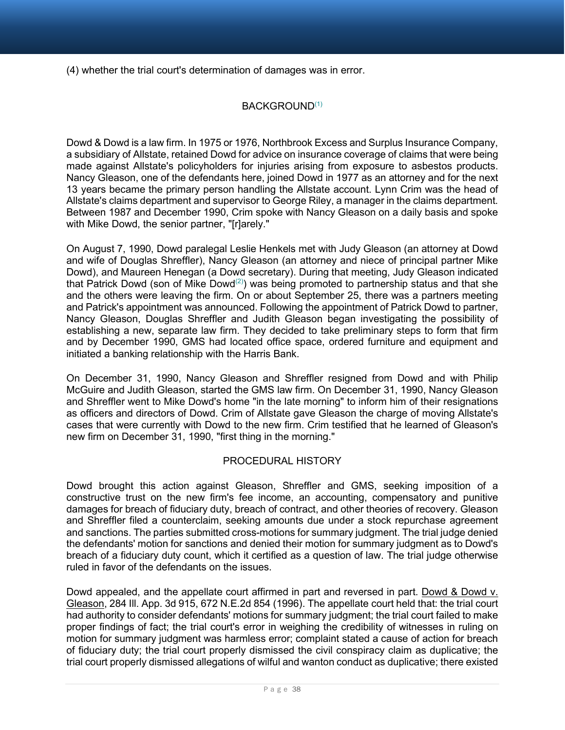(4) whether the trial court's determination of damages was in error.

## BACKGROUND[(1)]

Dowd & Dowd is a law firm. In 1975 or 1976, Northbrook Excess and Surplus Insurance Company, a subsidiary of Allstate, retained Dowd for advice on insurance coverage of claims that were being made against Allstate's policyholders for injuries arising from exposure to asbestos products. Nancy Gleason, one of the defendants here, joined Dowd in 1977 as an attorney and for the next 13 years became the primary person handling the Allstate account. Lynn Crim was the head of Allstate's claims department and supervisor to George Riley, a manager in the claims department. Between 1987 and December 1990, Crim spoke with Nancy Gleason on a daily basis and spoke with Mike Dowd, the senior partner, "[r]arely."

On August 7, 1990, Dowd paralegal Leslie Henkels met with Judy Gleason (an attorney at Dowd and wife of Douglas Shreffler), Nancy Gleason (an attorney and niece of principal partner Mike Dowd), and Maureen Henegan (a Dowd secretary). During that meeting, Judy Gleason indicated that Patrick Dowd (son of Mike Dowd[(2)]) was being promoted to partnership status and that she and the others were leaving the firm. On or about September 25, there was a partners meeting and Patrick's appointment was announced. Following the appointment of Patrick Dowd to partner, Nancy Gleason, Douglas Shreffler and Judith Gleason began investigating the possibility of establishing a new, separate law firm. They decided to take preliminary steps to form that firm and by December 1990, GMS had located office space, ordered furniture and equipment and initiated a banking relationship with the Harris Bank.

On December 31, 1990, Nancy Gleason and Shreffler resigned from Dowd and with Philip McGuire and Judith Gleason, started the GMS law firm. On December 31, 1990, Nancy Gleason and Shreffler went to Mike Dowd's home "in the late morning" to inform him of their resignations as officers and directors of Dowd. Crim of Allstate gave Gleason the charge of moving Allstate's cases that were currently with Dowd to the new firm. Crim testified that he learned of Gleason's new firm on December 31, 1990, "first thing in the morning."

## PROCEDURAL HISTORY

Dowd brought this action against Gleason, Shreffler and GMS, seeking imposition of a constructive trust on the new firm's fee income, an accounting, compensatory and punitive damages for breach of fiduciary duty, breach of contract, and other theories of recovery. Gleason and Shreffler filed a counterclaim, seeking amounts due under a stock repurchase agreement and sanctions. The parties submitted cross-motions for summary judgment. The trial judge denied the defendants' motion for sanctions and denied their motion for summary judgment as to Dowd's breach of a fiduciary duty count, which it certified as a question of law. The trial judge otherwise ruled in favor of the defendants on the issues.

Dowd appealed, and the appellate court affirmed in part and reversed in part. Dowd & Dowd v. Gleason, 284 Ill. App. 3d 915, 672 N.E.2d 854 (1996). The appellate court held that: the trial court had authority to consider defendants' motions for summary judgment; the trial court failed to make proper findings of fact; the trial court's error in weighing the credibility of witnesses in ruling on motion for summary judgment was harmless error; complaint stated a cause of action for breach of fiduciary duty; the trial court properly dismissed the civil conspiracy claim as duplicative; the trial court properly dismissed allegations of wilful and wanton conduct as duplicative; there existed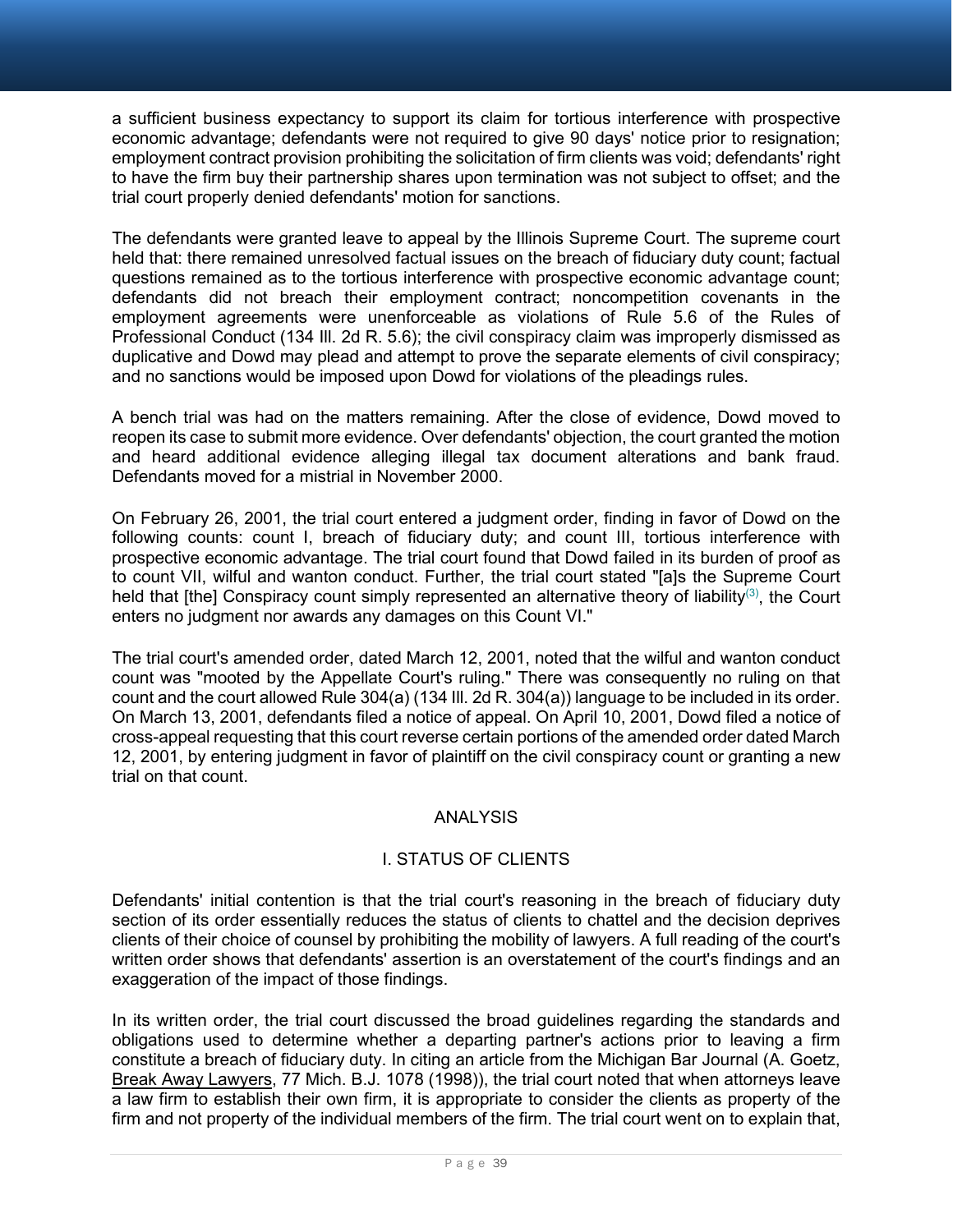a sufficient business expectancy to support its claim for tortious interference with prospective economic advantage; defendants were not required to give 90 days' notice prior to resignation; employment contract provision prohibiting the solicitation of firm clients was void; defendants' right to have the firm buy their partnership shares upon termination was not subject to offset; and the trial court properly denied defendants' motion for sanctions.

The defendants were granted leave to appeal by the Illinois Supreme Court. The supreme court held that: there remained unresolved factual issues on the breach of fiduciary duty count; factual questions remained as to the tortious interference with prospective economic advantage count; defendants did not breach their employment contract; noncompetition covenants in the employment agreements were unenforceable as violations of Rule 5.6 of the Rules of Professional Conduct (134 Ill. 2d R. 5.6); the civil conspiracy claim was improperly dismissed as duplicative and Dowd may plead and attempt to prove the separate elements of civil conspiracy; and no sanctions would be imposed upon Dowd for violations of the pleadings rules.

A bench trial was had on the matters remaining. After the close of evidence, Dowd moved to reopen its case to submit more evidence. Over defendants' objection, the court granted the motion and heard additional evidence alleging illegal tax document alterations and bank fraud. Defendants moved for a mistrial in November 2000.

On February 26, 2001, the trial court entered a judgment order, finding in favor of Dowd on the following counts: count I, breach of fiduciary duty; and count III, tortious interference with prospective economic advantage. The trial court found that Dowd failed in its burden of proof as to count VII, wilful and wanton conduct. Further, the trial court stated "[a]s the Supreme Court held that [the] Conspiracy count simply represented an alternative theory of liability[(3)], the Court enters no judgment nor awards any damages on this Count VI."

The trial court's amended order, dated March 12, 2001, noted that the wilful and wanton conduct count was "mooted by the Appellate Court's ruling." There was consequently no ruling on that count and the court allowed Rule 304(a) (134 Ill. 2d R. 304(a)) language to be included in its order. On March 13, 2001, defendants filed a notice of appeal. On April 10, 2001, Dowd filed a notice of cross-appeal requesting that this court reverse certain portions of the amended order dated March 12, 2001, by entering judgment in favor of plaintiff on the civil conspiracy count or granting a new trial on that count.

## ANALYSIS

### I. STATUS OF CLIENTS

Defendants' initial contention is that the trial court's reasoning in the breach of fiduciary duty section of its order essentially reduces the status of clients to chattel and the decision deprives clients of their choice of counsel by prohibiting the mobility of lawyers. A full reading of the court's written order shows that defendants' assertion is an overstatement of the court's findings and an exaggeration of the impact of those findings.

In its written order, the trial court discussed the broad guidelines regarding the standards and obligations used to determine whether a departing partner's actions prior to leaving a firm constitute a breach of fiduciary duty. In citing an article from the Michigan Bar Journal (A. Goetz, Break Away Lawyers, 77 Mich. B.J. 1078 (1998)), the trial court noted that when attorneys leave a law firm to establish their own firm, it is appropriate to consider the clients as property of the firm and not property of the individual members of the firm. The trial court went on to explain that,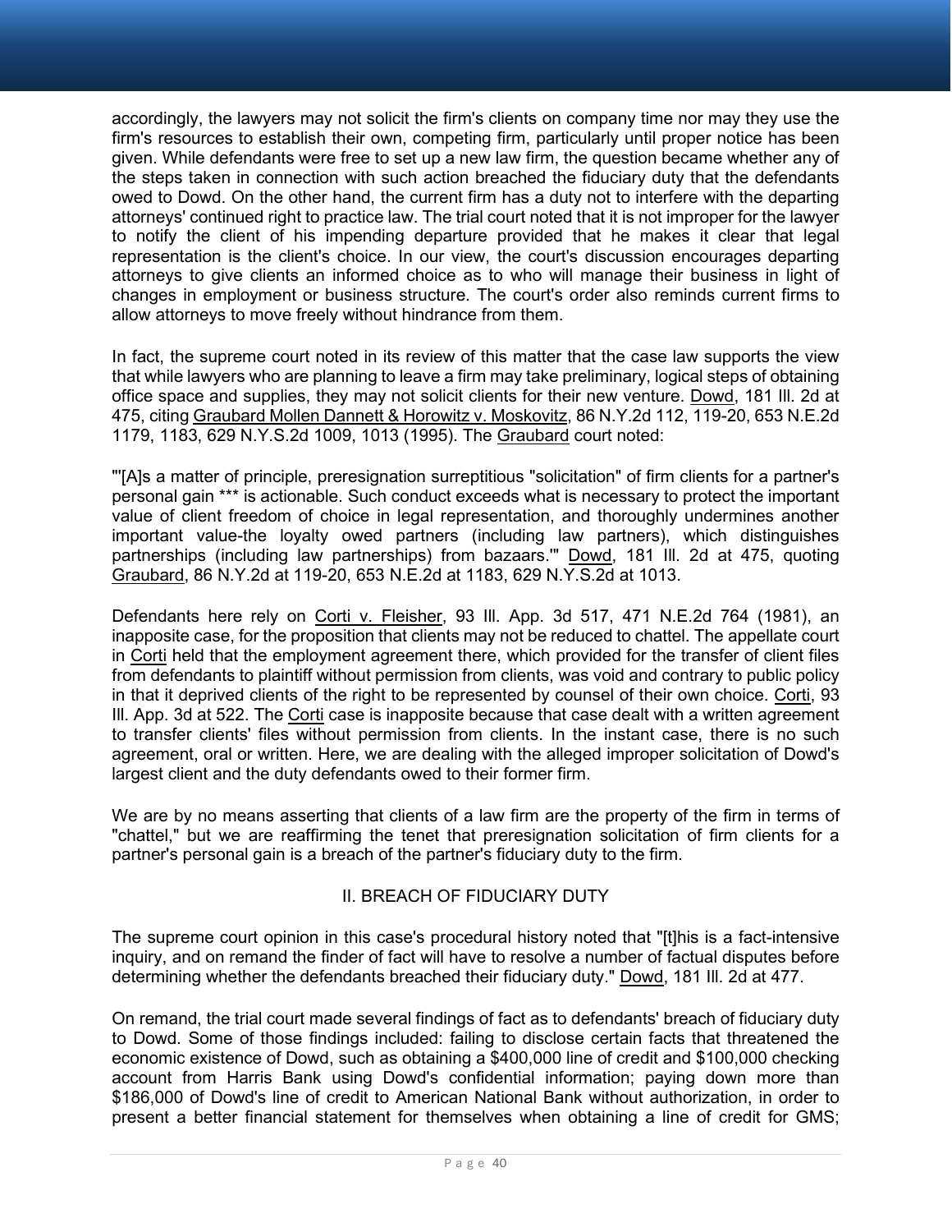accordingly, the lawyers may not solicit the firm's clients on company time nor may they use the firm's resources to establish their own, competing firm, particularly until proper notice has been given. While defendants were free to set up a new law firm, the question became whether any of the steps taken in connection with such action breached the fiduciary duty that the defendants owed to Dowd. On the other hand, the current firm has a duty not to interfere with the departing attorneys' continued right to practice law. The trial court noted that it is not improper for the lawyer to notify the client of his impending departure provided that he makes it clear that legal representation is the client's choice. In our view, the court's discussion encourages departing attorneys to give clients an informed choice as to who will manage their business in light of changes in employment or business structure. The court's order also reminds current firms to allow attorneys to move freely without hindrance from them.

In fact, the supreme court noted in its review of this matter that the case law supports the view that while lawyers who are planning to leave a firm may take preliminary, logical steps of obtaining office space and supplies, they may not solicit clients for their new venture. Dowd, 181 Ill. 2d at 475, citing Graubard Mollen Dannett & Horowitz v. Moskovitz, 86 N.Y.2d 112, 119-20, 653 N.E.2d 1179, 1183, 629 N.Y.S.2d 1009, 1013 (1995). The Graubard court noted:

"'[A]s a matter of principle, preresignation surreptitious "solicitation" of firm clients for a partner's personal gain *** is actionable. Such conduct exceeds what is necessary to protect the important value of client freedom of choice in legal representation, and thoroughly undermines another important value-the loyalty owed partners (including law partners), which distinguishes partnerships (including law partnerships) from bazaars.'" Dowd, 181 Ill. 2d at 475, quoting Graubard, 86 N.Y.2d at 119-20, 653 N.E.2d at 1183, 629 N.Y.S.2d at 1013.

Defendants here rely on Corti v. Fleisher, 93 Ill. App. 3d 517, 471 N.E.2d 764 (1981), an inapposite case, for the proposition that clients may not be reduced to chattel. The appellate court in Corti held that the employment agreement there, which provided for the transfer of client files from defendants to plaintiff without permission from clients, was void and contrary to public policy in that it deprived clients of the right to be represented by counsel of their own choice. Corti, 93 Ill. App. 3d at 522. The Corti case is inapposite because that case dealt with a written agreement to transfer clients' files without permission from clients. In the instant case, there is no such agreement, oral or written. Here, we are dealing with the alleged improper solicitation of Dowd's largest client and the duty defendants owed to their former firm.

We are by no means asserting that clients of a law firm are the property of the firm in terms of "chattel," but we are reaffirming the tenet that preresignation solicitation of firm clients for a partner's personal gain is a breach of the partner's fiduciary duty to the firm.

## II. BREACH OF FIDUCIARY DUTY

The supreme court opinion in this case's procedural history noted that "[t]his is a fact-intensive inquiry, and on remand the finder of fact will have to resolve a number of factual disputes before determining whether the defendants breached their fiduciary duty." Dowd, 181 Ill. 2d at 477.

On remand, the trial court made several findings of fact as to defendants' breach of fiduciary duty to Dowd. Some of those findings included: failing to disclose certain facts that threatened the economic existence of Dowd, such as obtaining a $400,000 line of credit and $100,000 checking account from Harris Bank using Dowd's confidential information; paying down more than $186,000 of Dowd's line of credit to American National Bank without authorization, in order to present a better financial statement for themselves when obtaining a line of credit for GMS;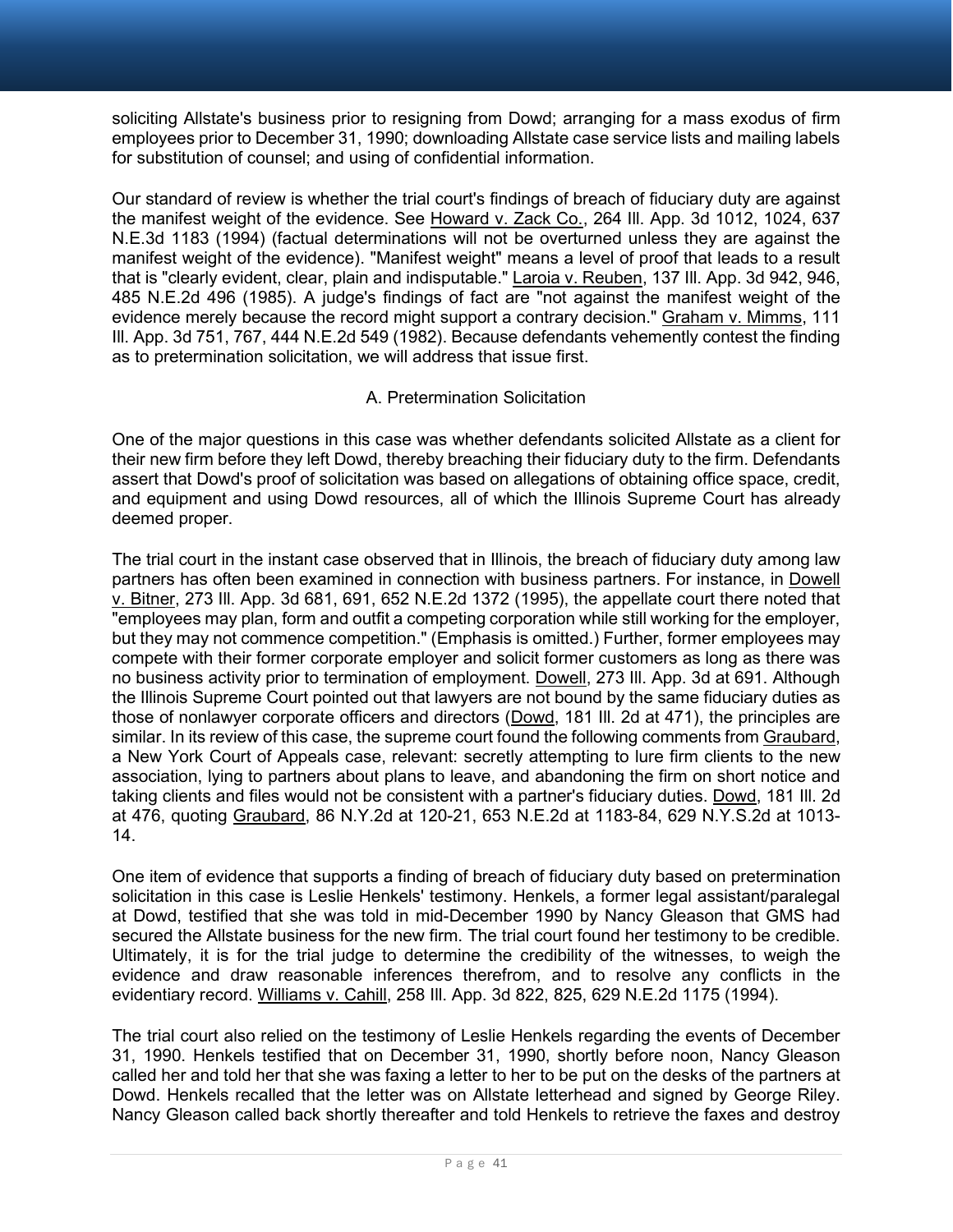soliciting Allstate's business prior to resigning from Dowd; arranging for a mass exodus of firm employees prior to December 31, 1990; downloading Allstate case service lists and mailing labels for substitution of counsel; and using of confidential information.

Our standard of review is whether the trial court's findings of breach of fiduciary duty are against the manifest weight of the evidence. See Howard v. Zack Co., 264 Ill. App. 3d 1012, 1024, 637 N.E.3d 1183 (1994) (factual determinations will not be overturned unless they are against the manifest weight of the evidence). "Manifest weight" means a level of proof that leads to a result that is "clearly evident, clear, plain and indisputable." Laroia v. Reuben, 137 Ill. App. 3d 942, 946, 485 N.E.2d 496 (1985). A judge's findings of fact are "not against the manifest weight of the evidence merely because the record might support a contrary decision." Graham v. Mimms, 111 Ill. App. 3d 751, 767, 444 N.E.2d 549 (1982). Because defendants vehemently contest the finding as to pretermination solicitation, we will address that issue first.

### A. Pretermination Solicitation

One of the major questions in this case was whether defendants solicited Allstate as a client for their new firm before they left Dowd, thereby breaching their fiduciary duty to the firm. Defendants assert that Dowd's proof of solicitation was based on allegations of obtaining office space, credit, and equipment and using Dowd resources, all of which the Illinois Supreme Court has already deemed proper.

The trial court in the instant case observed that in Illinois, the breach of fiduciary duty among law partners has often been examined in connection with business partners. For instance, in Dowell v. Bitner, 273 Ill. App. 3d 681, 691, 652 N.E.2d 1372 (1995), the appellate court there noted that "employees may plan, form and outfit a competing corporation while still working for the employer, but they may not commence competition." (Emphasis is omitted.) Further, former employees may compete with their former corporate employer and solicit former customers as long as there was no business activity prior to termination of employment. Dowell, 273 Ill. App. 3d at 691. Although the Illinois Supreme Court pointed out that lawyers are not bound by the same fiduciary duties as those of nonlawyer corporate officers and directors (Dowd, 181 Ill. 2d at 471), the principles are similar. In its review of this case, the supreme court found the following comments from Graubard, a New York Court of Appeals case, relevant: secretly attempting to lure firm clients to the new association, lying to partners about plans to leave, and abandoning the firm on short notice and taking clients and files would not be consistent with a partner's fiduciary duties. Dowd, 181 Ill. 2d at 476, quoting Graubard, 86 N.Y.2d at 120-21, 653 N.E.2d at 1183-84, 629 N.Y.S.2d at 1013-14.

One item of evidence that supports a finding of breach of fiduciary duty based on pretermination solicitation in this case is Leslie Henkels' testimony. Henkels, a former legal assistant/paralegal at Dowd, testified that she was told in mid-December 1990 by Nancy Gleason that GMS had secured the Allstate business for the new firm. The trial court found her testimony to be credible. Ultimately, it is for the trial judge to determine the credibility of the witnesses, to weigh the evidence and draw reasonable inferences therefrom, and to resolve any conflicts in the evidentiary record. Williams v. Cahill, 258 Ill. App. 3d 822, 825, 629 N.E.2d 1175 (1994).

The trial court also relied on the testimony of Leslie Henkels regarding the events of December 31, 1990. Henkels testified that on December 31, 1990, shortly before noon, Nancy Gleason called her and told her that she was faxing a letter to her to be put on the desks of the partners at Dowd. Henkels recalled that the letter was on Allstate letterhead and signed by George Riley. Nancy Gleason called back shortly thereafter and told Henkels to retrieve the faxes and destroy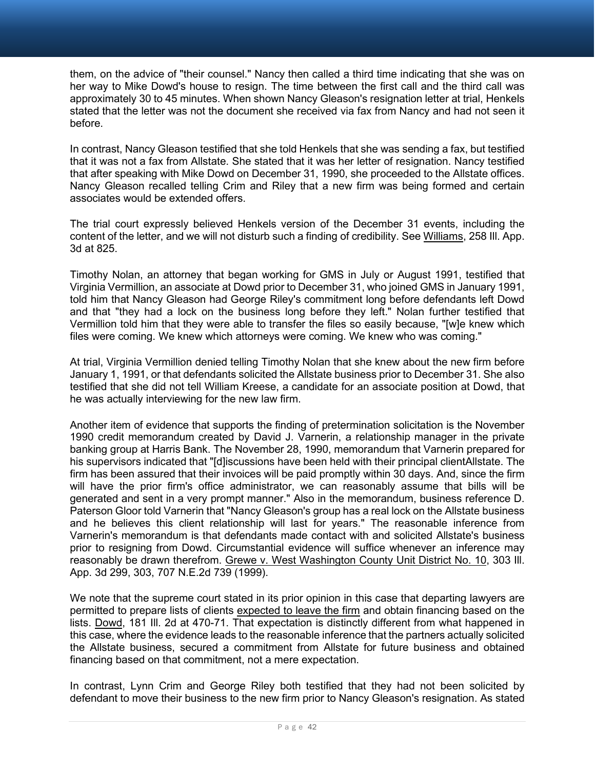them, on the advice of "their counsel." Nancy then called a third time indicating that she was on her way to Mike Dowd's house to resign. The time between the first call and the third call was approximately 30 to 45 minutes. When shown Nancy Gleason's resignation letter at trial, Henkels stated that the letter was not the document she received via fax from Nancy and had not seen it before.

In contrast, Nancy Gleason testified that she told Henkels that she was sending a fax, but testified that it was not a fax from Allstate. She stated that it was her letter of resignation. Nancy testified that after speaking with Mike Dowd on December 31, 1990, she proceeded to the Allstate offices. Nancy Gleason recalled telling Crim and Riley that a new firm was being formed and certain associates would be extended offers.

The trial court expressly believed Henkels version of the December 31 events, including the content of the letter, and we will not disturb such a finding of credibility. See Williams, 258 Ill. App. 3d at 825.

Timothy Nolan, an attorney that began working for GMS in July or August 1991, testified that Virginia Vermillion, an associate at Dowd prior to December 31, who joined GMS in January 1991, told him that Nancy Gleason had George Riley's commitment long before defendants left Dowd and that "they had a lock on the business long before they left." Nolan further testified that Vermillion told him that they were able to transfer the files so easily because, "[w]e knew which files were coming. We knew which attorneys were coming. We knew who was coming."

At trial, Virginia Vermillion denied telling Timothy Nolan that she knew about the new firm before January 1, 1991, or that defendants solicited the Allstate business prior to December 31. She also testified that she did not tell William Kreese, a candidate for an associate position at Dowd, that he was actually interviewing for the new law firm.

Another item of evidence that supports the finding of pretermination solicitation is the November 1990 credit memorandum created by David J. Varnerin, a relationship manager in the private banking group at Harris Bank. The November 28, 1990, memorandum that Varnerin prepared for his supervisors indicated that "[d]iscussions have been held with their principal clientAllstate. The firm has been assured that their invoices will be paid promptly within 30 days. And, since the firm will have the prior firm's office administrator, we can reasonably assume that bills will be generated and sent in a very prompt manner." Also in the memorandum, business reference D. Paterson Gloor told Varnerin that "Nancy Gleason's group has a real lock on the Allstate business and he believes this client relationship will last for years." The reasonable inference from Varnerin's memorandum is that defendants made contact with and solicited Allstate's business prior to resigning from Dowd. Circumstantial evidence will suffice whenever an inference may reasonably be drawn therefrom. Grewe v. West Washington County Unit District No. 10, 303 Ill. App. 3d 299, 303, 707 N.E.2d 739 (1999).

We note that the supreme court stated in its prior opinion in this case that departing lawyers are permitted to prepare lists of clients expected to leave the firm and obtain financing based on the lists. Dowd, 181 Ill. 2d at 470-71. That expectation is distinctly different from what happened in this case, where the evidence leads to the reasonable inference that the partners actually solicited the Allstate business, secured a commitment from Allstate for future business and obtained financing based on that commitment, not a mere expectation.

In contrast, Lynn Crim and George Riley both testified that they had not been solicited by defendant to move their business to the new firm prior to Nancy Gleason's resignation. As stated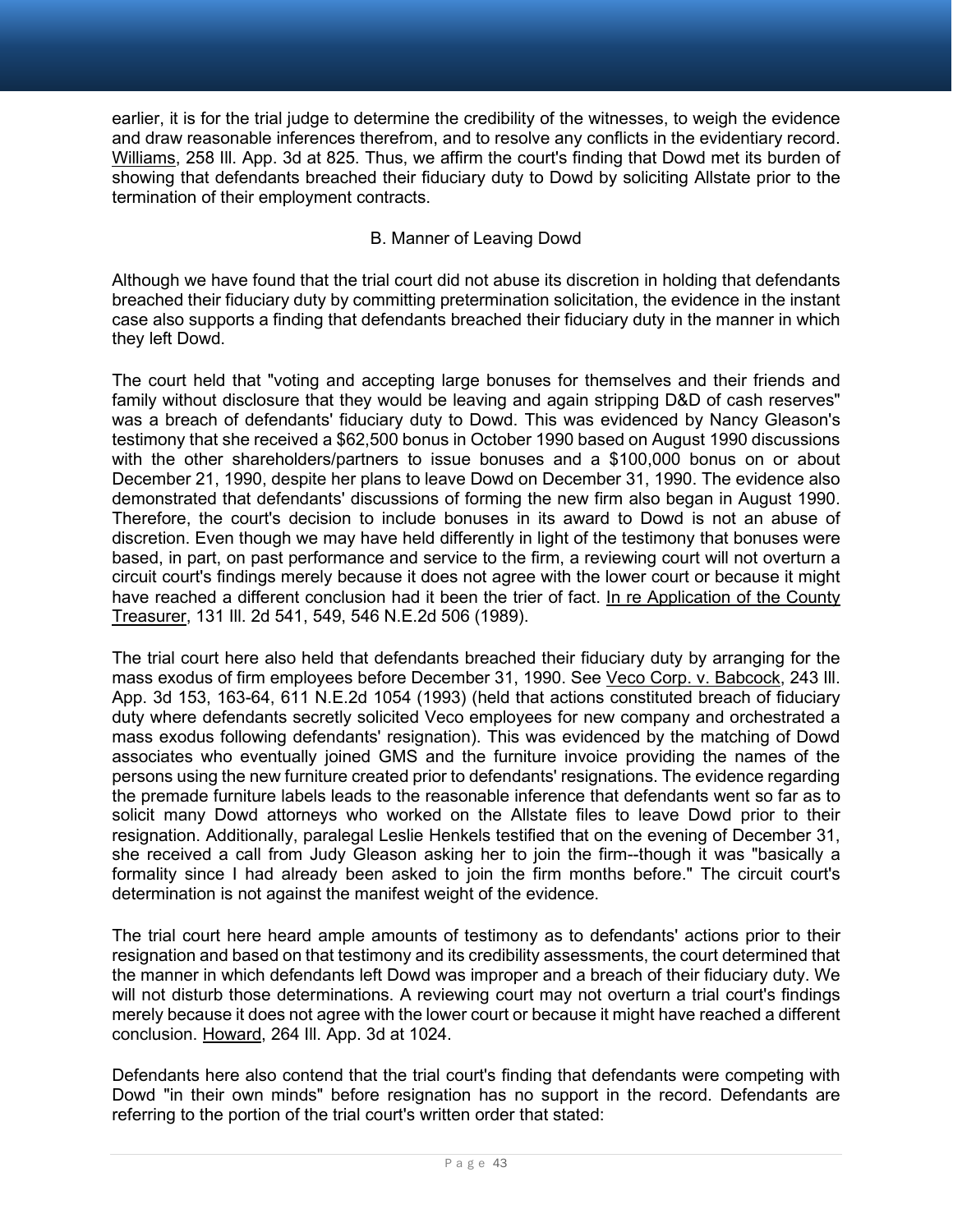earlier, it is for the trial judge to determine the credibility of the witnesses, to weigh the evidence and draw reasonable inferences therefrom, and to resolve any conflicts in the evidentiary record. Williams, 258 Ill. App. 3d at 825. Thus, we affirm the court's finding that Dowd met its burden of showing that defendants breached their fiduciary duty to Dowd by soliciting Allstate prior to the termination of their employment contracts.

### B. Manner of Leaving Dowd

Although we have found that the trial court did not abuse its discretion in holding that defendants breached their fiduciary duty by committing pretermination solicitation, the evidence in the instant case also supports a finding that defendants breached their fiduciary duty in the manner in which they left Dowd.

The court held that "voting and accepting large bonuses for themselves and their friends and family without disclosure that they would be leaving and again stripping D&D of cash reserves" was a breach of defendants' fiduciary duty to Dowd. This was evidenced by Nancy Gleason's testimony that she received a $62,500 bonus in October 1990 based on August 1990 discussions with the other shareholders/partners to issue bonuses and a $100,000 bonus on or about December 21, 1990, despite her plans to leave Dowd on December 31, 1990. The evidence also demonstrated that defendants' discussions of forming the new firm also began in August 1990. Therefore, the court's decision to include bonuses in its award to Dowd is not an abuse of discretion. Even though we may have held differently in light of the testimony that bonuses were based, in part, on past performance and service to the firm, a reviewing court will not overturn a circuit court's findings merely because it does not agree with the lower court or because it might have reached a different conclusion had it been the trier of fact. In re Application of the County Treasurer, 131 Ill. 2d 541, 549, 546 N.E.2d 506 (1989).

The trial court here also held that defendants breached their fiduciary duty by arranging for the mass exodus of firm employees before December 31, 1990. See Veco Corp. v. Babcock, 243 Ill. App. 3d 153, 163-64, 611 N.E.2d 1054 (1993) (held that actions constituted breach of fiduciary duty where defendants secretly solicited Veco employees for new company and orchestrated a mass exodus following defendants' resignation). This was evidenced by the matching of Dowd associates who eventually joined GMS and the furniture invoice providing the names of the persons using the new furniture created prior to defendants' resignations. The evidence regarding the premade furniture labels leads to the reasonable inference that defendants went so far as to solicit many Dowd attorneys who worked on the Allstate files to leave Dowd prior to their resignation. Additionally, paralegal Leslie Henkels testified that on the evening of December 31, she received a call from Judy Gleason asking her to join the firm--though it was "basically a formality since I had already been asked to join the firm months before." The circuit court's determination is not against the manifest weight of the evidence.

The trial court here heard ample amounts of testimony as to defendants' actions prior to their resignation and based on that testimony and its credibility assessments, the court determined that the manner in which defendants left Dowd was improper and a breach of their fiduciary duty. We will not disturb those determinations. A reviewing court may not overturn a trial court's findings merely because it does not agree with the lower court or because it might have reached a different conclusion. Howard, 264 Ill. App. 3d at 1024.

Defendants here also contend that the trial court's finding that defendants were competing with Dowd "in their own minds" before resignation has no support in the record. Defendants are referring to the portion of the trial court's written order that stated: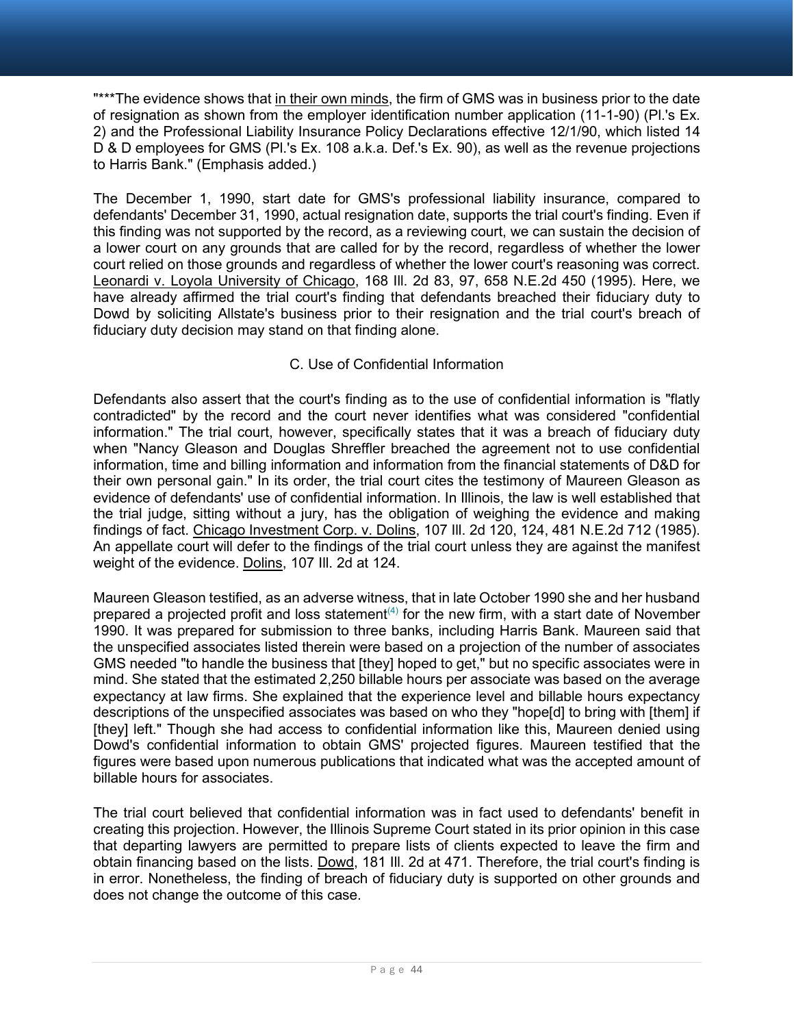"***The evidence shows that in their own minds, the firm of GMS was in business prior to the date of resignation as shown from the employer identification number application (11-1-90) (Pl.'s Ex. 2) and the Professional Liability Insurance Policy Declarations effective 12/1/90, which listed 14 D & D employees for GMS (Pl.'s Ex. 108 a.k.a. Def.'s Ex. 90), as well as the revenue projections to Harris Bank." (Emphasis added.)

The December 1, 1990, start date for GMS's professional liability insurance, compared to defendants' December 31, 1990, actual resignation date, supports the trial court's finding. Even if this finding was not supported by the record, as a reviewing court, we can sustain the decision of a lower court on any grounds that are called for by the record, regardless of whether the lower court relied on those grounds and regardless of whether the lower court's reasoning was correct. Leonardi v. Loyola University of Chicago, 168 Ill. 2d 83, 97, 658 N.E.2d 450 (1995). Here, we have already affirmed the trial court's finding that defendants breached their fiduciary duty to Dowd by soliciting Allstate's business prior to their resignation and the trial court's breach of fiduciary duty decision may stand on that finding alone.

### C. Use of Confidential Information

Defendants also assert that the court's finding as to the use of confidential information is "flatly contradicted" by the record and the court never identifies what was considered "confidential information." The trial court, however, specifically states that it was a breach of fiduciary duty when "Nancy Gleason and Douglas Shreffler breached the agreement not to use confidential information, time and billing information and information from the financial statements of D&D for their own personal gain." In its order, the trial court cites the testimony of Maureen Gleason as evidence of defendants' use of confidential information. In Illinois, the law is well established that the trial judge, sitting without a jury, has the obligation of weighing the evidence and making findings of fact. Chicago Investment Corp. v. Dolins, 107 Ill. 2d 120, 124, 481 N.E.2d 712 (1985). An appellate court will defer to the findings of the trial court unless they are against the manifest weight of the evidence. Dolins, 107 Ill. 2d at 124.

Maureen Gleason testified, as an adverse witness, that in late October 1990 she and her husband prepared a projected profit and loss statement[(4)] for the new firm, with a start date of November 1990. It was prepared for submission to three banks, including Harris Bank. Maureen said that the unspecified associates listed therein were based on a projection of the number of associates GMS needed "to handle the business that [they] hoped to get," but no specific associates were in mind. She stated that the estimated 2,250 billable hours per associate was based on the average expectancy at law firms. She explained that the experience level and billable hours expectancy descriptions of the unspecified associates was based on who they "hope[d] to bring with [them] if [they] left." Though she had access to confidential information like this, Maureen denied using Dowd's confidential information to obtain GMS' projected figures. Maureen testified that the figures were based upon numerous publications that indicated what was the accepted amount of billable hours for associates.

The trial court believed that confidential information was in fact used to defendants' benefit in creating this projection. However, the Illinois Supreme Court stated in its prior opinion in this case that departing lawyers are permitted to prepare lists of clients expected to leave the firm and obtain financing based on the lists. Dowd, 181 Ill. 2d at 471. Therefore, the trial court's finding is in error. Nonetheless, the finding of breach of fiduciary duty is supported on other grounds and does not change the outcome of this case.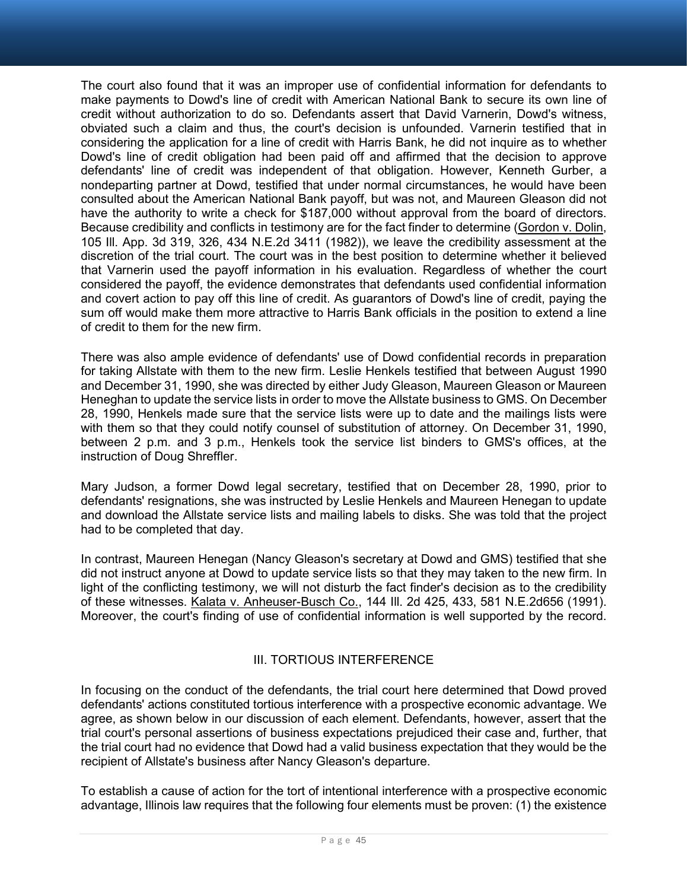The court also found that it was an improper use of confidential information for defendants to make payments to Dowd's line of credit with American National Bank to secure its own line of credit without authorization to do so. Defendants assert that David Varnerin, Dowd's witness, obviated such a claim and thus, the court's decision is unfounded. Varnerin testified that in considering the application for a line of credit with Harris Bank, he did not inquire as to whether Dowd's line of credit obligation had been paid off and affirmed that the decision to approve defendants' line of credit was independent of that obligation. However, Kenneth Gurber, a nondeparting partner at Dowd, testified that under normal circumstances, he would have been consulted about the American National Bank payoff, but was not, and Maureen Gleason did not have the authority to write a check for $187,000 without approval from the board of directors. Because credibility and conflicts in testimony are for the fact finder to determine (Gordon v. Dolin, 105 Ill. App. 3d 319, 326, 434 N.E.2d 3411 (1982)), we leave the credibility assessment at the discretion of the trial court. The court was in the best position to determine whether it believed that Varnerin used the payoff information in his evaluation. Regardless of whether the court considered the payoff, the evidence demonstrates that defendants used confidential information and covert action to pay off this line of credit. As guarantors of Dowd's line of credit, paying the sum off would make them more attractive to Harris Bank officials in the position to extend a line of credit to them for the new firm.

There was also ample evidence of defendants' use of Dowd confidential records in preparation for taking Allstate with them to the new firm. Leslie Henkels testified that between August 1990 and December 31, 1990, she was directed by either Judy Gleason, Maureen Gleason or Maureen Heneghan to update the service lists in order to move the Allstate business to GMS. On December 28, 1990, Henkels made sure that the service lists were up to date and the mailings lists were with them so that they could notify counsel of substitution of attorney. On December 31, 1990, between 2 p.m. and 3 p.m., Henkels took the service list binders to GMS's offices, at the instruction of Doug Shreffler.

Mary Judson, a former Dowd legal secretary, testified that on December 28, 1990, prior to defendants' resignations, she was instructed by Leslie Henkels and Maureen Henegan to update and download the Allstate service lists and mailing labels to disks. She was told that the project had to be completed that day.

In contrast, Maureen Henegan (Nancy Gleason's secretary at Dowd and GMS) testified that she did not instruct anyone at Dowd to update service lists so that they may taken to the new firm. In light of the conflicting testimony, we will not disturb the fact finder's decision as to the credibility of these witnesses. Kalata v. Anheuser-Busch Co., 144 Ill. 2d 425, 433, 581 N.E.2d656 (1991). Moreover, the court's finding of use of confidential information is well supported by the record.

## III. TORTIOUS INTERFERENCE

In focusing on the conduct of the defendants, the trial court here determined that Dowd proved defendants' actions constituted tortious interference with a prospective economic advantage. We agree, as shown below in our discussion of each element. Defendants, however, assert that the trial court's personal assertions of business expectations prejudiced their case and, further, that the trial court had no evidence that Dowd had a valid business expectation that they would be the recipient of Allstate's business after Nancy Gleason's departure.

To establish a cause of action for the tort of intentional interference with a prospective economic advantage, Illinois law requires that the following four elements must be proven: (1) the existence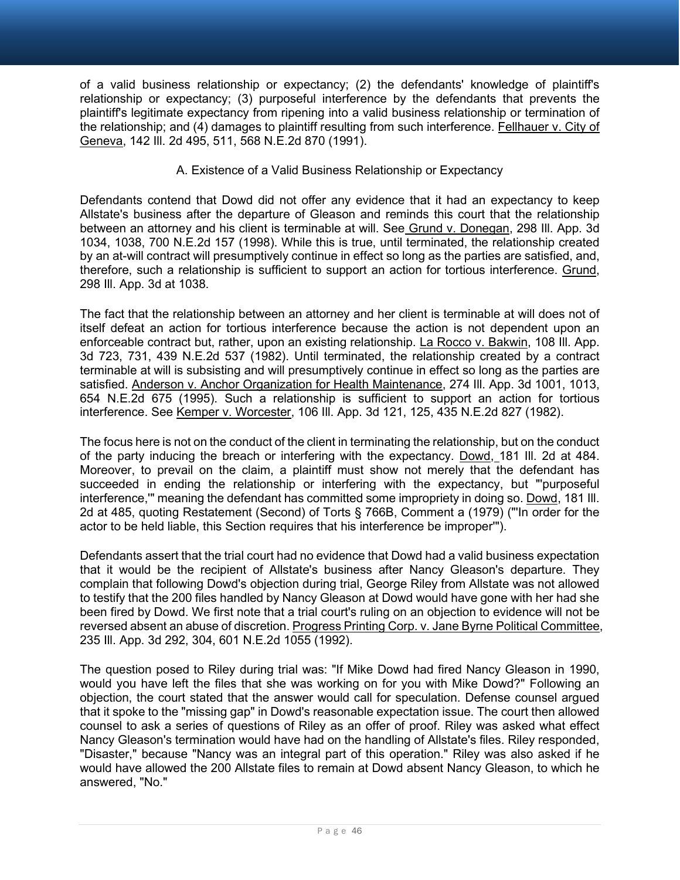of a valid business relationship or expectancy; (2) the defendants' knowledge of plaintiff's relationship or expectancy; (3) purposeful interference by the defendants that prevents the plaintiff's legitimate expectancy from ripening into a valid business relationship or termination of the relationship; and (4) damages to plaintiff resulting from such interference. Fellhauer v. City of Geneva, 142 Ill. 2d 495, 511, 568 N.E.2d 870 (1991).

A. Existence of a Valid Business Relationship or Expectancy

Defendants contend that Dowd did not offer any evidence that it had an expectancy to keep Allstate's business after the departure of Gleason and reminds this court that the relationship between an attorney and his client is terminable at will. See Grund v. Donegan, 298 Ill. App. 3d 1034, 1038, 700 N.E.2d 157 (1998). While this is true, until terminated, the relationship created by an at-will contract will presumptively continue in effect so long as the parties are satisfied, and, therefore, such a relationship is sufficient to support an action for tortious interference. Grund, 298 Ill. App. 3d at 1038.

The fact that the relationship between an attorney and her client is terminable at will does not of itself defeat an action for tortious interference because the action is not dependent upon an enforceable contract but, rather, upon an existing relationship. La Rocco v. Bakwin, 108 Ill. App. 3d 723, 731, 439 N.E.2d 537 (1982). Until terminated, the relationship created by a contract terminable at will is subsisting and will presumptively continue in effect so long as the parties are satisfied. Anderson v. Anchor Organization for Health Maintenance, 274 Ill. App. 3d 1001, 1013, 654 N.E.2d 675 (1995). Such a relationship is sufficient to support an action for tortious interference. See Kemper v. Worcester, 106 Ill. App. 3d 121, 125, 435 N.E.2d 827 (1982).

The focus here is not on the conduct of the client in terminating the relationship, but on the conduct of the party inducing the breach or interfering with the expectancy. Dowd, 181 Ill. 2d at 484. Moreover, to prevail on the claim, a plaintiff must show not merely that the defendant has succeeded in ending the relationship or interfering with the expectancy, but "'purposeful interference,'" meaning the defendant has committed some impropriety in doing so. Dowd, 181 Ill. 2d at 485, quoting Restatement (Second) of Torts § 766B, Comment a (1979) ("'In order for the actor to be held liable, this Section requires that his interference be improper'").

Defendants assert that the trial court had no evidence that Dowd had a valid business expectation that it would be the recipient of Allstate's business after Nancy Gleason's departure. They complain that following Dowd's objection during trial, George Riley from Allstate was not allowed to testify that the 200 files handled by Nancy Gleason at Dowd would have gone with her had she been fired by Dowd. We first note that a trial court's ruling on an objection to evidence will not be reversed absent an abuse of discretion. Progress Printing Corp. v. Jane Byrne Political Committee, 235 Ill. App. 3d 292, 304, 601 N.E.2d 1055 (1992).

The question posed to Riley during trial was: "If Mike Dowd had fired Nancy Gleason in 1990, would you have left the files that she was working on for you with Mike Dowd?" Following an objection, the court stated that the answer would call for speculation. Defense counsel argued that it spoke to the "missing gap" in Dowd's reasonable expectation issue. The court then allowed counsel to ask a series of questions of Riley as an offer of proof. Riley was asked what effect Nancy Gleason's termination would have had on the handling of Allstate's files. Riley responded, "Disaster," because "Nancy was an integral part of this operation." Riley was also asked if he would have allowed the 200 Allstate files to remain at Dowd absent Nancy Gleason, to which he answered, "No."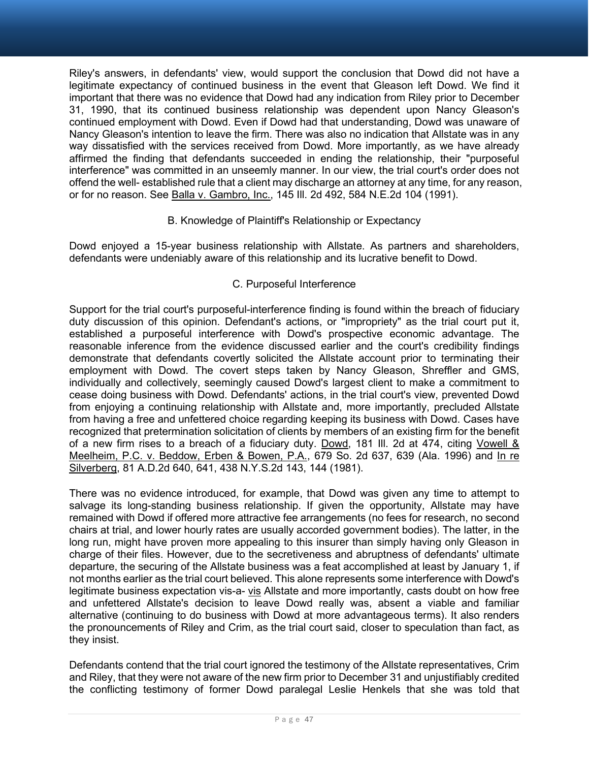Riley's answers, in defendants' view, would support the conclusion that Dowd did not have a legitimate expectancy of continued business in the event that Gleason left Dowd. We find it important that there was no evidence that Dowd had any indication from Riley prior to December 31, 1990, that its continued business relationship was dependent upon Nancy Gleason's continued employment with Dowd. Even if Dowd had that understanding, Dowd was unaware of Nancy Gleason's intention to leave the firm. There was also no indication that Allstate was in any way dissatisfied with the services received from Dowd. More importantly, as we have already affirmed the finding that defendants succeeded in ending the relationship, their "purposeful interference" was committed in an unseemly manner. In our view, the trial court's order does not offend the well- established rule that a client may discharge an attorney at any time, for any reason, or for no reason. See Balla v. Gambro, Inc., 145 Ill. 2d 492, 584 N.E.2d 104 (1991).

### B. Knowledge of Plaintiff's Relationship or Expectancy

Dowd enjoyed a 15-year business relationship with Allstate. As partners and shareholders, defendants were undeniably aware of this relationship and its lucrative benefit to Dowd.

### C. Purposeful Interference

Support for the trial court's purposeful-interference finding is found within the breach of fiduciary duty discussion of this opinion. Defendant's actions, or "impropriety" as the trial court put it, established a purposeful interference with Dowd's prospective economic advantage. The reasonable inference from the evidence discussed earlier and the court's credibility findings demonstrate that defendants covertly solicited the Allstate account prior to terminating their employment with Dowd. The covert steps taken by Nancy Gleason, Shreffler and GMS, individually and collectively, seemingly caused Dowd's largest client to make a commitment to cease doing business with Dowd. Defendants' actions, in the trial court's view, prevented Dowd from enjoying a continuing relationship with Allstate and, more importantly, precluded Allstate from having a free and unfettered choice regarding keeping its business with Dowd. Cases have recognized that pretermination solicitation of clients by members of an existing firm for the benefit of a new firm rises to a breach of a fiduciary duty. Dowd, 181 Ill. 2d at 474, citing Vowell & Meelheim, P.C. v. Beddow, Erben & Bowen, P.A., 679 So. 2d 637, 639 (Ala. 1996) and In re Silverberg, 81 A.D.2d 640, 641, 438 N.Y.S.2d 143, 144 (1981).

There was no evidence introduced, for example, that Dowd was given any time to attempt to salvage its long-standing business relationship. If given the opportunity, Allstate may have remained with Dowd if offered more attractive fee arrangements (no fees for research, no second chairs at trial, and lower hourly rates are usually accorded government bodies). The latter, in the long run, might have proven more appealing to this insurer than simply having only Gleason in charge of their files. However, due to the secretiveness and abruptness of defendants' ultimate departure, the securing of the Allstate business was a feat accomplished at least by January 1, if not months earlier as the trial court believed. This alone represents some interference with Dowd's legitimate business expectation vis-a- vis Allstate and more importantly, casts doubt on how free and unfettered Allstate's decision to leave Dowd really was, absent a viable and familiar alternative (continuing to do business with Dowd at more advantageous terms). It also renders the pronouncements of Riley and Crim, as the trial court said, closer to speculation than fact, as they insist.

Defendants contend that the trial court ignored the testimony of the Allstate representatives, Crim and Riley, that they were not aware of the new firm prior to December 31 and unjustifiably credited the conflicting testimony of former Dowd paralegal Leslie Henkels that she was told that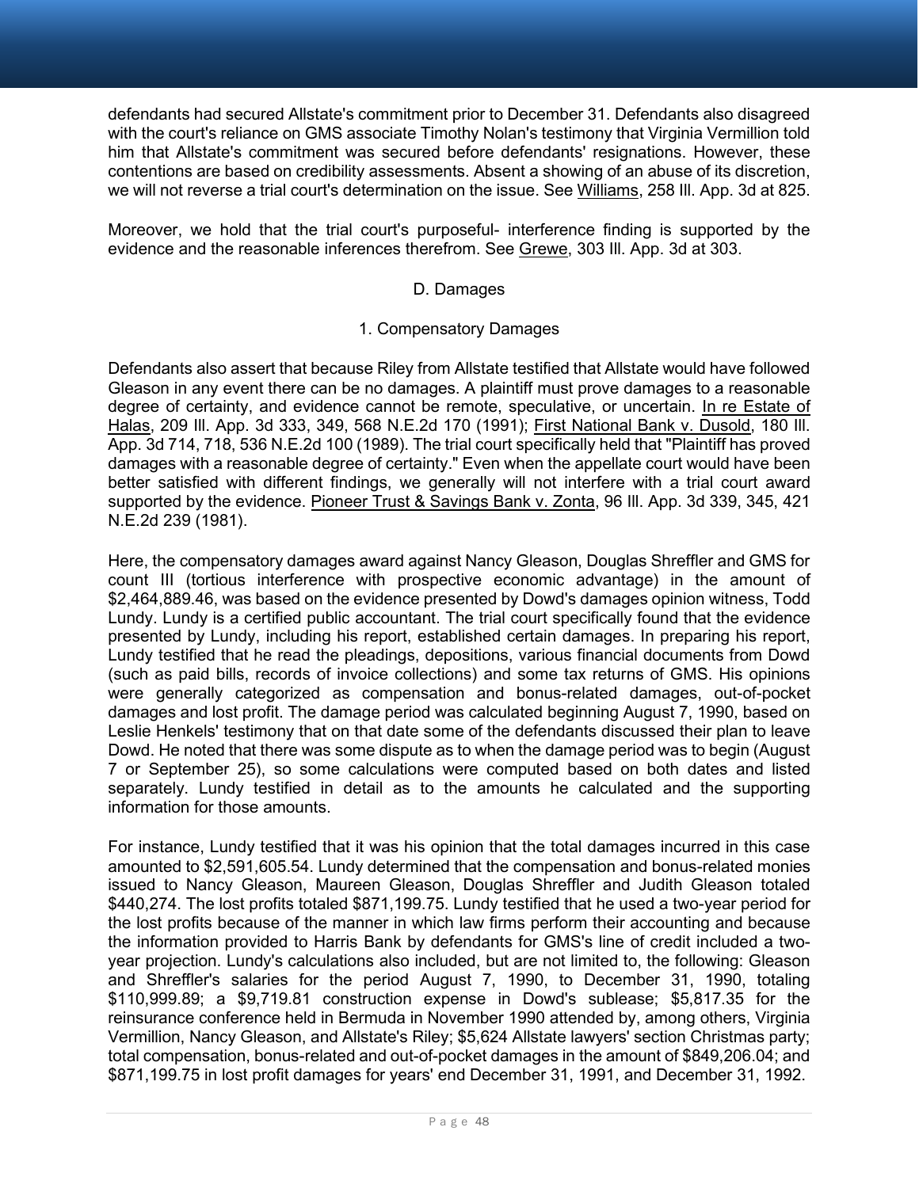defendants had secured Allstate's commitment prior to December 31. Defendants also disagreed with the court's reliance on GMS associate Timothy Nolan's testimony that Virginia Vermillion told him that Allstate's commitment was secured before defendants' resignations. However, these contentions are based on credibility assessments. Absent a showing of an abuse of its discretion, we will not reverse a trial court's determination on the issue. See Williams, 258 Ill. App. 3d at 825.

Moreover, we hold that the trial court's purposeful- interference finding is supported by the evidence and the reasonable inferences therefrom. See Grewe, 303 Ill. App. 3d at 303.

### D. Damages

#### 1. Compensatory Damages

Defendants also assert that because Riley from Allstate testified that Allstate would have followed Gleason in any event there can be no damages. A plaintiff must prove damages to a reasonable degree of certainty, and evidence cannot be remote, speculative, or uncertain. In re Estate of Halas, 209 Ill. App. 3d 333, 349, 568 N.E.2d 170 (1991); First National Bank v. Dusold, 180 Ill. App. 3d 714, 718, 536 N.E.2d 100 (1989). The trial court specifically held that "Plaintiff has proved damages with a reasonable degree of certainty." Even when the appellate court would have been better satisfied with different findings, we generally will not interfere with a trial court award supported by the evidence. Pioneer Trust & Savings Bank v. Zonta, 96 Ill. App. 3d 339, 345, 421 N.E.2d 239 (1981).

Here, the compensatory damages award against Nancy Gleason, Douglas Shreffler and GMS for count III (tortious interference with prospective economic advantage) in the amount of $2,464,889.46, was based on the evidence presented by Dowd's damages opinion witness, Todd Lundy. Lundy is a certified public accountant. The trial court specifically found that the evidence presented by Lundy, including his report, established certain damages. In preparing his report, Lundy testified that he read the pleadings, depositions, various financial documents from Dowd (such as paid bills, records of invoice collections) and some tax returns of GMS. His opinions were generally categorized as compensation and bonus-related damages, out-of-pocket damages and lost profit. The damage period was calculated beginning August 7, 1990, based on Leslie Henkels' testimony that on that date some of the defendants discussed their plan to leave Dowd. He noted that there was some dispute as to when the damage period was to begin (August 7 or September 25), so some calculations were computed based on both dates and listed separately. Lundy testified in detail as to the amounts he calculated and the supporting information for those amounts.

For instance, Lundy testified that it was his opinion that the total damages incurred in this case amounted to $2,591,605.54. Lundy determined that the compensation and bonus-related monies issued to Nancy Gleason, Maureen Gleason, Douglas Shreffler and Judith Gleason totaled $440,274. The lost profits totaled $871,199.75. Lundy testified that he used a two-year period for the lost profits because of the manner in which law firms perform their accounting and because the information provided to Harris Bank by defendants for GMS's line of credit included a two-year projection. Lundy's calculations also included, but are not limited to, the following: Gleason and Shreffler's salaries for the period August 7, 1990, to December 31, 1990, totaling $110,999.89; a $9,719.81 construction expense in Dowd's sublease; $5,817.35 for the reinsurance conference held in Bermuda in November 1990 attended by, among others, Virginia Vermillion, Nancy Gleason, and Allstate's Riley; $5,624 Allstate lawyers' section Christmas party; total compensation, bonus-related and out-of-pocket damages in the amount of $849,206.04; and $871,199.75 in lost profit damages for years' end December 31, 1991, and December 31, 1992.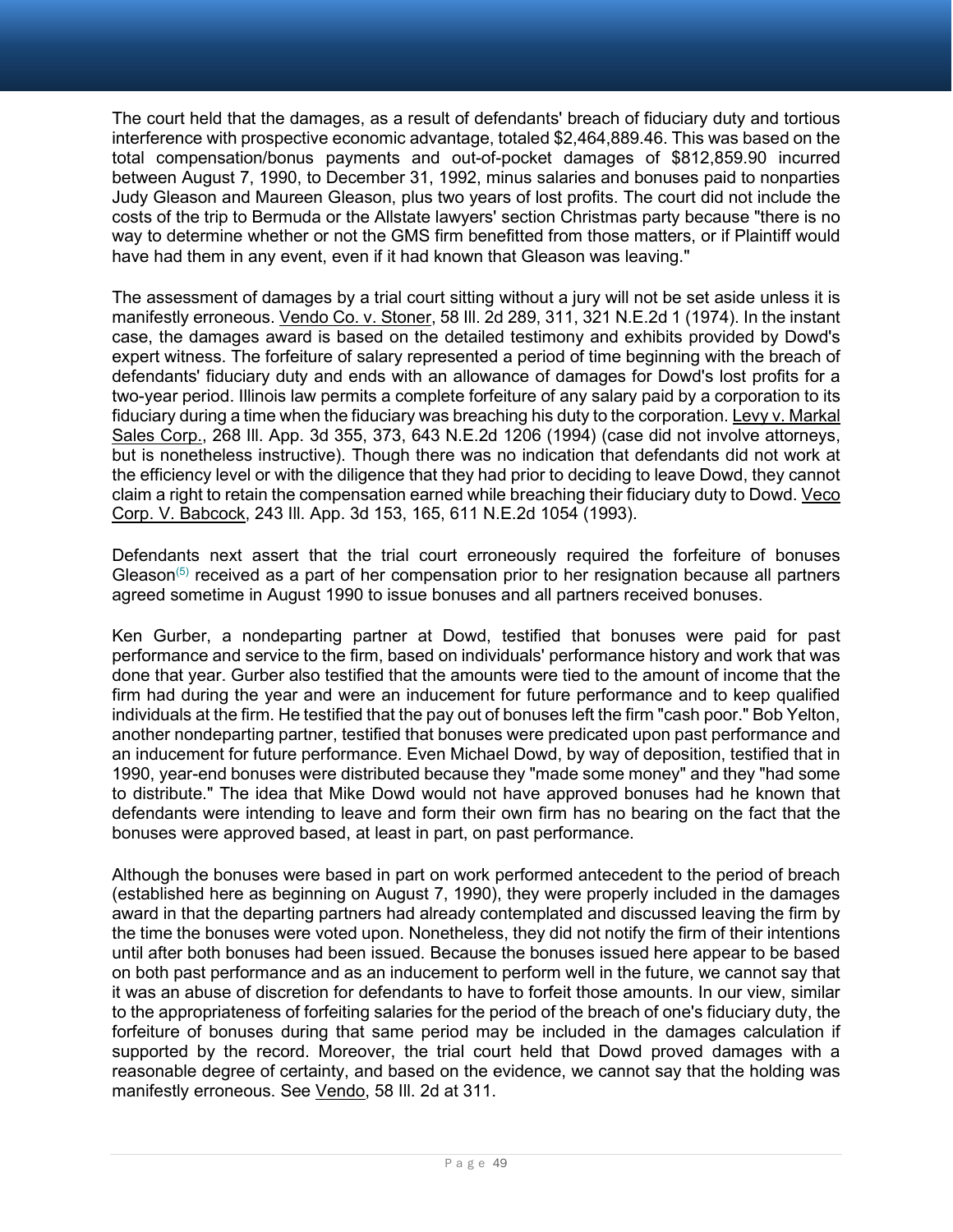The court held that the damages, as a result of defendants' breach of fiduciary duty and tortious interference with prospective economic advantage, totaled $2,464,889.46. This was based on the total compensation/bonus payments and out-of-pocket damages of $812,859.90 incurred between August 7, 1990, to December 31, 1992, minus salaries and bonuses paid to nonparties Judy Gleason and Maureen Gleason, plus two years of lost profits. The court did not include the costs of the trip to Bermuda or the Allstate lawyers' section Christmas party because "there is no way to determine whether or not the GMS firm benefitted from those matters, or if Plaintiff would have had them in any event, even if it had known that Gleason was leaving."

The assessment of damages by a trial court sitting without a jury will not be set aside unless it is manifestly erroneous. Vendo Co. v. Stoner, 58 Ill. 2d 289, 311, 321 N.E.2d 1 (1974). In the instant case, the damages award is based on the detailed testimony and exhibits provided by Dowd's expert witness. The forfeiture of salary represented a period of time beginning with the breach of defendants' fiduciary duty and ends with an allowance of damages for Dowd's lost profits for a two-year period. Illinois law permits a complete forfeiture of any salary paid by a corporation to its fiduciary during a time when the fiduciary was breaching his duty to the corporation. Levy v. Markal Sales Corp., 268 Ill. App. 3d 355, 373, 643 N.E.2d 1206 (1994) (case did not involve attorneys, but is nonetheless instructive). Though there was no indication that defendants did not work at the efficiency level or with the diligence that they had prior to deciding to leave Dowd, they cannot claim a right to retain the compensation earned while breaching their fiduciary duty to Dowd. Veco Corp. V. Babcock, 243 Ill. App. 3d 153, 165, 611 N.E.2d 1054 (1993).

Defendants next assert that the trial court erroneously required the forfeiture of bonuses Gleason(5) received as a part of her compensation prior to her resignation because all partners agreed sometime in August 1990 to issue bonuses and all partners received bonuses.

Ken Gurber, a nondeparting partner at Dowd, testified that bonuses were paid for past performance and service to the firm, based on individuals' performance history and work that was done that year. Gurber also testified that the amounts were tied to the amount of income that the firm had during the year and were an inducement for future performance and to keep qualified individuals at the firm. He testified that the pay out of bonuses left the firm "cash poor." Bob Yelton, another nondeparting partner, testified that bonuses were predicated upon past performance and an inducement for future performance. Even Michael Dowd, by way of deposition, testified that in 1990, year-end bonuses were distributed because they "made some money" and they "had some to distribute." The idea that Mike Dowd would not have approved bonuses had he known that defendants were intending to leave and form their own firm has no bearing on the fact that the bonuses were approved based, at least in part, on past performance.

Although the bonuses were based in part on work performed antecedent to the period of breach (established here as beginning on August 7, 1990), they were properly included in the damages award in that the departing partners had already contemplated and discussed leaving the firm by the time the bonuses were voted upon. Nonetheless, they did not notify the firm of their intentions until after both bonuses had been issued. Because the bonuses issued here appear to be based on both past performance and as an inducement to perform well in the future, we cannot say that it was an abuse of discretion for defendants to have to forfeit those amounts. In our view, similar to the appropriateness of forfeiting salaries for the period of the breach of one's fiduciary duty, the forfeiture of bonuses during that same period may be included in the damages calculation if supported by the record. Moreover, the trial court held that Dowd proved damages with a reasonable degree of certainty, and based on the evidence, we cannot say that the holding was manifestly erroneous. See Vendo, 58 Ill. 2d at 311.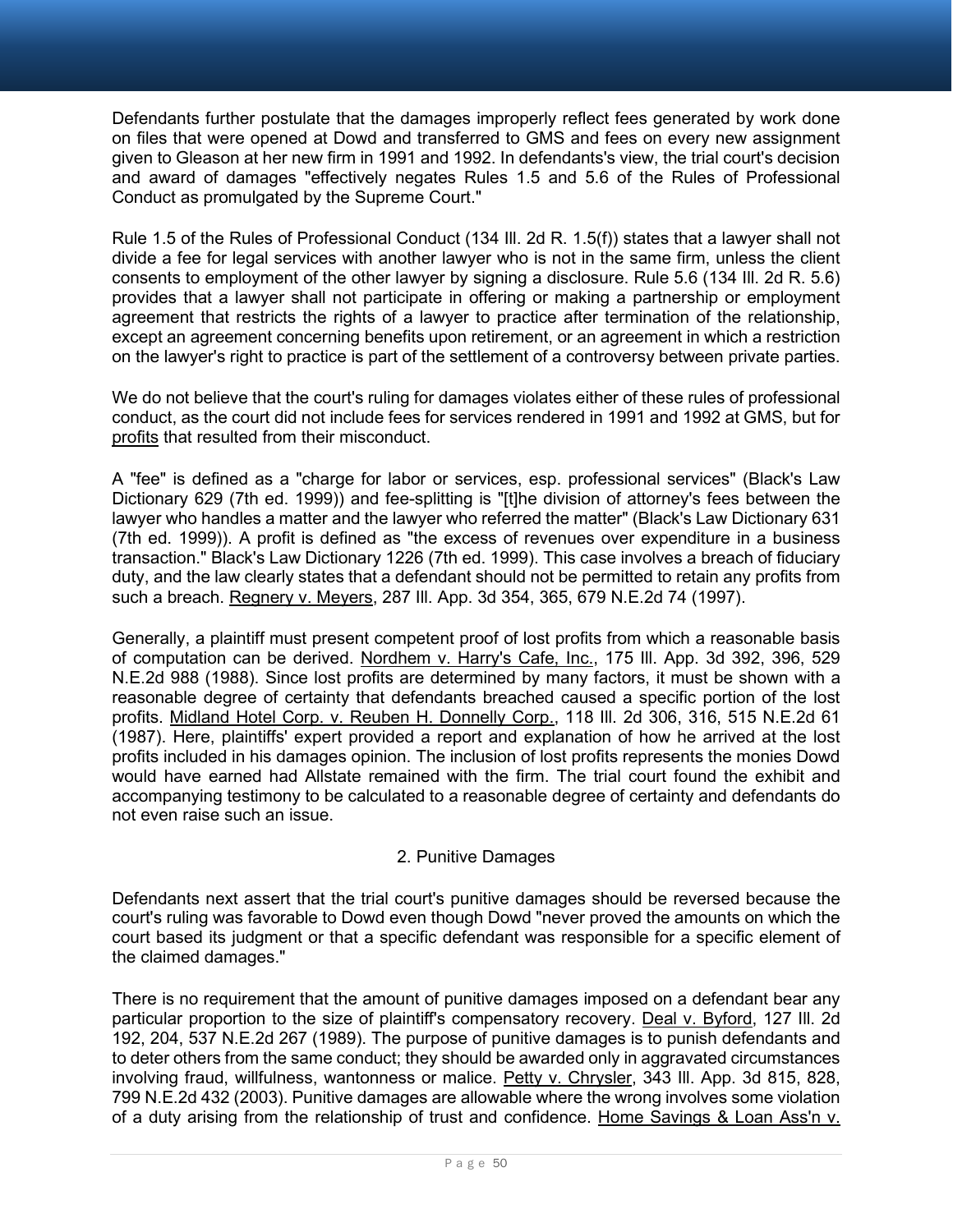Defendants further postulate that the damages improperly reflect fees generated by work done on files that were opened at Dowd and transferred to GMS and fees on every new assignment given to Gleason at her new firm in 1991 and 1992. In defendants's view, the trial court's decision and award of damages "effectively negates Rules 1.5 and 5.6 of the Rules of Professional Conduct as promulgated by the Supreme Court."

Rule 1.5 of the Rules of Professional Conduct (134 Ill. 2d R. 1.5(f)) states that a lawyer shall not divide a fee for legal services with another lawyer who is not in the same firm, unless the client consents to employment of the other lawyer by signing a disclosure. Rule 5.6 (134 Ill. 2d R. 5.6) provides that a lawyer shall not participate in offering or making a partnership or employment agreement that restricts the rights of a lawyer to practice after termination of the relationship, except an agreement concerning benefits upon retirement, or an agreement in which a restriction on the lawyer's right to practice is part of the settlement of a controversy between private parties.

We do not believe that the court's ruling for damages violates either of these rules of professional conduct, as the court did not include fees for services rendered in 1991 and 1992 at GMS, but for profits that resulted from their misconduct.

A "fee" is defined as a "charge for labor or services, esp. professional services" (Black's Law Dictionary 629 (7th ed. 1999)) and fee-splitting is "[t]he division of attorney's fees between the lawyer who handles a matter and the lawyer who referred the matter" (Black's Law Dictionary 631 (7th ed. 1999)). A profit is defined as "the excess of revenues over expenditure in a business transaction." Black's Law Dictionary 1226 (7th ed. 1999). This case involves a breach of fiduciary duty, and the law clearly states that a defendant should not be permitted to retain any profits from such a breach. Regnery v. Meyers, 287 Ill. App. 3d 354, 365, 679 N.E.2d 74 (1997).

Generally, a plaintiff must present competent proof of lost profits from which a reasonable basis of computation can be derived. Nordhem v. Harry's Cafe, Inc., 175 Ill. App. 3d 392, 396, 529 N.E.2d 988 (1988). Since lost profits are determined by many factors, it must be shown with a reasonable degree of certainty that defendants breached caused a specific portion of the lost profits. Midland Hotel Corp. v. Reuben H. Donnelly Corp., 118 Ill. 2d 306, 316, 515 N.E.2d 61 (1987). Here, plaintiffs' expert provided a report and explanation of how he arrived at the lost profits included in his damages opinion. The inclusion of lost profits represents the monies Dowd would have earned had Allstate remained with the firm. The trial court found the exhibit and accompanying testimony to be calculated to a reasonable degree of certainty and defendants do not even raise such an issue.

### 2. Punitive Damages

Defendants next assert that the trial court's punitive damages should be reversed because the court's ruling was favorable to Dowd even though Dowd "never proved the amounts on which the court based its judgment or that a specific defendant was responsible for a specific element of the claimed damages."

There is no requirement that the amount of punitive damages imposed on a defendant bear any particular proportion to the size of plaintiff's compensatory recovery. Deal v. Byford, 127 Ill. 2d 192, 204, 537 N.E.2d 267 (1989). The purpose of punitive damages is to punish defendants and to deter others from the same conduct; they should be awarded only in aggravated circumstances involving fraud, willfulness, wantonness or malice. Petty v. Chrysler, 343 Ill. App. 3d 815, 828, 799 N.E.2d 432 (2003). Punitive damages are allowable where the wrong involves some violation of a duty arising from the relationship of trust and confidence. Home Savings & Loan Ass'n v.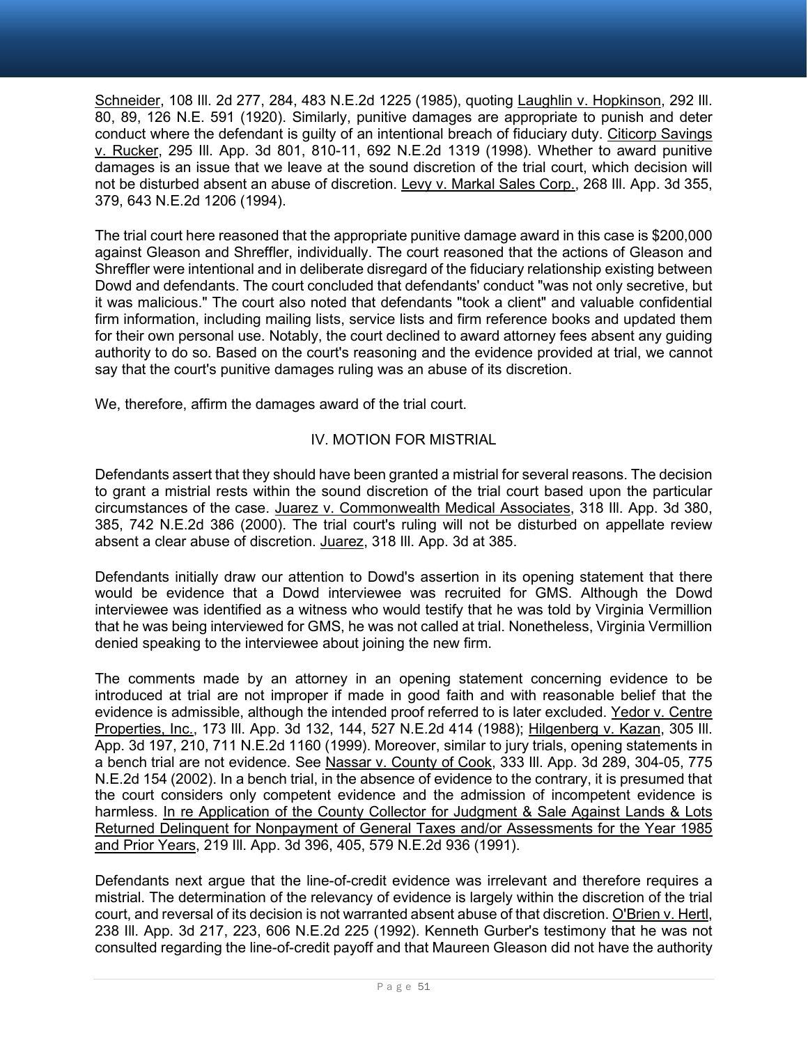Schneider, 108 Ill. 2d 277, 284, 483 N.E.2d 1225 (1985), quoting Laughlin v. Hopkinson, 292 Ill. 80, 89, 126 N.E. 591 (1920). Similarly, punitive damages are appropriate to punish and deter conduct where the defendant is guilty of an intentional breach of fiduciary duty. Citicorp Savings v. Rucker, 295 Ill. App. 3d 801, 810-11, 692 N.E.2d 1319 (1998). Whether to award punitive damages is an issue that we leave at the sound discretion of the trial court, which decision will not be disturbed absent an abuse of discretion. Levy v. Markal Sales Corp., 268 Ill. App. 3d 355, 379, 643 N.E.2d 1206 (1994).

The trial court here reasoned that the appropriate punitive damage award in this case is $200,000 against Gleason and Shreffler, individually. The court reasoned that the actions of Gleason and Shreffler were intentional and in deliberate disregard of the fiduciary relationship existing between Dowd and defendants. The court concluded that defendants' conduct "was not only secretive, but it was malicious." The court also noted that defendants "took a client" and valuable confidential firm information, including mailing lists, service lists and firm reference books and updated them for their own personal use. Notably, the court declined to award attorney fees absent any guiding authority to do so. Based on the court's reasoning and the evidence provided at trial, we cannot say that the court's punitive damages ruling was an abuse of its discretion.

We, therefore, affirm the damages award of the trial court.

## IV. MOTION FOR MISTRIAL

Defendants assert that they should have been granted a mistrial for several reasons. The decision to grant a mistrial rests within the sound discretion of the trial court based upon the particular circumstances of the case. Juarez v. Commonwealth Medical Associates, 318 Ill. App. 3d 380, 385, 742 N.E.2d 386 (2000). The trial court's ruling will not be disturbed on appellate review absent a clear abuse of discretion. Juarez, 318 Ill. App. 3d at 385.

Defendants initially draw our attention to Dowd's assertion in its opening statement that there would be evidence that a Dowd interviewee was recruited for GMS. Although the Dowd interviewee was identified as a witness who would testify that he was told by Virginia Vermillion that he was being interviewed for GMS, he was not called at trial. Nonetheless, Virginia Vermillion denied speaking to the interviewee about joining the new firm.

The comments made by an attorney in an opening statement concerning evidence to be introduced at trial are not improper if made in good faith and with reasonable belief that the evidence is admissible, although the intended proof referred to is later excluded. Yedor v. Centre Properties, Inc., 173 Ill. App. 3d 132, 144, 527 N.E.2d 414 (1988); Hilgenberg v. Kazan, 305 Ill. App. 3d 197, 210, 711 N.E.2d 1160 (1999). Moreover, similar to jury trials, opening statements in a bench trial are not evidence. See Nassar v. County of Cook, 333 Ill. App. 3d 289, 304-05, 775 N.E.2d 154 (2002). In a bench trial, in the absence of evidence to the contrary, it is presumed that the court considers only competent evidence and the admission of incompetent evidence is harmless. In re Application of the County Collector for Judgment & Sale Against Lands & Lots Returned Delinquent for Nonpayment of General Taxes and/or Assessments for the Year 1985 and Prior Years, 219 Ill. App. 3d 396, 405, 579 N.E.2d 936 (1991).

Defendants next argue that the line-of-credit evidence was irrelevant and therefore requires a mistrial. The determination of the relevancy of evidence is largely within the discretion of the trial court, and reversal of its decision is not warranted absent abuse of that discretion. O'Brien v. Hertl, 238 Ill. App. 3d 217, 223, 606 N.E.2d 225 (1992). Kenneth Gurber's testimony that he was not consulted regarding the line-of-credit payoff and that Maureen Gleason did not have the authority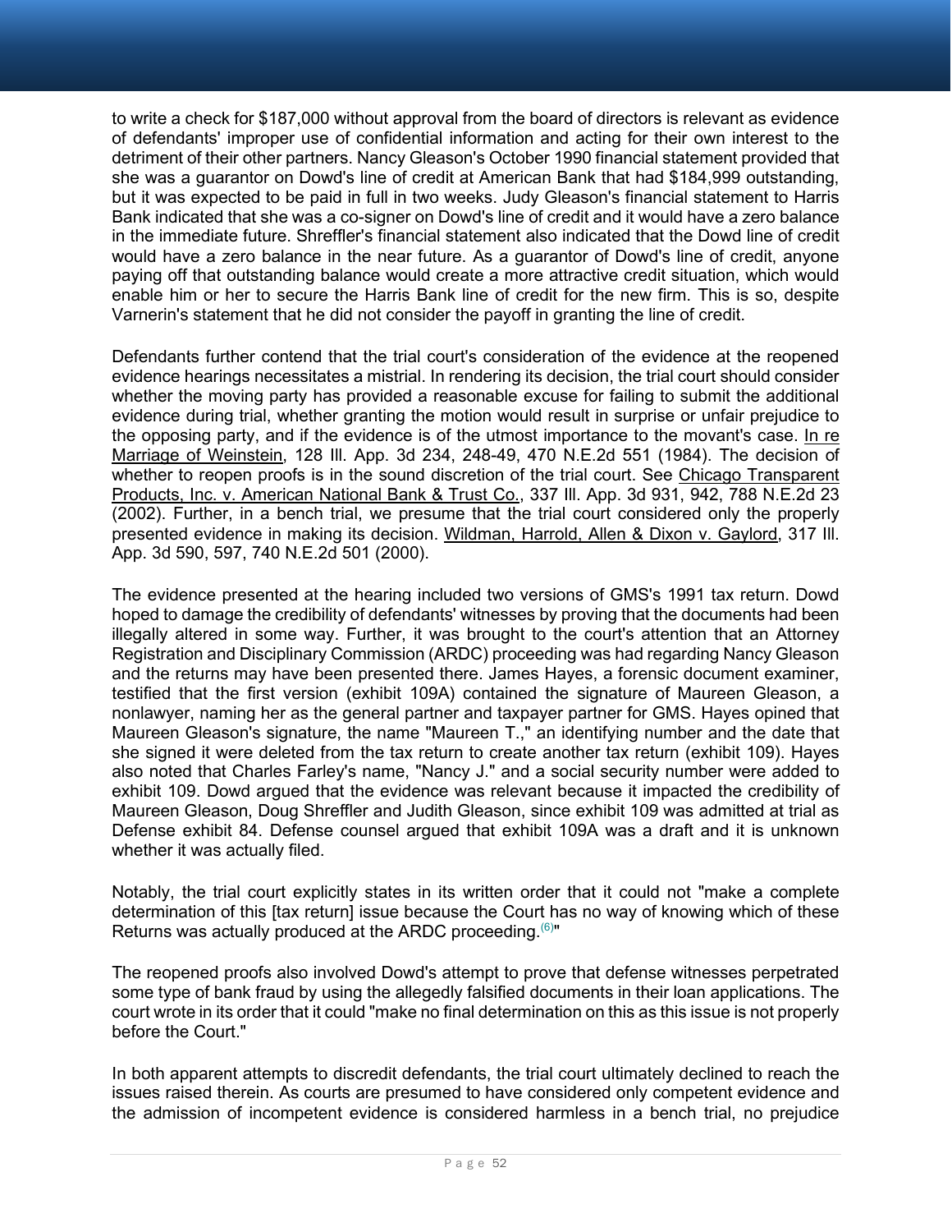to write a check for $187,000 without approval from the board of directors is relevant as evidence of defendants' improper use of confidential information and acting for their own interest to the detriment of their other partners. Nancy Gleason's October 1990 financial statement provided that she was a guarantor on Dowd's line of credit at American Bank that had $184,999 outstanding, but it was expected to be paid in full in two weeks. Judy Gleason's financial statement to Harris Bank indicated that she was a co-signer on Dowd's line of credit and it would have a zero balance in the immediate future. Shreffler's financial statement also indicated that the Dowd line of credit would have a zero balance in the near future. As a guarantor of Dowd's line of credit, anyone paying off that outstanding balance would create a more attractive credit situation, which would enable him or her to secure the Harris Bank line of credit for the new firm. This is so, despite Varnerin's statement that he did not consider the payoff in granting the line of credit.

Defendants further contend that the trial court's consideration of the evidence at the reopened evidence hearings necessitates a mistrial. In rendering its decision, the trial court should consider whether the moving party has provided a reasonable excuse for failing to submit the additional evidence during trial, whether granting the motion would result in surprise or unfair prejudice to the opposing party, and if the evidence is of the utmost importance to the movant's case. In re Marriage of Weinstein, 128 Ill. App. 3d 234, 248-49, 470 N.E.2d 551 (1984). The decision of whether to reopen proofs is in the sound discretion of the trial court. See Chicago Transparent Products, Inc. v. American National Bank & Trust Co., 337 Ill. App. 3d 931, 942, 788 N.E.2d 23 (2002). Further, in a bench trial, we presume that the trial court considered only the properly presented evidence in making its decision. Wildman, Harrold, Allen & Dixon v. Gaylord, 317 Ill. App. 3d 590, 597, 740 N.E.2d 501 (2000).

The evidence presented at the hearing included two versions of GMS's 1991 tax return. Dowd hoped to damage the credibility of defendants' witnesses by proving that the documents had been illegally altered in some way. Further, it was brought to the court's attention that an Attorney Registration and Disciplinary Commission (ARDC) proceeding was had regarding Nancy Gleason and the returns may have been presented there. James Hayes, a forensic document examiner, testified that the first version (exhibit 109A) contained the signature of Maureen Gleason, a nonlawyer, naming her as the general partner and taxpayer partner for GMS. Hayes opined that Maureen Gleason's signature, the name "Maureen T.," an identifying number and the date that she signed it were deleted from the tax return to create another tax return (exhibit 109). Hayes also noted that Charles Farley's name, "Nancy J." and a social security number were added to exhibit 109. Dowd argued that the evidence was relevant because it impacted the credibility of Maureen Gleason, Doug Shreffler and Judith Gleason, since exhibit 109 was admitted at trial as Defense exhibit 84. Defense counsel argued that exhibit 109A was a draft and it is unknown whether it was actually filed.

Notably, the trial court explicitly states in its written order that it could not "make a complete determination of this [tax return] issue because the Court has no way of knowing which of these Returns was actually produced at the ARDC proceeding.[(6)]"

The reopened proofs also involved Dowd's attempt to prove that defense witnesses perpetrated some type of bank fraud by using the allegedly falsified documents in their loan applications. The court wrote in its order that it could "make no final determination on this as this issue is not properly before the Court."

In both apparent attempts to discredit defendants, the trial court ultimately declined to reach the issues raised therein. As courts are presumed to have considered only competent evidence and the admission of incompetent evidence is considered harmless in a bench trial, no prejudice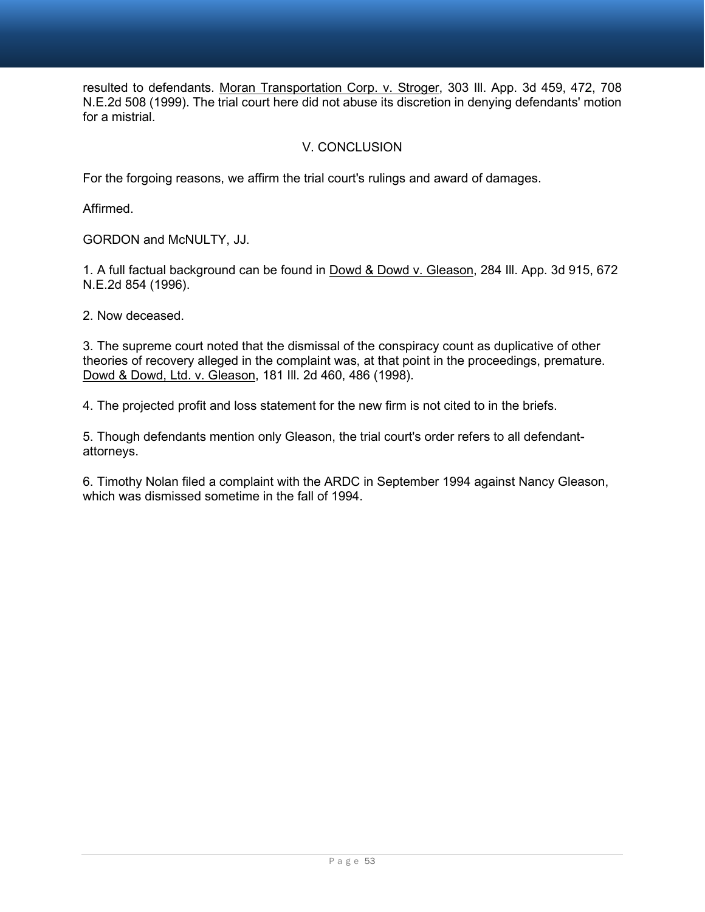resulted to defendants. Moran Transportation Corp. v. Stroger, 303 Ill. App. 3d 459, 472, 708 N.E.2d 508 (1999). The trial court here did not abuse its discretion in denying defendants' motion for a mistrial.

## V. CONCLUSION

For the forgoing reasons, we affirm the trial court's rulings and award of damages.

Affirmed.

GORDON and McNULTY, JJ.

1. A full factual background can be found in Dowd & Dowd v. Gleason, 284 Ill. App. 3d 915, 672 N.E.2d 854 (1996).

2. Now deceased.

3. The supreme court noted that the dismissal of the conspiracy count as duplicative of other theories of recovery alleged in the complaint was, at that point in the proceedings, premature. Dowd & Dowd, Ltd. v. Gleason, 181 Ill. 2d 460, 486 (1998).

4. The projected profit and loss statement for the new firm is not cited to in the briefs.

5. Though defendants mention only Gleason, the trial court's order refers to all defendant-attorneys.

6. Timothy Nolan filed a complaint with the ARDC in September 1994 against Nancy Gleason, which was dismissed sometime in the fall of 1994.